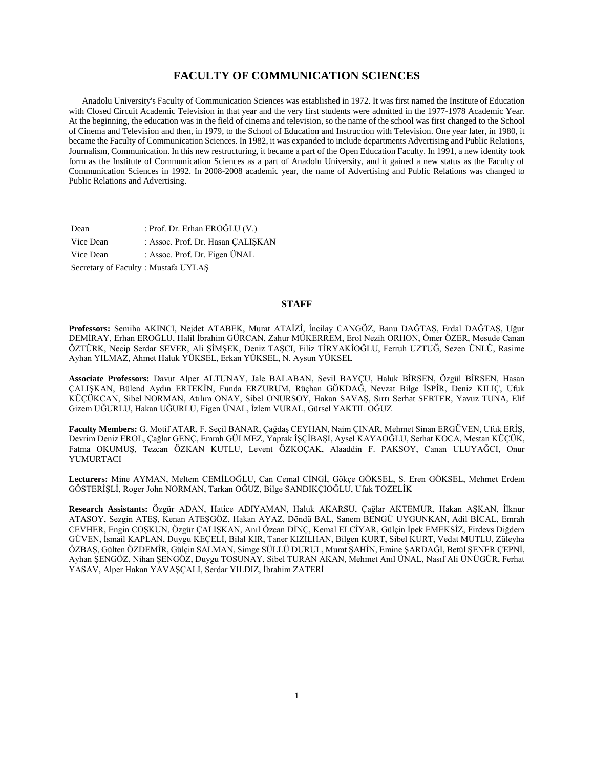# FACULTY OF COMMUNICATION SCIENCES

Anadolu University's Faculty of Communication Sciences was established in 1972. It was first named the Institute of Education with Closed Circuit Academic Television in that year and the very first students were admitted in the 1977-1978 Academic Year. At the beginning, the education was in the field of cinema and television, so the name of the school was first changed to the School of Cinema and Television and then, in 1979, to the School of Education and Instruction with Television. One year later, in 1980, it became the Faculty of Communication Sciences. In 1982, it was expanded to include departments Advertising and Public Relations, Journalism, Communication. In this new restructuring, it became a part of the Open Education Faculty. In 1991, a new identity took form as the Institute of Communication Sciences as a part of Anadolu University, and it gained a new status as the Faculty of Communication Sciences in 1992. In 2008-2008 academic year, the name of Advertising and Public Relations was changed to Public Relations and Advertising.

| | |
|---|---|
| Dean | : Prof. Dr. Erhan EROĞLU (V.) |
| Vice Dean | : Assoc. Prof. Dr. Hasan ÇALIŞKAN |
| Vice Dean | : Assoc. Prof. Dr. Figen ÜNAL |
| Secretary of Faculty | : Mustafa UYLAŞ |

## STAFF

**Professors:** Semiha AKINCI, Nejdet ATABEK, Murat ATAİZİ, İncilay CANGÖZ, Banu DAĞTAŞ, Erdal DAĞTAŞ, Uğur DEMİRAY, Erhan EROĞLU, Halil İbrahim GÜRCAN, Zahur MÜKERREM, Erol Nezih ORHON, Ömer ÖZER, Mesude Canan ÖZTÜRK, Necip Serdar SEVER, Ali ŞİMŞEK, Deniz TAŞCI, Filiz TİRYAKİOĞLU, Ferruh UZTUĞ, Sezen ÜNLÜ, Rasime Ayhan YILMAZ, Ahmet Haluk YÜKSEL, Erkan YÜKSEL, N. Aysun YÜKSEL

**Associate Professors:** Davut Alper ALTUNAY, Jale BALABAN, Sevil BAYÇU, Haluk BİRSEN, Özgül BİRSEN, Hasan ÇALIŞKAN, Bülend Aydın ERTEKİN, Funda ERZURUM, Rüçhan GÖKDAĞ, Nevzat Bilge İSPİR, Deniz KILIÇ, Ufuk KÜÇÜKCAN, Sibel NORMAN, Atılım ONAY, Sibel ONURSOY, Hakan SAVAŞ, Sırrı Serhat SERTER, Yavuz TUNA, Elif Gizem UĞURLU, Hakan UĞURLU, Figen ÜNAL, İzlem VURAL, Gürsel YAKTIL OĞUZ

**Faculty Members:** G. Motif ATAR, F. Seçil BANAR, Çağdaş CEYHAN, Naim ÇINAR, Mehmet Sinan ERGÜVEN, Ufuk ERİŞ, Devrim Deniz EROL, Çağlar GENÇ, Emrah GÜLMEZ, Yaprak İŞÇİBAŞI, Aysel KAYAOĞLU, Serhat KOCA, Mestan KÜÇÜK, Fatma OKUMUŞ, Tezcan ÖZKAN KUTLU, Levent ÖZKOÇAK, Alaaddin F. PAKSOY, Canan ULUYAĞCI, Onur YUMURTACI

**Lecturers:** Mine AYMAN, Meltem CEMİLOĞLU, Can Cemal CİNGİ, Gökçe GÖKSEL, S. Eren GÖKSEL, Mehmet Erdem GÖSTERİŞLİ, Roger John NORMAN, Tarkan OĞUZ, Bilge SANDIKÇIOĞLU, Ufuk TOZELİK

**Research Assistants:** Özgür ADAN, Hatice ADIYAMAN, Haluk AKARSU, Çağlar AKTEMUR, Hakan AŞKAN, İlknur ATASOY, Sezgin ATEŞ, Kenan ATEŞGÖZ, Hakan AYAZ, Döndü BAL, Sanem BENGÜ UYGUNKAN, Adil BİCAL, Emrah CEVHER, Engin COŞKUN, Özgür ÇALIŞKAN, Anıl Özcan DİNÇ, Kemal ELCİYAR, Gülçin İpek EMEKSİZ, Firdevs Diğdem GÜVEN, İsmail KAPLAN, Duygu KEÇELİ, Bilal KIR, Taner KIZILHAN, Bilgen KURT, Sibel KURT, Vedat MUTLU, Züleyha ÖZBAŞ, Gülten ÖZDEMİR, Gülçin SALMAN, Simge SÜLLÜ DURUL, Murat ŞAHİN, Emine ŞARDAĞI, Betül ŞENER ÇEPNİ, Ayhan ŞENGÖZ, Nihan ŞENGÖZ, Duygu TOSUNAY, Sibel TURAN AKAN, Mehmet Anıl ÜNAL, Nasıf Ali ÜNÜGÜR, Ferhat YASAV, Alper Hakan YAVAŞÇALI, Serdar YILDIZ, İbrahim ZATERİ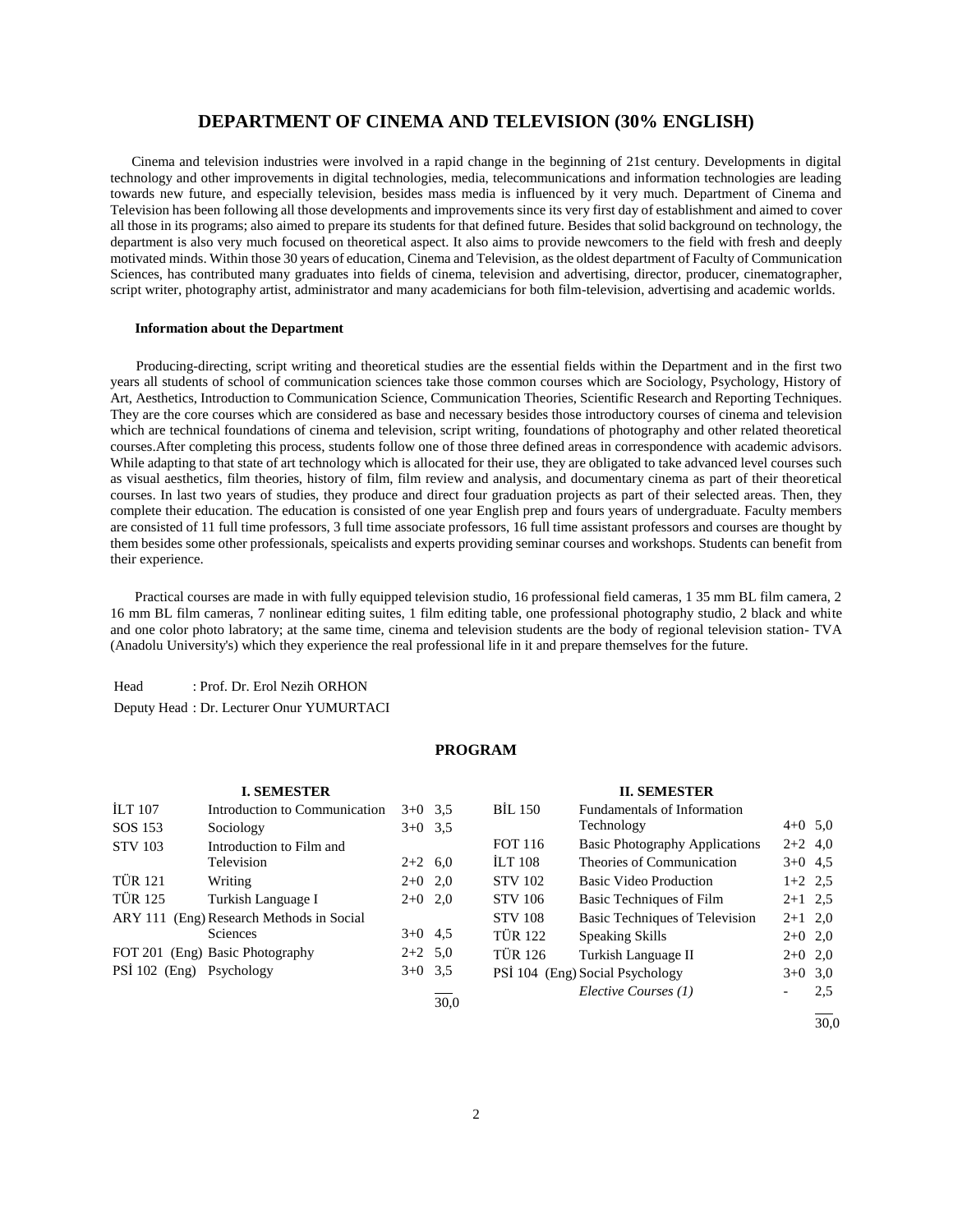# DEPARTMENT OF CINEMA AND TELEVISION (30% ENGLISH)

Cinema and television industries were involved in a rapid change in the beginning of 21st century. Developments in digital technology and other improvements in digital technologies, media, telecommunications and information technologies are leading towards new future, and especially television, besides mass media is influenced by it very much. Department of Cinema and Television has been following all those developments and improvements since its very first day of establishment and aimed to cover all those in its programs; also aimed to prepare its students for that defined future. Besides that solid background on technology, the department is also very much focused on theoretical aspect. It also aims to provide newcomers to the field with fresh and deeply motivated minds. Within those 30 years of education, Cinema and Television, as the oldest department of Faculty of Communication Sciences, has contributed many graduates into fields of cinema, television and advertising, director, producer, cinematographer, script writer, photography artist, administrator and many academicians for both film-television, advertising and academic worlds.

**Information about the Department**

Producing-directing, script writing and theoretical studies are the essential fields within the Department and in the first two years all students of school of communication sciences take those common courses which are Sociology, Psychology, History of Art, Aesthetics, Introduction to Communication Science, Communication Theories, Scientific Research and Reporting Techniques. They are the core courses which are considered as base and necessary besides those introductory courses of cinema and television which are technical foundations of cinema and television, script writing, foundations of photography and other related theoretical courses.After completing this process, students follow one of those three defined areas in correspondence with academic advisors. While adapting to that state of art technology which is allocated for their use, they are obligated to take advanced level courses such as visual aesthetics, film theories, history of film, film review and analysis, and documentary cinema as part of their theoretical courses. In last two years of studies, they produce and direct four graduation projects as part of their selected areas. Then, they complete their education. The education is consisted of one year English prep and fours years of undergraduate. Faculty members are consisted of 11 full time professors, 3 full time associate professors, 16 full time assistant professors and courses are thought by them besides some other professionals, speicalists and experts providing seminar courses and workshops. Students can benefit from their experience.

Practical courses are made in with fully equipped television studio, 16 professional field cameras, 1 35 mm BL film camera, 2 16 mm BL film cameras, 7 nonlinear editing suites, 1 film editing table, one professional photography studio, 2 black and white and one color photo labratory; at the same time, cinema and television students are the body of regional television station- TVA (Anadolu University's) which they experience the real professional life in it and prepare themselves for the future.

Head : Prof. Dr. Erol Nezih ORHON

Deputy Head : Dr. Lecturer Onur YUMURTACI

## PROGRAM

**I. SEMESTER**

| Code | Course | Hours | Credits |
|---|---|---|---|
| İLT 107 | Introduction to Communication | 3+0 | 3,5 |
| SOS 153 | Sociology | 3+0 | 3,5 |
| STV 103 | Introduction to Film and Television | 2+2 | 6,0 |
| TÜR 121 | Writing | 2+0 | 2,0 |
| TÜR 125 | Turkish Language I | 2+0 | 2,0 |
| ARY 111 (Eng) | Research Methods in Social Sciences | 3+0 | 4,5 |
| FOT 201 (Eng) | Basic Photography | 2+2 | 5,0 |
| PSİ 102 (Eng) | Psychology | 3+0 | 3,5 |
| | | | 30,0 |

**II. SEMESTER**

| Code | Course | Hours | Credits |
|---|---|---|---|
| BİL 150 | Fundamentals of Information Technology | 4+0 | 5,0 |
| FOT 116 | Basic Photography Applications | 2+2 | 4,0 |
| İLT 108 | Theories of Communication | 3+0 | 4,5 |
| STV 102 | Basic Video Production | 1+2 | 2,5 |
| STV 106 | Basic Techniques of Film | 2+1 | 2,5 |
| STV 108 | Basic Techniques of Television | 2+1 | 2,0 |
| TÜR 122 | Speaking Skills | 2+0 | 2,0 |
| TÜR 126 | Turkish Language II | 2+0 | 2,0 |
| PSİ 104 (Eng) | Social Psychology | 3+0 | 3,0 |
| | *Elective Courses (1)* | - | 2,5 |
| | | | 30,0 |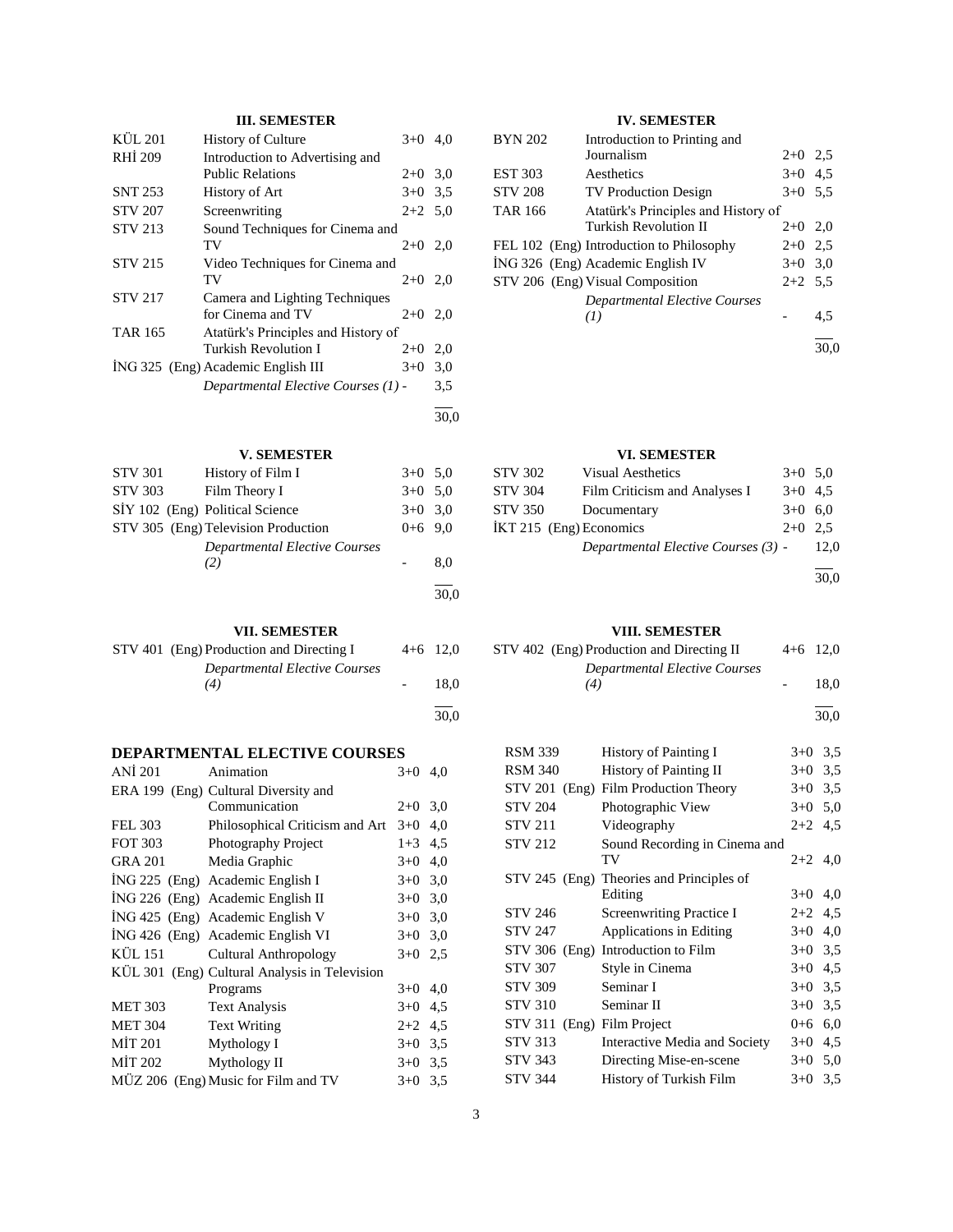### III. SEMESTER

| Code | Course | Hours | ECTS |
|---|---|---|---|
| KÜL 201 | History of Culture | 3+0 | 4,0 |
| RHİ 209 | Introduction to Advertising and Public Relations | 2+0 | 3,0 |
| SNT 253 | History of Art | 3+0 | 3,5 |
| STV 207 | Screenwriting | 2+2 | 5,0 |
| STV 213 | Sound Techniques for Cinema and TV | 2+0 | 2,0 |
| STV 215 | Video Techniques for Cinema and TV | 2+0 | 2,0 |
| STV 217 | Camera and Lighting Techniques for Cinema and TV | 2+0 | 2,0 |
| TAR 165 | Atatürk's Principles and History of Turkish Revolution I | 2+0 | 2,0 |
| İNG 325 (Eng) | Academic English III | 3+0 | 3,0 |
| | *Departmental Elective Courses (1)* | - | 3,5 |
| | | | 30,0 |

### IV. SEMESTER

| Code | Course | Hours | ECTS |
|---|---|---|---|
| BYN 202 | Introduction to Printing and Journalism | 2+0 | 2,5 |
| EST 303 | Aesthetics | 3+0 | 4,5 |
| STV 208 | TV Production Design | 3+0 | 5,5 |
| TAR 166 | Atatürk's Principles and History of Turkish Revolution II | 2+0 | 2,0 |
| FEL 102 (Eng) | Introduction to Philosophy | 2+0 | 2,5 |
| İNG 326 (Eng) | Academic English IV | 3+0 | 3,0 |
| STV 206 (Eng) | Visual Composition | 2+2 | 5,5 |
| | *Departmental Elective Courses (1)* | - | 4,5 |
| | | | 30,0 |

### V. SEMESTER

| Code | Course | Hours | ECTS |
|---|---|---|---|
| STV 301 | History of Film I | 3+0 | 5,0 |
| STV 303 | Film Theory I | 3+0 | 5,0 |
| SİY 102 (Eng) | Political Science | 3+0 | 3,0 |
| STV 305 (Eng) | Television Production | 0+6 | 9,0 |
| | *Departmental Elective Courses (2)* | - | 8,0 |
| | | | 30,0 |

### VI. SEMESTER

| Code | Course | Hours | ECTS |
|---|---|---|---|
| STV 302 | Visual Aesthetics | 3+0 | 5,0 |
| STV 304 | Film Criticism and Analyses I | 3+0 | 4,5 |
| STV 350 | Documentary | 3+0 | 6,0 |
| İKT 215 (Eng) | Economics | 2+0 | 2,5 |
| | *Departmental Elective Courses (3)* | - | 12,0 |
| | | | 30,0 |

### VII. SEMESTER

| Code | Course | Hours | ECTS |
|---|---|---|---|
| STV 401 (Eng) | Production and Directing I | 4+6 | 12,0 |
| | *Departmental Elective Courses (4)* | - | 18,0 |
| | | | 30,0 |

### VIII. SEMESTER

| Code | Course | Hours | ECTS |
|---|---|---|---|
| STV 402 (Eng) | Production and Directing II | 4+6 | 12,0 |
| | *Departmental Elective Courses (4)* | - | 18,0 |
| | | | 30,0 |

## DEPARTMENTAL ELECTIVE COURSES

| Code | Course | Hours | ECTS |
|---|---|---|---|
| ANİ 201 | Animation | 3+0 | 4,0 |
| ERA 199 (Eng) | Cultural Diversity and Communication | 2+0 | 3,0 |
| FEL 303 | Philosophical Criticism and Art | 3+0 | 4,0 |
| FOT 303 | Photography Project | 1+3 | 4,5 |
| GRA 201 | Media Graphic | 3+0 | 4,0 |
| İNG 225 (Eng) | Academic English I | 3+0 | 3,0 |
| İNG 226 (Eng) | Academic English II | 3+0 | 3,0 |
| İNG 425 (Eng) | Academic English V | 3+0 | 3,0 |
| İNG 426 (Eng) | Academic English VI | 3+0 | 3,0 |
| KÜL 151 | Cultural Anthropology | 3+0 | 2,5 |
| KÜL 301 (Eng) | Cultural Analysis in Television Programs | 3+0 | 4,0 |
| MET 303 | Text Analysis | 3+0 | 4,5 |
| MET 304 | Text Writing | 2+2 | 4,5 |
| MİT 201 | Mythology I | 3+0 | 3,5 |
| MİT 202 | Mythology II | 3+0 | 3,5 |
| MÜZ 206 (Eng) | Music for Film and TV | 3+0 | 3,5 |
| RSM 339 | History of Painting I | 3+0 | 3,5 |
| RSM 340 | History of Painting II | 3+0 | 3,5 |
| STV 201 (Eng) | Film Production Theory | 3+0 | 3,5 |
| STV 204 | Photographic View | 3+0 | 5,0 |
| STV 211 | Videography | 2+2 | 4,5 |
| STV 212 | Sound Recording in Cinema and TV | 2+2 | 4,0 |
| STV 245 (Eng) | Theories and Principles of Editing | 3+0 | 4,0 |
| STV 246 | Screenwriting Practice I | 2+2 | 4,5 |
| STV 247 | Applications in Editing | 3+0 | 4,0 |
| STV 306 (Eng) | Introduction to Film | 3+0 | 3,5 |
| STV 307 | Style in Cinema | 3+0 | 4,5 |
| STV 309 | Seminar I | 3+0 | 3,5 |
| STV 310 | Seminar II | 3+0 | 3,5 |
| STV 311 (Eng) | Film Project | 0+6 | 6,0 |
| STV 313 | Interactive Media and Society | 3+0 | 4,5 |
| STV 343 | Directing Mise-en-scene | 3+0 | 5,0 |
| STV 344 | History of Turkish Film | 3+0 | 3,5 |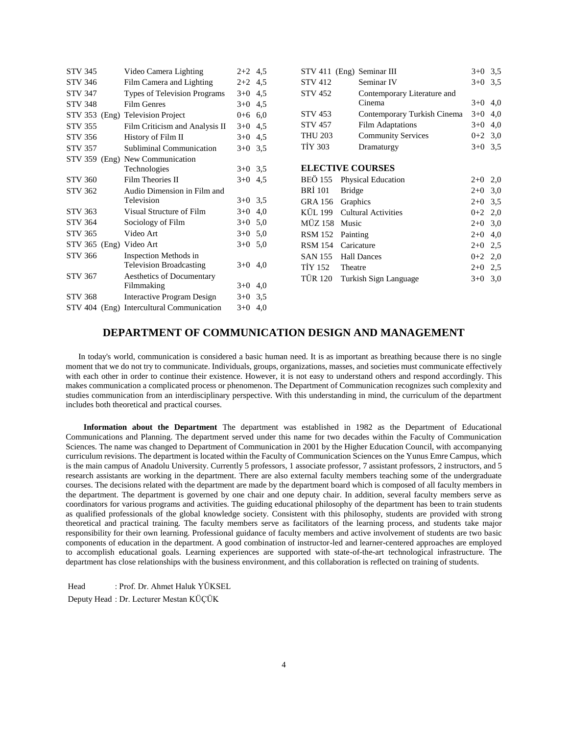| | | | |
|---|---|---|---|
| STV 345 | Video Camera Lighting | 2+2 | 4,5 |
| STV 346 | Film Camera and Lighting | 2+2 | 4,5 |
| STV 347 | Types of Television Programs | 3+0 | 4,5 |
| STV 348 | Film Genres | 3+0 | 4,5 |
| STV 353 (Eng) | Television Project | 0+6 | 6,0 |
| STV 355 | Film Criticism and Analysis II | 3+0 | 4,5 |
| STV 356 | History of Film II | 3+0 | 4,5 |
| STV 357 | Subliminal Communication | 3+0 | 3,5 |
| STV 359 (Eng) | New Communication Technologies | 3+0 | 3,5 |
| STV 360 | Film Theories II | 3+0 | 4,5 |
| STV 362 | Audio Dimension in Film and Television | 3+0 | 3,5 |
| STV 363 | Visual Structure of Film | 3+0 | 4,0 |
| STV 364 | Sociology of Film | 3+0 | 5,0 |
| STV 365 | Video Art | 3+0 | 5,0 |
| STV 365 (Eng) | Video Art | 3+0 | 5,0 |
| STV 366 | Inspection Methods in Television Broadcasting | 3+0 | 4,0 |
| STV 367 | Aesthetics of Documentary Filmmaking | 3+0 | 4,0 |
| STV 368 | Interactive Program Design | 3+0 | 3,5 |
| STV 404 (Eng) | Intercultural Communication | 3+0 | 4,0 |
| STV 411 (Eng) | Seminar III | 3+0 | 3,5 |
| STV 412 | Seminar IV | 3+0 | 3,5 |
| STV 452 | Contemporary Literature and Cinema | 3+0 | 4,0 |
| STV 453 | Contemporary Turkish Cinema | 3+0 | 4,0 |
| STV 457 | Film Adaptations | 3+0 | 4,0 |
| THU 203 | Community Services | 0+2 | 3,0 |
| TİY 303 | Dramaturgy | 3+0 | 3,5 |

**ELECTIVE COURSES**

| | | | |
|---|---|---|---|
| BEÖ 155 | Physical Education | 2+0 | 2,0 |
| BRİ 101 | Bridge | 2+0 | 3,0 |
| GRA 156 | Graphics | 2+0 | 3,5 |
| KÜL 199 | Cultural Activities | 0+2 | 2,0 |
| MÜZ 158 | Music | 2+0 | 3,0 |
| RSM 152 | Painting | 2+0 | 4,0 |
| RSM 154 | Caricature | 2+0 | 2,5 |
| SAN 155 | Hall Dances | 0+2 | 2,0 |
| TİY 152 | Theatre | 2+0 | 2,5 |
| TÜR 120 | Turkish Sign Language | 3+0 | 3,0 |

## DEPARTMENT OF COMMUNICATION DESIGN AND MANAGEMENT

In today's world, communication is considered a basic human need. It is as important as breathing because there is no single moment that we do not try to communicate. Individuals, groups, organizations, masses, and societies must communicate effectively with each other in order to continue their existence. However, it is not easy to understand others and respond accordingly. This makes communication a complicated process or phenomenon. The Department of Communication recognizes such complexity and studies communication from an interdisciplinary perspective. With this understanding in mind, the curriculum of the department includes both theoretical and practical courses.

**Information about the Department** The department was established in 1982 as the Department of Educational Communications and Planning. The department served under this name for two decades within the Faculty of Communication Sciences. The name was changed to Department of Communication in 2001 by the Higher Education Council, with accompanying curriculum revisions. The department is located within the Faculty of Communication Sciences on the Yunus Emre Campus, which is the main campus of Anadolu University. Currently 5 professors, 1 associate professor, 7 assistant professors, 2 instructors, and 5 research assistants are working in the department. There are also external faculty members teaching some of the undergraduate courses. The decisions related with the department are made by the department board which is composed of all faculty members in the department. The department is governed by one chair and one deputy chair. In addition, several faculty members serve as coordinators for various programs and activities. The guiding educational philosophy of the department has been to train students as qualified professionals of the global knowledge society. Consistent with this philosophy, students are provided with strong theoretical and practical training. The faculty members serve as facilitators of the learning process, and students take major responsibility for their own learning. Professional guidance of faculty members and active involvement of students are two basic components of education in the department. A good combination of instructor-led and learner-centered approaches are employed to accomplish educational goals. Learning experiences are supported with state-of-the-art technological infrastructure. The department has close relationships with the business environment, and this collaboration is reflected on training of students.

Head : Prof. Dr. Ahmet Haluk YÜKSEL

Deputy Head : Dr. Lecturer Mestan KÜÇÜK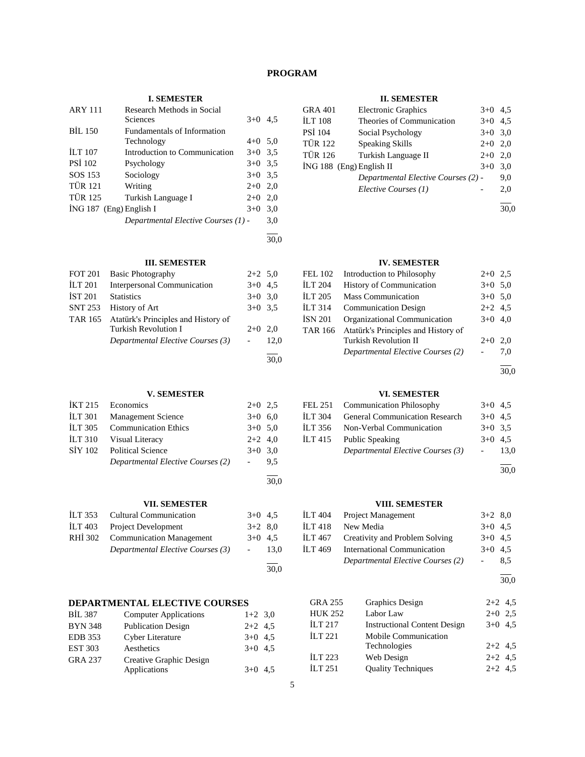# PROGRAM

### I. SEMESTER

| Code | Course | Hours | ECTS |
|---|---|---|---|
| ARY 111 | Research Methods in Social Sciences | 3+0 | 4,5 |
| BİL 150 | Fundamentals of Information Technology | 4+0 | 5,0 |
| İLT 107 | Introduction to Communication | 3+0 | 3,5 |
| PSİ 102 | Psychology | 3+0 | 3,5 |
| SOS 153 | Sociology | 3+0 | 3,5 |
| TÜR 121 | Writing | 2+0 | 2,0 |
| TÜR 125 | Turkish Language I | 2+0 | 2,0 |
| İNG 187 (Eng) | English I | 3+0 | 3,0 |
| | *Departmental Elective Courses (1)* | - | 3,0 |
| | | | 30,0 |

### II. SEMESTER

| Code | Course | Hours | ECTS |
|---|---|---|---|
| GRA 401 | Electronic Graphics | 3+0 | 4,5 |
| İLT 108 | Theories of Communication | 3+0 | 4,5 |
| PSİ 104 | Social Psychology | 3+0 | 3,0 |
| TÜR 122 | Speaking Skills | 2+0 | 2,0 |
| TÜR 126 | Turkish Language II | 2+0 | 2,0 |
| İNG 188 (Eng) | English II | 3+0 | 3,0 |
| | *Departmental Elective Courses (2)* | - | 9,0 |
| | *Elective Courses (1)* | - | 2,0 |
| | | | 30,0 |

### III. SEMESTER

| Code | Course | Hours | ECTS |
|---|---|---|---|
| FOT 201 | Basic Photography | 2+2 | 5,0 |
| İLT 201 | Interpersonal Communication | 3+0 | 4,5 |
| İST 201 | Statistics | 3+0 | 3,0 |
| SNT 253 | History of Art | 3+0 | 3,5 |
| TAR 165 | Atatürk's Principles and History of Turkish Revolution I | 2+0 | 2,0 |
| | *Departmental Elective Courses (3)* | - | 12,0 |
| | | | 30,0 |

### IV. SEMESTER

| Code | Course | Hours | ECTS |
|---|---|---|---|
| FEL 102 | Introduction to Philosophy | 2+0 | 2,5 |
| İLT 204 | History of Communication | 3+0 | 5,0 |
| İLT 205 | Mass Communication | 3+0 | 5,0 |
| İLT 314 | Communication Design | 2+2 | 4,5 |
| İSN 201 | Organizational Communication | 3+0 | 4,0 |
| TAR 166 | Atatürk's Principles and History of Turkish Revolution II | 2+0 | 2,0 |
| | *Departmental Elective Courses (2)* | - | 7,0 |
| | | | 30,0 |

### V. SEMESTER

| Code | Course | Hours | ECTS |
|---|---|---|---|
| İKT 215 | Economics | 2+0 | 2,5 |
| İLT 301 | Management Science | 3+0 | 6,0 |
| İLT 305 | Communication Ethics | 3+0 | 5,0 |
| İLT 310 | Visual Literacy | 2+2 | 4,0 |
| SİY 102 | Political Science | 3+0 | 3,0 |
| | *Departmental Elective Courses (2)* | - | 9,5 |
| | | | 30,0 |

### VI. SEMESTER

| Code | Course | Hours | ECTS |
|---|---|---|---|
| FEL 251 | Communication Philosophy | 3+0 | 4,5 |
| İLT 304 | General Communication Research | 3+0 | 4,5 |
| İLT 356 | Non-Verbal Communication | 3+0 | 3,5 |
| İLT 415 | Public Speaking | 3+0 | 4,5 |
| | *Departmental Elective Courses (3)* | - | 13,0 |
| | | | 30,0 |

### VII. SEMESTER

| Code | Course | Hours | ECTS |
|---|---|---|---|
| İLT 353 | Cultural Communication | 3+0 | 4,5 |
| İLT 403 | Project Development | 3+2 | 8,0 |
| RHİ 302 | Communication Management | 3+0 | 4,5 |
| | *Departmental Elective Courses (3)* | - | 13,0 |
| | | | 30,0 |

### VIII. SEMESTER

| Code | Course | Hours | ECTS |
|---|---|---|---|
| İLT 404 | Project Management | 3+2 | 8,0 |
| İLT 418 | New Media | 3+0 | 4,5 |
| İLT 467 | Creativity and Problem Solving | 3+0 | 4,5 |
| İLT 469 | International Communication | 3+0 | 4,5 |
| | *Departmental Elective Courses (2)* | - | 8,5 |
| | | | 30,0 |

## DEPARTMENTAL ELECTIVE COURSES

| Code | Course | Hours | ECTS |
|---|---|---|---|
| BİL 387 | Computer Applications | 1+2 | 3,0 |
| BYN 348 | Publication Design | 2+2 | 4,5 |
| EDB 353 | Cyber Literature | 3+0 | 4,5 |
| EST 303 | Aesthetics | 3+0 | 4,5 |
| GRA 237 | Creative Graphic Design Applications | 3+0 | 4,5 |
| GRA 255 | Graphics Design | 2+2 | 4,5 |
| HUK 252 | Labor Law | 2+0 | 2,5 |
| İLT 217 | Instructional Content Design | 3+0 | 4,5 |
| İLT 221 | Mobile Communication Technologies | 2+2 | 4,5 |
| İLT 223 | Web Design | 2+2 | 4,5 |
| İLT 251 | Quality Techniques | 2+2 | 4,5 |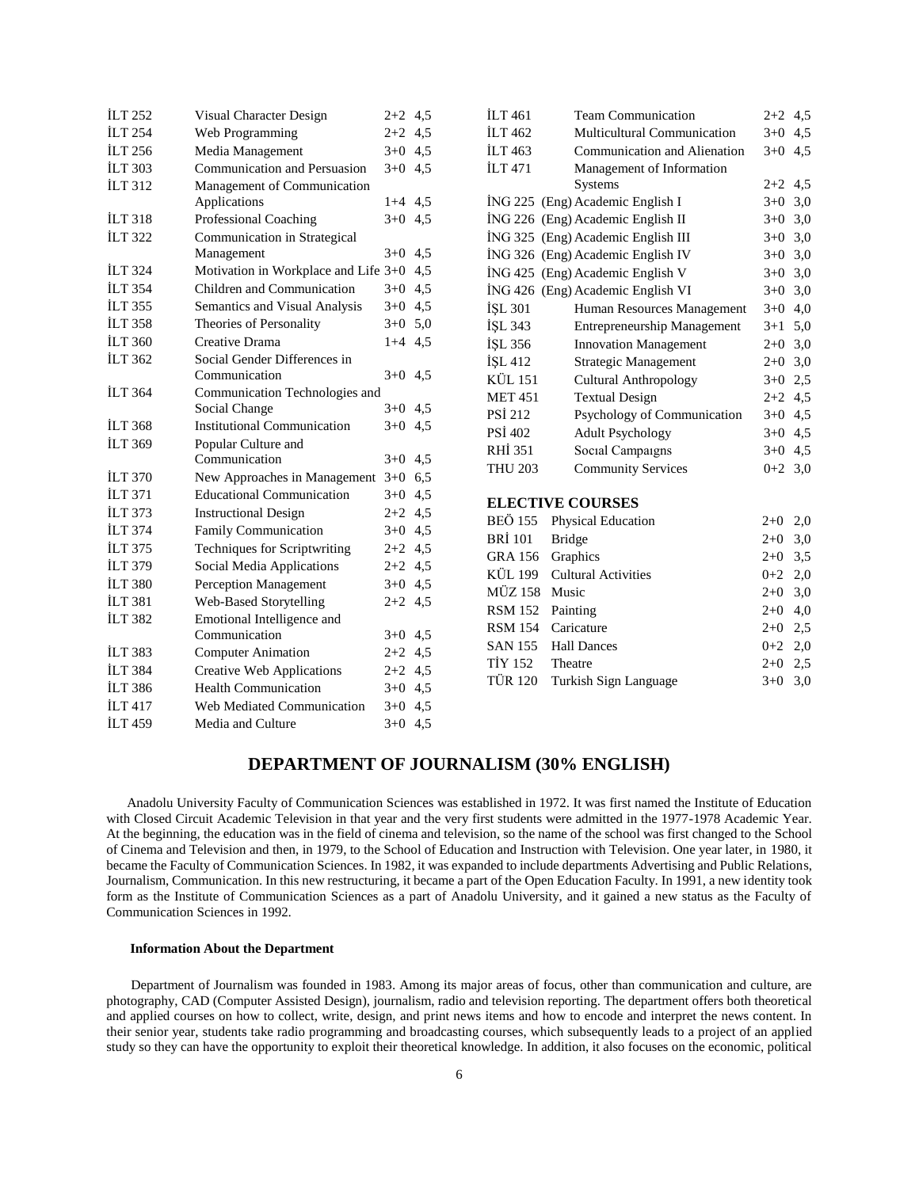| | | | |
|---|---|---|---|
| İLT 252 | Visual Character Design | 2+2 | 4,5 |
| İLT 254 | Web Programming | 2+2 | 4,5 |
| İLT 256 | Media Management | 3+0 | 4,5 |
| İLT 303 | Communication and Persuasion | 3+0 | 4,5 |
| İLT 312 | Management of Communication Applications | 1+4 | 4,5 |
| İLT 318 | Professional Coaching | 3+0 | 4,5 |
| İLT 322 | Communication in Strategical Management | 3+0 | 4,5 |
| İLT 324 | Motivation in Workplace and Life | 3+0 | 4,5 |
| İLT 354 | Children and Communication | 3+0 | 4,5 |
| İLT 355 | Semantics and Visual Analysis | 3+0 | 4,5 |
| İLT 358 | Theories of Personality | 3+0 | 5,0 |
| İLT 360 | Creative Drama | 1+4 | 4,5 |
| İLT 362 | Social Gender Differences in Communication | 3+0 | 4,5 |
| İLT 364 | Communication Technologies and Social Change | 3+0 | 4,5 |
| İLT 368 | Institutional Communication | 3+0 | 4,5 |
| İLT 369 | Popular Culture and Communication | 3+0 | 4,5 |
| İLT 370 | New Approaches in Management | 3+0 | 6,5 |
| İLT 371 | Educational Communication | 3+0 | 4,5 |
| İLT 373 | Instructional Design | 2+2 | 4,5 |
| İLT 374 | Family Communication | 3+0 | 4,5 |
| İLT 375 | Techniques for Scriptwriting | 2+2 | 4,5 |
| İLT 379 | Social Media Applications | 2+2 | 4,5 |
| İLT 380 | Perception Management | 3+0 | 4,5 |
| İLT 381 | Web-Based Storytelling | 2+2 | 4,5 |
| İLT 382 | Emotional Intelligence and Communication | 3+0 | 4,5 |
| İLT 383 | Computer Animation | 2+2 | 4,5 |
| İLT 384 | Creative Web Applications | 2+2 | 4,5 |
| İLT 386 | Health Communication | 3+0 | 4,5 |
| İLT 417 | Web Mediated Communication | 3+0 | 4,5 |
| İLT 459 | Media and Culture | 3+0 | 4,5 |
| İLT 461 | Team Communication | 2+2 | 4,5 |
| İLT 462 | Multicultural Communication | 3+0 | 4,5 |
| İLT 463 | Communication and Alienation | 3+0 | 4,5 |
| İLT 471 | Management of Information Systems | 2+2 | 4,5 |
| İNG 225 | (Eng) Academic English I | 3+0 | 3,0 |
| İNG 226 | (Eng) Academic English II | 3+0 | 3,0 |
| İNG 325 | (Eng) Academic English III | 3+0 | 3,0 |
| İNG 326 | (Eng) Academic English IV | 3+0 | 3,0 |
| İNG 425 | (Eng) Academic English V | 3+0 | 3,0 |
| İNG 426 | (Eng) Academic English VI | 3+0 | 3,0 |
| İŞL 301 | Human Resources Management | 3+0 | 4,0 |
| İŞL 343 | Entrepreneurship Management | 3+1 | 5,0 |
| İŞL 356 | Innovation Management | 2+0 | 3,0 |
| İŞL 412 | Strategic Management | 2+0 | 3,0 |
| KÜL 151 | Cultural Anthropology | 3+0 | 2,5 |
| MET 451 | Textual Design | 2+2 | 4,5 |
| PSİ 212 | Psychology of Communication | 3+0 | 4,5 |
| PSİ 402 | Adult Psychology | 3+0 | 4,5 |
| RHİ 351 | Socıal Campaıgns | 3+0 | 4,5 |
| THU 203 | Community Services | 0+2 | 3,0 |

**ELECTIVE COURSES**

| | | | |
|---|---|---|---|
| BEÖ 155 | Physical Education | 2+0 | 2,0 |
| BRİ 101 | Bridge | 2+0 | 3,0 |
| GRA 156 | Graphics | 2+0 | 3,5 |
| KÜL 199 | Cultural Activities | 0+2 | 2,0 |
| MÜZ 158 | Music | 2+0 | 3,0 |
| RSM 152 | Painting | 2+0 | 4,0 |
| RSM 154 | Caricature | 2+0 | 2,5 |
| SAN 155 | Hall Dances | 0+2 | 2,0 |
| TİY 152 | Theatre | 2+0 | 2,5 |
| TÜR 120 | Turkish Sign Language | 3+0 | 3,0 |

## DEPARTMENT OF JOURNALISM (30% ENGLISH)

Anadolu University Faculty of Communication Sciences was established in 1972. It was first named the Institute of Education with Closed Circuit Academic Television in that year and the very first students were admitted in the 1977-1978 Academic Year. At the beginning, the education was in the field of cinema and television, so the name of the school was first changed to the School of Cinema and Television and then, in 1979, to the School of Education and Instruction with Television. One year later, in 1980, it became the Faculty of Communication Sciences. In 1982, it was expanded to include departments Advertising and Public Relations, Journalism, Communication. In this new restructuring, it became a part of the Open Education Faculty. In 1991, a new identity took form as the Institute of Communication Sciences as a part of Anadolu University, and it gained a new status as the Faculty of Communication Sciences in 1992.

**Information About the Department**

Department of Journalism was founded in 1983. Among its major areas of focus, other than communication and culture, are photography, CAD (Computer Assisted Design), journalism, radio and television reporting. The department offers both theoretical and applied courses on how to collect, write, design, and print news items and how to encode and interpret the news content. In their senior year, students take radio programming and broadcasting courses, which subsequently leads to a project of an applied study so they can have the opportunity to exploit their theoretical knowledge. In addition, it also focuses on the economic, political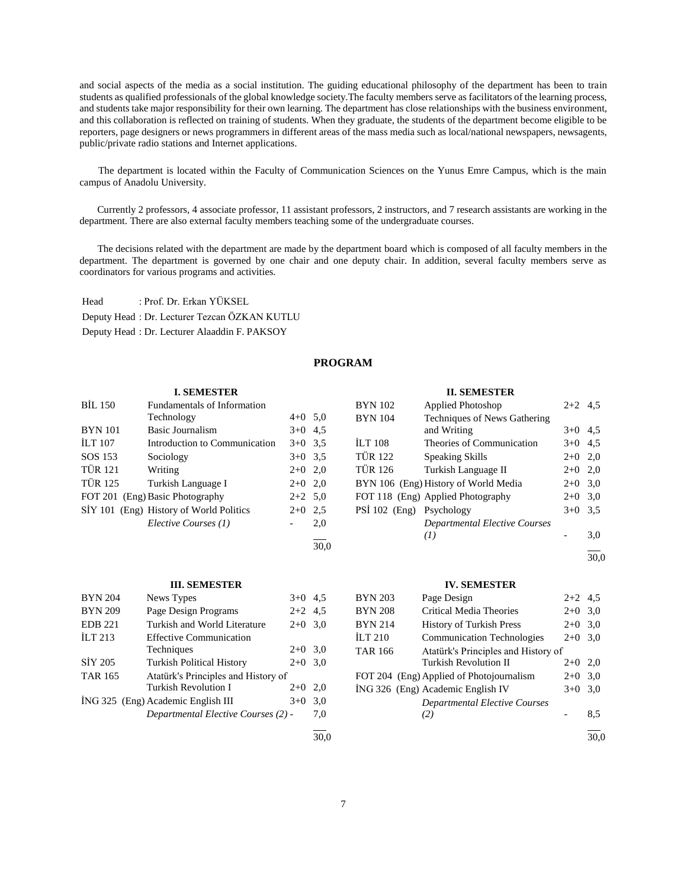and social aspects of the media as a social institution. The guiding educational philosophy of the department has been to train students as qualified professionals of the global knowledge society.The faculty members serve as facilitators of the learning process, and students take major responsibility for their own learning. The department has close relationships with the business environment, and this collaboration is reflected on training of students. When they graduate, the students of the department become eligible to be reporters, page designers or news programmers in different areas of the mass media such as local/national newspapers, newsagents, public/private radio stations and Internet applications.

The department is located within the Faculty of Communication Sciences on the Yunus Emre Campus, which is the main campus of Anadolu University.

Currently 2 professors, 4 associate professor, 11 assistant professors, 2 instructors, and 7 research assistants are working in the department. There are also external faculty members teaching some of the undergraduate courses.

The decisions related with the department are made by the department board which is composed of all faculty members in the department. The department is governed by one chair and one deputy chair. In addition, several faculty members serve as coordinators for various programs and activities.

Head : Prof. Dr. Erkan YÜKSEL

Deputy Head : Dr. Lecturer Tezcan ÖZKAN KUTLU

Deputy Head : Dr. Lecturer Alaaddin F. PAKSOY

## PROGRAM

### I. SEMESTER

| Code | Course | Hours | Credits |
|---|---|---|---|
| BİL 150 | Fundamentals of Information Technology | 4+0 | 5,0 |
| BYN 101 | Basic Journalism | 3+0 | 4,5 |
| İLT 107 | Introduction to Communication | 3+0 | 3,5 |
| SOS 153 | Sociology | 3+0 | 3,5 |
| TÜR 121 | Writing | 2+0 | 2,0 |
| TÜR 125 | Turkish Language I | 2+0 | 2,0 |
| FOT 201 (Eng) | Basic Photography | 2+2 | 5,0 |
| SİY 101 (Eng) | History of World Politics | 2+0 | 2,5 |
| | *Elective Courses (1)* | - | 2,0 |
| | | | 30,0 |

### II. SEMESTER

| Code | Course | Hours | Credits |
|---|---|---|---|
| BYN 102 | Applied Photoshop | 2+2 | 4,5 |
| BYN 104 | Techniques of News Gathering and Writing | 3+0 | 4,5 |
| İLT 108 | Theories of Communication | 3+0 | 4,5 |
| TÜR 122 | Speaking Skills | 2+0 | 2,0 |
| TÜR 126 | Turkish Language II | 2+0 | 2,0 |
| BYN 106 (Eng) | History of World Media | 2+0 | 3,0 |
| FOT 118 (Eng) | Applied Photography | 2+0 | 3,0 |
| PSİ 102 (Eng) | Psychology | 3+0 | 3,5 |
| | *Departmental Elective Courses (1)* | - | 3,0 |
| | | | 30,0 |

### III. SEMESTER

| Code | Course | Hours | Credits |
|---|---|---|---|
| BYN 204 | News Types | 3+0 | 4,5 |
| BYN 209 | Page Design Programs | 2+2 | 4,5 |
| EDB 221 | Turkish and World Literature | 2+0 | 3,0 |
| İLT 213 | Effective Communication Techniques | 2+0 | 3,0 |
| SİY 205 | Turkish Political History | 2+0 | 3,0 |
| TAR 165 | Atatürk's Principles and History of Turkish Revolution I | 2+0 | 2,0 |
| İNG 325 (Eng) | Academic English III | 3+0 | 3,0 |
| | *Departmental Elective Courses (2)* | - | 7,0 |
| | | | 30,0 |

### IV. SEMESTER

| Code | Course | Hours | Credits |
|---|---|---|---|
| BYN 203 | Page Design | 2+2 | 4,5 |
| BYN 208 | Critical Media Theories | 2+0 | 3,0 |
| BYN 214 | History of Turkish Press | 2+0 | 3,0 |
| İLT 210 | Communication Technologies | 2+0 | 3,0 |
| TAR 166 | Atatürk's Principles and History of Turkish Revolution II | 2+0 | 2,0 |
| FOT 204 (Eng) | Applied of Photojournalism | 2+0 | 3,0 |
| İNG 326 (Eng) | Academic English IV | 3+0 | 3,0 |
| | *Departmental Elective Courses (2)* | - | 8,5 |
| | | | 30,0 |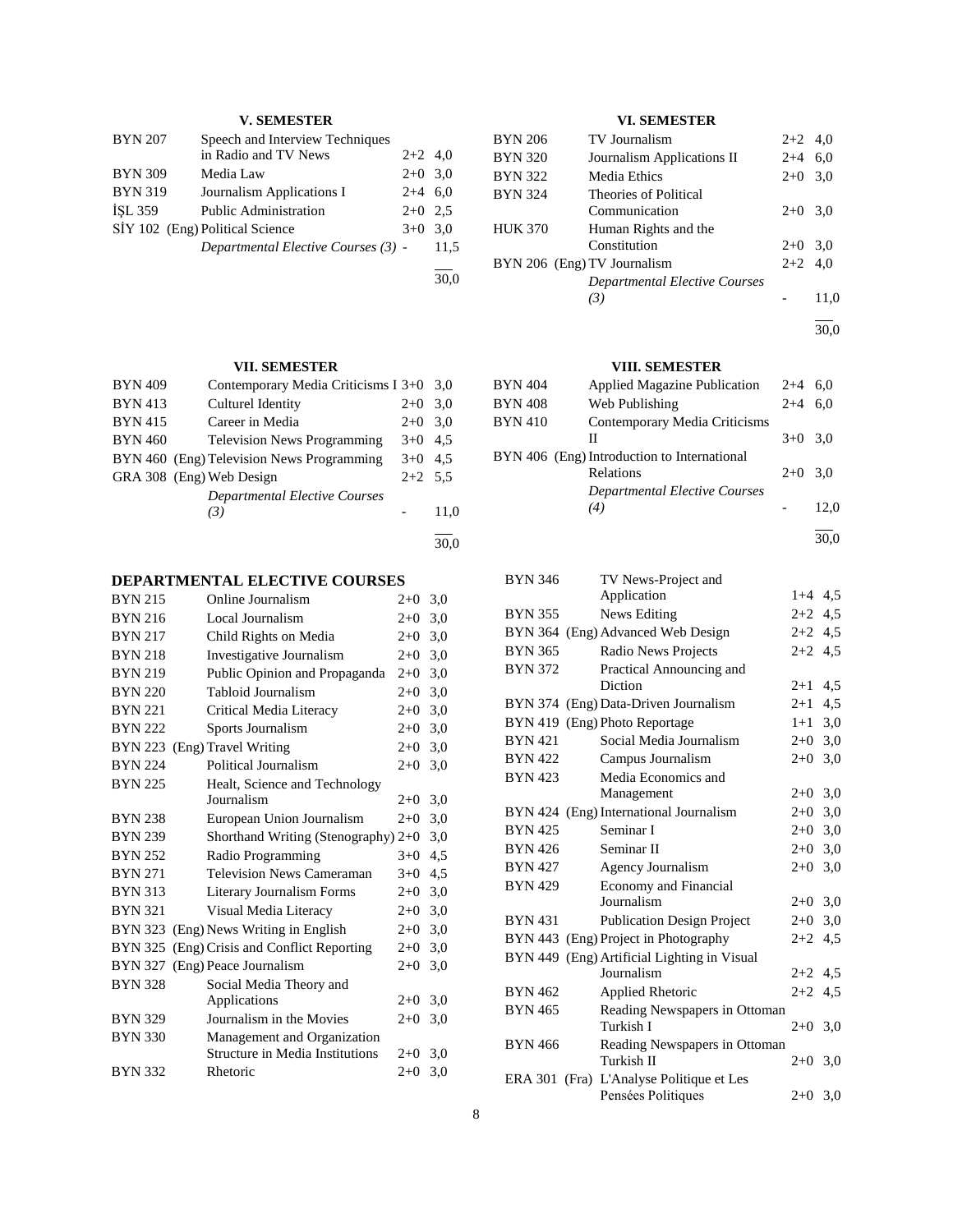### V. SEMESTER

| Code | Course | Hours | ECTS |
|---|---|---|---|
| BYN 207 | Speech and Interview Techniques in Radio and TV News | 2+2 | 4,0 |
| BYN 309 | Media Law | 2+0 | 3,0 |
| BYN 319 | Journalism Applications I | 2+4 | 6,0 |
| İŞL 359 | Public Administration | 2+0 | 2,5 |
| SİY 102 (Eng) | Political Science | 3+0 | 3,0 |
| | *Departmental Elective Courses (3)* | - | 11,5 |
| | | | 30,0 |

### VI. SEMESTER

| Code | Course | Hours | ECTS |
|---|---|---|---|
| BYN 206 | TV Journalism | 2+2 | 4,0 |
| BYN 320 | Journalism Applications II | 2+4 | 6,0 |
| BYN 322 | Media Ethics | 2+0 | 3,0 |
| BYN 324 | Theories of Political Communication | 2+0 | 3,0 |
| HUK 370 | Human Rights and the Constitution | 2+0 | 3,0 |
| BYN 206 (Eng) | TV Journalism | 2+2 | 4,0 |
| | *Departmental Elective Courses (3)* | - | 11,0 |
| | | | 30,0 |

### VII. SEMESTER

| Code | Course | Hours | ECTS |
|---|---|---|---|
| BYN 409 | Contemporary Media Criticisms I | 3+0 | 3,0 |
| BYN 413 | Culturel Identity | 2+0 | 3,0 |
| BYN 415 | Career in Media | 2+0 | 3,0 |
| BYN 460 | Television News Programming | 3+0 | 4,5 |
| BYN 460 (Eng) | Television News Programming | 3+0 | 4,5 |
| GRA 308 (Eng) | Web Design | 2+2 | 5,5 |
| | *Departmental Elective Courses (3)* | - | 11,0 |
| | | | 30,0 |

### VIII. SEMESTER

| Code | Course | Hours | ECTS |
|---|---|---|---|
| BYN 404 | Applied Magazine Publication | 2+4 | 6,0 |
| BYN 408 | Web Publishing | 2+4 | 6,0 |
| BYN 410 | Contemporary Media Criticisms II | 3+0 | 3,0 |
| BYN 406 (Eng) | Introduction to International Relations | 2+0 | 3,0 |
| | *Departmental Elective Courses (4)* | - | 12,0 |
| | | | 30,0 |

## DEPARTMENTAL ELECTIVE COURSES

| Code | Course | Hours | ECTS |
|---|---|---|---|
| BYN 215 | Online Journalism | 2+0 | 3,0 |
| BYN 216 | Local Journalism | 2+0 | 3,0 |
| BYN 217 | Child Rights on Media | 2+0 | 3,0 |
| BYN 218 | Investigative Journalism | 2+0 | 3,0 |
| BYN 219 | Public Opinion and Propaganda | 2+0 | 3,0 |
| BYN 220 | Tabloid Journalism | 2+0 | 3,0 |
| BYN 221 | Critical Media Literacy | 2+0 | 3,0 |
| BYN 222 | Sports Journalism | 2+0 | 3,0 |
| BYN 223 (Eng) | Travel Writing | 2+0 | 3,0 |
| BYN 224 | Political Journalism | 2+0 | 3,0 |
| BYN 225 | Healt, Science and Technology Journalism | 2+0 | 3,0 |
| BYN 238 | European Union Journalism | 2+0 | 3,0 |
| BYN 239 | Shorthand Writing (Stenography) | 2+0 | 3,0 |
| BYN 252 | Radio Programming | 3+0 | 4,5 |
| BYN 271 | Television News Cameraman | 3+0 | 4,5 |
| BYN 313 | Literary Journalism Forms | 2+0 | 3,0 |
| BYN 321 | Visual Media Literacy | 2+0 | 3,0 |
| BYN 323 (Eng) | News Writing in English | 2+0 | 3,0 |
| BYN 325 (Eng) | Crisis and Conflict Reporting | 2+0 | 3,0 |
| BYN 327 (Eng) | Peace Journalism | 2+0 | 3,0 |
| BYN 328 | Social Media Theory and Applications | 2+0 | 3,0 |
| BYN 329 | Journalism in the Movies | 2+0 | 3,0 |
| BYN 330 | Management and Organization Structure in Media Institutions | 2+0 | 3,0 |
| BYN 332 | Rhetoric | 2+0 | 3,0 |
| BYN 346 | TV News-Project and Application | 1+4 | 4,5 |
| BYN 355 | News Editing | 2+2 | 4,5 |
| BYN 364 (Eng) | Advanced Web Design | 2+2 | 4,5 |
| BYN 365 | Radio News Projects | 2+2 | 4,5 |
| BYN 372 | Practical Announcing and Diction | 2+1 | 4,5 |
| BYN 374 (Eng) | Data-Driven Journalism | 2+1 | 4,5 |
| BYN 419 (Eng) | Photo Reportage | 1+1 | 3,0 |
| BYN 421 | Social Media Journalism | 2+0 | 3,0 |
| BYN 422 | Campus Journalism | 2+0 | 3,0 |
| BYN 423 | Media Economics and Management | 2+0 | 3,0 |
| BYN 424 (Eng) | International Journalism | 2+0 | 3,0 |
| BYN 425 | Seminar I | 2+0 | 3,0 |
| BYN 426 | Seminar II | 2+0 | 3,0 |
| BYN 427 | Agency Journalism | 2+0 | 3,0 |
| BYN 429 | Economy and Financial Journalism | 2+0 | 3,0 |
| BYN 431 | Publication Design Project | 2+0 | 3,0 |
| BYN 443 (Eng) | Project in Photography | 2+2 | 4,5 |
| BYN 449 (Eng) | Artificial Lighting in Visual Journalism | 2+2 | 4,5 |
| BYN 462 | Applied Rhetoric | 2+2 | 4,5 |
| BYN 465 | Reading Newspapers in Ottoman Turkish I | 2+0 | 3,0 |
| BYN 466 | Reading Newspapers in Ottoman Turkish II | 2+0 | 3,0 |
| ERA 301 (Fra) | L'Analyse Politique et Les Pensées Politiques | 2+0 | 3,0 |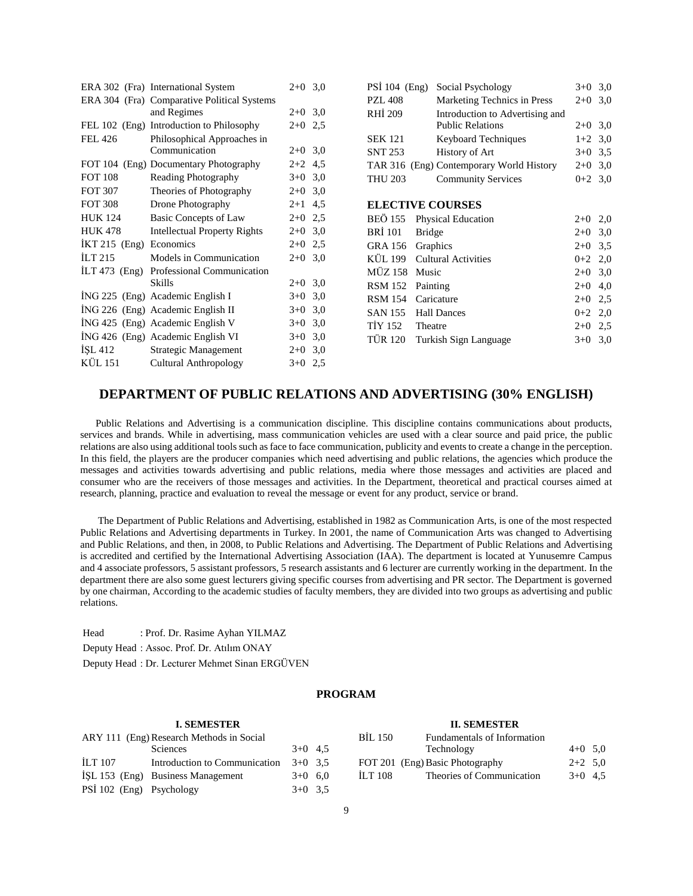| | | | |
|---|---|---|---|
| ERA 302 (Fra) | International System | 2+0 | 3,0 |
| ERA 304 (Fra) | Comparative Political Systems and Regimes | 2+0 | 3,0 |
| FEL 102 (Eng) | Introduction to Philosophy | 2+0 | 2,5 |
| FEL 426 | Philosophical Approaches in Communication | 2+0 | 3,0 |
| FOT 104 (Eng) | Documentary Photography | 2+2 | 4,5 |
| FOT 108 | Reading Photography | 3+0 | 3,0 |
| FOT 307 | Theories of Photography | 2+0 | 3,0 |
| FOT 308 | Drone Photography | 2+1 | 4,5 |
| HUK 124 | Basic Concepts of Law | 2+0 | 2,5 |
| HUK 478 | Intellectual Property Rights | 2+0 | 3,0 |
| İKT 215 (Eng) | Economics | 2+0 | 2,5 |
| İLT 215 | Models in Communication | 2+0 | 3,0 |
| İLT 473 (Eng) | Professional Communication Skills | 2+0 | 3,0 |
| İNG 225 (Eng) | Academic English I | 3+0 | 3,0 |
| İNG 226 (Eng) | Academic English II | 3+0 | 3,0 |
| İNG 425 (Eng) | Academic English V | 3+0 | 3,0 |
| İNG 426 (Eng) | Academic English VI | 3+0 | 3,0 |
| İŞL 412 | Strategic Management | 2+0 | 3,0 |
| KÜL 151 | Cultural Anthropology | 3+0 | 2,5 |
| PSİ 104 (Eng) | Social Psychology | 3+0 | 3,0 |
| PZL 408 | Marketing Technics in Press | 2+0 | 3,0 |
| RHİ 209 | Introduction to Advertising and Public Relations | 2+0 | 3,0 |
| SEK 121 | Keyboard Techniques | 1+2 | 3,0 |
| SNT 253 | History of Art | 3+0 | 3,5 |
| TAR 316 (Eng) | Contemporary World History | 2+0 | 3,0 |
| THU 203 | Community Services | 0+2 | 3,0 |

**ELECTIVE COURSES**

| | | | |
|---|---|---|---|
| BEÖ 155 | Physical Education | 2+0 | 2,0 |
| BRİ 101 | Bridge | 2+0 | 3,0 |
| GRA 156 | Graphics | 2+0 | 3,5 |
| KÜL 199 | Cultural Activities | 0+2 | 2,0 |
| MÜZ 158 | Music | 2+0 | 3,0 |
| RSM 152 | Painting | 2+0 | 4,0 |
| RSM 154 | Caricature | 2+0 | 2,5 |
| SAN 155 | Hall Dances | 0+2 | 2,0 |
| TİY 152 | Theatre | 2+0 | 2,5 |
| TÜR 120 | Turkish Sign Language | 3+0 | 3,0 |

## DEPARTMENT OF PUBLIC RELATIONS AND ADVERTISING (30% ENGLISH)

Public Relations and Advertising is a communication discipline. This discipline contains communications about products, services and brands. While in advertising, mass communication vehicles are used with a clear source and paid price, the public relations are also using additional tools such as face to face communication, publicity and events to create a change in the perception. In this field, the players are the producer companies which need advertising and public relations, the agencies which produce the messages and activities towards advertising and public relations, media where those messages and activities are placed and consumer who are the receivers of those messages and activities. In the Department, theoretical and practical courses aimed at research, planning, practice and evaluation to reveal the message or event for any product, service or brand.

The Department of Public Relations and Advertising, established in 1982 as Communication Arts, is one of the most respected Public Relations and Advertising departments in Turkey. In 2001, the name of Communication Arts was changed to Advertising and Public Relations, and then, in 2008, to Public Relations and Advertising. The Department of Public Relations and Advertising is accredited and certified by the International Advertising Association (IAA). The department is located at Yunusemre Campus and 4 associate professors, 5 assistant professors, 5 research assistants and 6 lecturer are currently working in the department. In the department there are also some guest lecturers giving specific courses from advertising and PR sector. The Department is governed by one chairman, According to the academic studies of faculty members, they are divided into two groups as advertising and public relations.

Head : Prof. Dr. Rasime Ayhan YILMAZ
Deputy Head : Assoc. Prof. Dr. Atılım ONAY
Deputy Head : Dr. Lecturer Mehmet Sinan ERGÜVEN

### PROGRAM

**I. SEMESTER**

| | | | |
|---|---|---|---|
| ARY 111 (Eng) | Research Methods in Social Sciences | 3+0 | 4,5 |
| İLT 107 | Introduction to Communication | 3+0 | 3,5 |
| İŞL 153 (Eng) | Business Management | 3+0 | 6,0 |
| PSİ 102 (Eng) | Psychology | 3+0 | 3,5 |

**II. SEMESTER**

| | | | |
|---|---|---|---|
| BİL 150 | Fundamentals of Information Technology | 4+0 | 5,0 |
| FOT 201 (Eng) | Basic Photography | 2+2 | 5,0 |
| İLT 108 | Theories of Communication | 3+0 | 4,5 |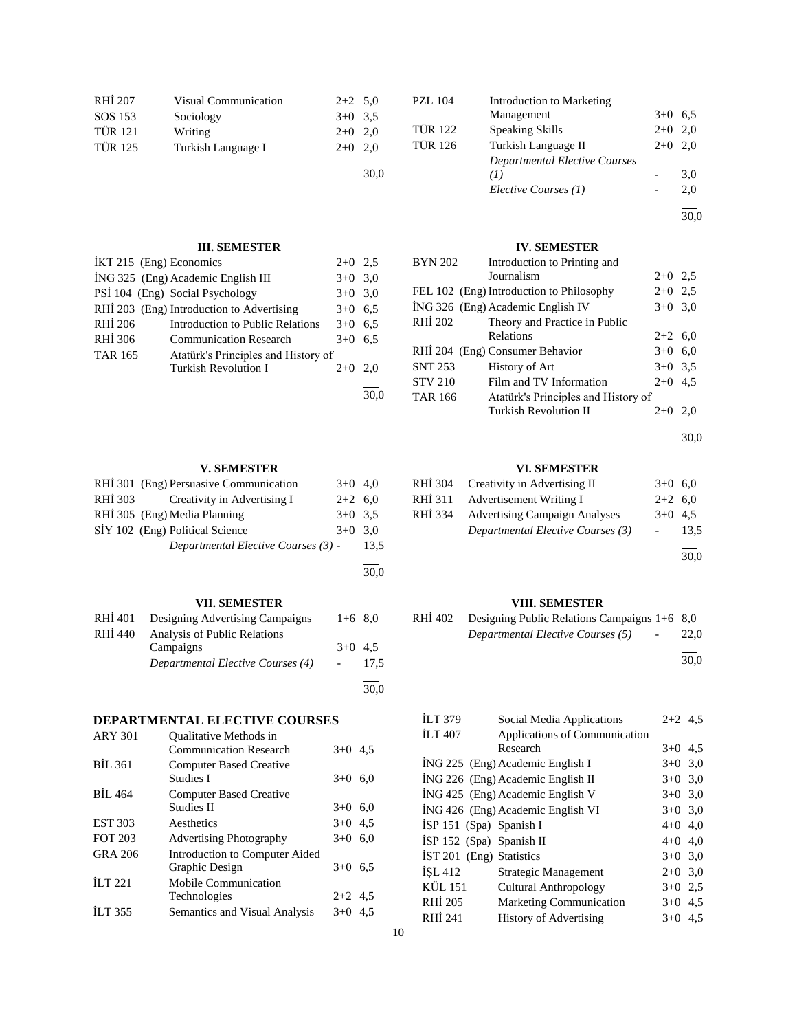| | | | |
|---|---|---|---|
| RHİ 207 | Visual Communication | 2+2 | 5,0 |
| SOS 153 | Sociology | 3+0 | 3,5 |
| TÜR 121 | Writing | 2+0 | 2,0 |
| TÜR 125 | Turkish Language I | 2+0 | 2,0 |
| | | | 30,0 |

| | | | |
|---|---|---|---|
| PZL 104 | Introduction to Marketing Management | 3+0 | 6,5 |
| TÜR 122 | Speaking Skills | 2+0 | 2,0 |
| TÜR 126 | Turkish Language II | 2+0 | 2,0 |
| | *Departmental Elective Courses (1)* | - | 3,0 |
| | *Elective Courses (1)* | - | 2,0 |
| | | | 30,0 |

### III. SEMESTER

| | | | |
|---|---|---|---|
| İKT 215 | (Eng) Economics | 2+0 | 2,5 |
| İNG 325 | (Eng) Academic English III | 3+0 | 3,0 |
| PSİ 104 | (Eng) Social Psychology | 3+0 | 3,0 |
| RHİ 203 | (Eng) Introduction to Advertising | 3+0 | 6,5 |
| RHİ 206 | Introduction to Public Relations | 3+0 | 6,5 |
| RHİ 306 | Communication Research | 3+0 | 6,5 |
| TAR 165 | Atatürk's Principles and History of Turkish Revolution I | 2+0 | 2,0 |
| | | | 30,0 |

### IV. SEMESTER

| | | | |
|---|---|---|---|
| BYN 202 | Introduction to Printing and Journalism | 2+0 | 2,5 |
| FEL 102 | (Eng) Introduction to Philosophy | 2+0 | 2,5 |
| İNG 326 | (Eng) Academic English IV | 3+0 | 3,0 |
| RHİ 202 | Theory and Practice in Public Relations | 2+2 | 6,0 |
| RHİ 204 | (Eng) Consumer Behavior | 3+0 | 6,0 |
| SNT 253 | History of Art | 3+0 | 3,5 |
| STV 210 | Film and TV Information | 2+0 | 4,5 |
| TAR 166 | Atatürk's Principles and History of Turkish Revolution II | 2+0 | 2,0 |
| | | | 30,0 |

### V. SEMESTER

| | | | |
|---|---|---|---|
| RHİ 301 | (Eng) Persuasive Communication | 3+0 | 4,0 |
| RHİ 303 | Creativity in Advertising I | 2+2 | 6,0 |
| RHİ 305 | (Eng) Media Planning | 3+0 | 3,5 |
| SİY 102 | (Eng) Political Science | 3+0 | 3,0 |
| | *Departmental Elective Courses (3)* | - | 13,5 |
| | | | 30,0 |

### VI. SEMESTER

| | | | |
|---|---|---|---|
| RHİ 304 | Creativity in Advertising II | 3+0 | 6,0 |
| RHİ 311 | Advertisement Writing I | 2+2 | 6,0 |
| RHİ 334 | Advertising Campaign Analyses | 3+0 | 4,5 |
| | *Departmental Elective Courses (3)* | - | 13,5 |
| | | | 30,0 |

### VII. SEMESTER

| | | | |
|---|---|---|---|
| RHİ 401 | Designing Advertising Campaigns | 1+6 | 8,0 |
| RHİ 440 | Analysis of Public Relations Campaigns | 3+0 | 4,5 |
| | *Departmental Elective Courses (4)* | - | 17,5 |
| | | | 30,0 |

### VIII. SEMESTER

| | | | |
|---|---|---|---|
| RHİ 402 | Designing Public Relations Campaigns | 1+6 | 8,0 |
| | *Departmental Elective Courses (5)* | - | 22,0 |
| | | | 30,0 |

## DEPARTMENTAL ELECTIVE COURSES

| | | | |
|---|---|---|---|
| ARY 301 | Qualitative Methods in Communication Research | 3+0 | 4,5 |
| BİL 361 | Computer Based Creative Studies I | 3+0 | 6,0 |
| BİL 464 | Computer Based Creative Studies II | 3+0 | 6,0 |
| EST 303 | Aesthetics | 3+0 | 4,5 |
| FOT 203 | Advertising Photography | 3+0 | 6,0 |
| GRA 206 | Introduction to Computer Aided Graphic Design | 3+0 | 6,5 |
| İLT 221 | Mobile Communication Technologies | 2+2 | 4,5 |
| İLT 355 | Semantics and Visual Analysis | 3+0 | 4,5 |
| İLT 379 | Social Media Applications | 2+2 | 4,5 |
| İLT 407 | Applications of Communication Research | 3+0 | 4,5 |
| İNG 225 | (Eng) Academic English I | 3+0 | 3,0 |
| İNG 226 | (Eng) Academic English II | 3+0 | 3,0 |
| İNG 425 | (Eng) Academic English V | 3+0 | 3,0 |
| İNG 426 | (Eng) Academic English VI | 3+0 | 3,0 |
| İSP 151 | (Spa) Spanish I | 4+0 | 4,0 |
| İSP 152 | (Spa) Spanish II | 4+0 | 4,0 |
| İST 201 | (Eng) Statistics | 3+0 | 3,0 |
| İŞL 412 | Strategic Management | 2+0 | 3,0 |
| KÜL 151 | Cultural Anthropology | 3+0 | 2,5 |
| RHİ 205 | Marketing Communication | 3+0 | 4,5 |
| RHİ 241 | History of Advertising | 3+0 | 4,5 |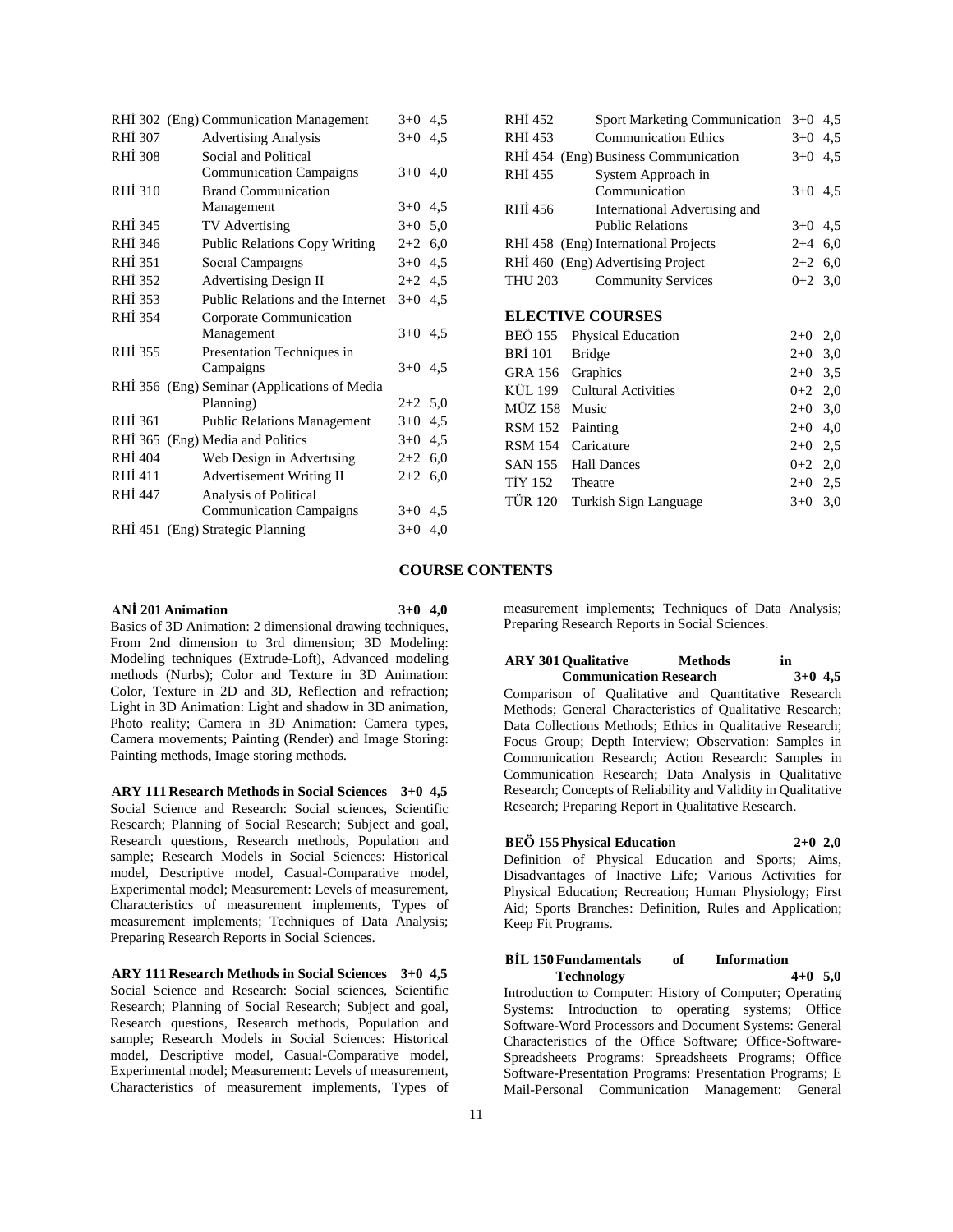| | | | |
|---|---|---|---|
| RHİ 302 | (Eng) Communication Management | 3+0 | 4,5 |
| RHİ 307 | Advertising Analysis | 3+0 | 4,5 |
| RHİ 308 | Social and Political Communication Campaigns | 3+0 | 4,0 |
| RHİ 310 | Brand Communication Management | 3+0 | 4,5 |
| RHİ 345 | TV Advertising | 3+0 | 5,0 |
| RHİ 346 | Public Relations Copy Writing | 2+2 | 6,0 |
| RHİ 351 | Socıal Campaıgns | 3+0 | 4,5 |
| RHİ 352 | Advertising Design II | 2+2 | 4,5 |
| RHİ 353 | Public Relations and the Internet | 3+0 | 4,5 |
| RHİ 354 | Corporate Communication Management | 3+0 | 4,5 |
| RHİ 355 | Presentation Techniques in Campaigns | 3+0 | 4,5 |
| RHİ 356 | (Eng) Seminar (Applications of Media Planning) | 2+2 | 5,0 |
| RHİ 361 | Public Relations Management | 3+0 | 4,5 |
| RHİ 365 | (Eng) Media and Politics | 3+0 | 4,5 |
| RHİ 404 | Web Design in Advertısing | 2+2 | 6,0 |
| RHİ 411 | Advertisement Writing II | 2+2 | 6,0 |
| RHİ 447 | Analysis of Political Communication Campaigns | 3+0 | 4,5 |
| RHİ 451 | (Eng) Strategic Planning | 3+0 | 4,0 |
| RHİ 452 | Sport Marketing Communication | 3+0 | 4,5 |
| RHİ 453 | Communication Ethics | 3+0 | 4,5 |
| RHİ 454 | (Eng) Business Communication | 3+0 | 4,5 |
| RHİ 455 | System Approach in Communication | 3+0 | 4,5 |
| RHİ 456 | International Advertising and Public Relations | 3+0 | 4,5 |
| RHİ 458 | (Eng) International Projects | 2+4 | 6,0 |
| RHİ 460 | (Eng) Advertising Project | 2+2 | 6,0 |
| THU 203 | Community Services | 0+2 | 3,0 |

## ELECTIVE COURSES

| | | | |
|---|---|---|---|
| BEÖ 155 | Physical Education | 2+0 | 2,0 |
| BRİ 101 | Bridge | 2+0 | 3,0 |
| GRA 156 | Graphics | 2+0 | 3,5 |
| KÜL 199 | Cultural Activities | 0+2 | 2,0 |
| MÜZ 158 | Music | 2+0 | 3,0 |
| RSM 152 | Painting | 2+0 | 4,0 |
| RSM 154 | Caricature | 2+0 | 2,5 |
| SAN 155 | Hall Dances | 0+2 | 2,0 |
| TİY 152 | Theatre | 2+0 | 2,5 |
| TÜR 120 | Turkish Sign Language | 3+0 | 3,0 |

## COURSE CONTENTS

**ANİ 201 Animation 3+0 4,0**

Basics of 3D Animation: 2 dimensional drawing techniques, From 2nd dimension to 3rd dimension; 3D Modeling: Modeling techniques (Extrude-Loft), Advanced modeling methods (Nurbs); Color and Texture in 3D Animation: Color, Texture in 2D and 3D, Reflection and refraction; Light in 3D Animation: Light and shadow in 3D animation, Photo reality; Camera in 3D Animation: Camera types, Camera movements; Painting (Render) and Image Storing: Painting methods, Image storing methods.

**ARY 111 Research Methods in Social Sciences 3+0 4,5**

Social Science and Research: Social sciences, Scientific Research; Planning of Social Research; Subject and goal, Research questions, Research methods, Population and sample; Research Models in Social Sciences: Historical model, Descriptive model, Casual-Comparative model, Experimental model; Measurement: Levels of measurement, Characteristics of measurement implements, Types of measurement implements; Techniques of Data Analysis; Preparing Research Reports in Social Sciences.

**ARY 111 Research Methods in Social Sciences 3+0 4,5**

Social Science and Research: Social sciences, Scientific Research; Planning of Social Research; Subject and goal, Research questions, Research methods, Population and sample; Research Models in Social Sciences: Historical model, Descriptive model, Casual-Comparative model, Experimental model; Measurement: Levels of measurement, Characteristics of measurement implements, Types of measurement implements; Techniques of Data Analysis; Preparing Research Reports in Social Sciences.

**ARY 301 Qualitative Methods in Communication Research 3+0 4,5**

Comparison of Qualitative and Quantitative Research Methods; General Characteristics of Qualitative Research; Data Collections Methods; Ethics in Qualitative Research; Focus Group; Depth Interview; Observation: Samples in Communication Research; Action Research: Samples in Communication Research; Data Analysis in Qualitative Research; Concepts of Reliability and Validity in Qualitative Research; Preparing Report in Qualitative Research.

**BEÖ 155 Physical Education 2+0 2,0**

Definition of Physical Education and Sports; Aims, Disadvantages of Inactive Life; Various Activities for Physical Education; Recreation; Human Physiology; First Aid; Sports Branches: Definition, Rules and Application; Keep Fit Programs.

**BİL 150 Fundamentals of Information Technology 4+0 5,0**

Introduction to Computer: History of Computer; Operating Systems: Introduction to operating systems; Office Software-Word Processors and Document Systems: General Characteristics of the Office Software; Office-Software-Spreadsheets Programs: Spreadsheets Programs; Office Software-Presentation Programs: Presentation Programs; E Mail-Personal Communication Management: General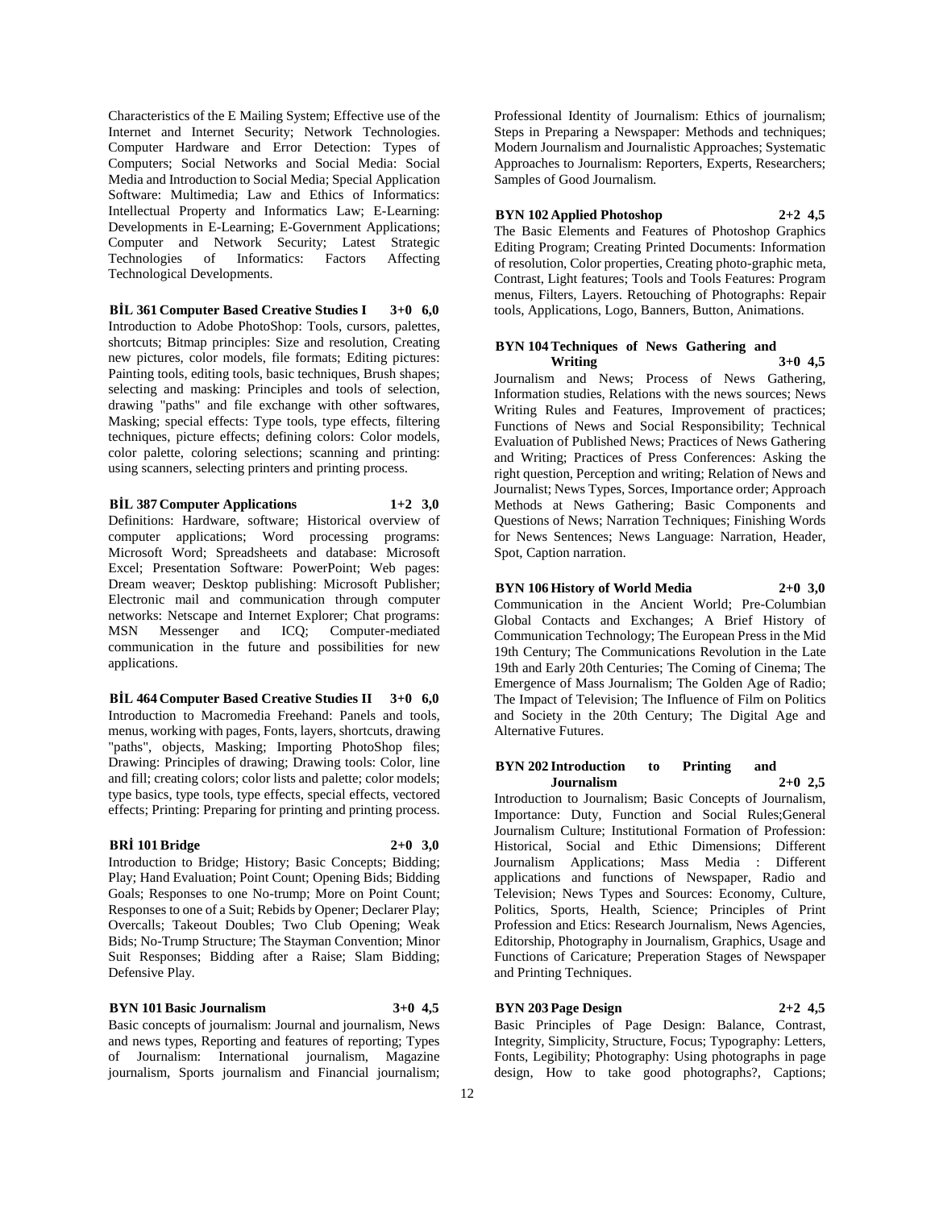Characteristics of the E Mailing System; Effective use of the Internet and Internet Security; Network Technologies. Computer Hardware and Error Detection: Types of Computers; Social Networks and Social Media: Social Media and Introduction to Social Media; Special Application Software: Multimedia; Law and Ethics of Informatics: Intellectual Property and Informatics Law; E-Learning: Developments in E-Learning; E-Government Applications; Computer and Network Security; Latest Strategic Technologies of Informatics: Factors Affecting Technological Developments.

**BİL 361 Computer Based Creative Studies I 3+0 6,0**

Introduction to Adobe PhotoShop: Tools, cursors, palettes, shortcuts; Bitmap principles: Size and resolution, Creating new pictures, color models, file formats; Editing pictures: Painting tools, editing tools, basic techniques, Brush shapes; selecting and masking: Principles and tools of selection, drawing "paths" and file exchange with other softwares, Masking; special effects: Type tools, type effects, filtering techniques, picture effects; defining colors: Color models, color palette, coloring selections; scanning and printing: using scanners, selecting printers and printing process.

**BİL 387 Computer Applications 1+2 3,0**

Definitions: Hardware, software; Historical overview of computer applications; Word processing programs: Microsoft Word; Spreadsheets and database: Microsoft Excel; Presentation Software: PowerPoint; Web pages: Dream weaver; Desktop publishing: Microsoft Publisher; Electronic mail and communication through computer networks: Netscape and Internet Explorer; Chat programs: MSN Messenger and ICQ; Computer-mediated communication in the future and possibilities for new applications.

**BİL 464 Computer Based Creative Studies II 3+0 6,0**

Introduction to Macromedia Freehand: Panels and tools, menus, working with pages, Fonts, layers, shortcuts, drawing "paths", objects, Masking; Importing PhotoShop files; Drawing: Principles of drawing; Drawing tools: Color, line and fill; creating colors; color lists and palette; color models; type basics, type tools, type effects, special effects, vectored effects; Printing: Preparing for printing and printing process.

**BRİ 101 Bridge 2+0 3,0**

Introduction to Bridge; History; Basic Concepts; Bidding; Play; Hand Evaluation; Point Count; Opening Bids; Bidding Goals; Responses to one No-trump; More on Point Count; Responses to one of a Suit; Rebids by Opener; Declarer Play; Overcalls; Takeout Doubles; Two Club Opening; Weak Bids; No-Trump Structure; The Stayman Convention; Minor Suit Responses; Bidding after a Raise; Slam Bidding; Defensive Play.

**BYN 101 Basic Journalism 3+0 4,5**

Basic concepts of journalism: Journal and journalism, News and news types, Reporting and features of reporting; Types of Journalism: International journalism, Magazine journalism, Sports journalism and Financial journalism; Professional Identity of Journalism: Ethics of journalism; Steps in Preparing a Newspaper: Methods and techniques; Modern Journalism and Journalistic Approaches; Systematic Approaches to Journalism: Reporters, Experts, Researchers; Samples of Good Journalism.

**BYN 102 Applied Photoshop 2+2 4,5**

The Basic Elements and Features of Photoshop Graphics Editing Program; Creating Printed Documents: Information of resolution, Color properties, Creating photo-graphic meta, Contrast, Light features; Tools and Tools Features: Program menus, Filters, Layers. Retouching of Photographs: Repair tools, Applications, Logo, Banners, Button, Animations.

**BYN 104 Techniques of News Gathering and Writing 3+0 4,5**

Journalism and News; Process of News Gathering, Information studies, Relations with the news sources; News Writing Rules and Features, Improvement of practices; Functions of News and Social Responsibility; Technical Evaluation of Published News; Practices of News Gathering and Writing; Practices of Press Conferences: Asking the right question, Perception and writing; Relation of News and Journalist; News Types, Sorces, Importance order; Approach Methods at News Gathering; Basic Components and Questions of News; Narration Techniques; Finishing Words for News Sentences; News Language: Narration, Header, Spot, Caption narration.

**BYN 106 History of World Media 2+0 3,0**

Communication in the Ancient World; Pre-Columbian Global Contacts and Exchanges; A Brief History of Communication Technology; The European Press in the Mid 19th Century; The Communications Revolution in the Late 19th and Early 20th Centuries; The Coming of Cinema; The Emergence of Mass Journalism; The Golden Age of Radio; The Impact of Television; The Influence of Film on Politics and Society in the 20th Century; The Digital Age and Alternative Futures.

**BYN 202 Introduction to Printing and Journalism 2+0 2,5**

Introduction to Journalism; Basic Concepts of Journalism, Importance: Duty, Function and Social Rules;General Journalism Culture; Institutional Formation of Profession: Historical, Social and Ethic Dimensions; Different Journalism Applications; Mass Media : Different applications and functions of Newspaper, Radio and Television; News Types and Sources: Economy, Culture, Politics, Sports, Health, Science; Principles of Print Profession and Etics: Research Journalism, News Agencies, Editorship, Photography in Journalism, Graphics, Usage and Functions of Caricature; Preperation Stages of Newspaper and Printing Techniques.

**BYN 203 Page Design 2+2 4,5**

Basic Principles of Page Design: Balance, Contrast, Integrity, Simplicity, Structure, Focus; Typography: Letters, Fonts, Legibility; Photography: Using photographs in page design, How to take good photographs?, Captions;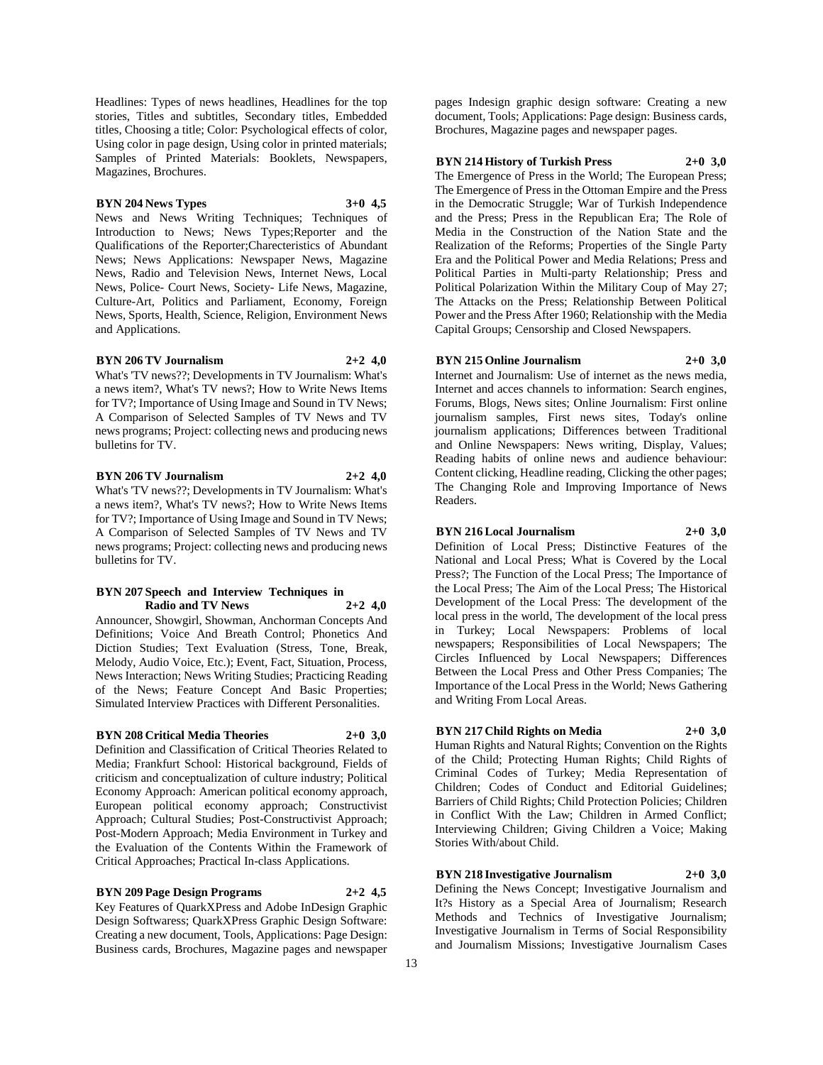Headlines: Types of news headlines, Headlines for the top stories, Titles and subtitles, Secondary titles, Embedded titles, Choosing a title; Color: Psychological effects of color, Using color in page design, Using color in printed materials; Samples of Printed Materials: Booklets, Newspapers, Magazines, Brochures.

**BYN 204 News Types 3+0 4,5**

News and News Writing Techniques; Techniques of Introduction to News; News Types;Reporter and the Qualifications of the Reporter;Charecteristics of Abundant News; News Applications: Newspaper News, Magazine News, Radio and Television News, Internet News, Local News, Police- Court News, Society- Life News, Magazine, Culture-Art, Politics and Parliament, Economy, Foreign News, Sports, Health, Science, Religion, Environment News and Applications.

**BYN 206 TV Journalism 2+2 4,0**

What's 'TV news??; Developments in TV Journalism: What's a news item?, What's TV news?; How to Write News Items for TV?; Importance of Using Image and Sound in TV News; A Comparison of Selected Samples of TV News and TV news programs; Project: collecting news and producing news bulletins for TV.

**BYN 206 TV Journalism 2+2 4,0**

What's 'TV news??; Developments in TV Journalism: What's a news item?, What's TV news?; How to Write News Items for TV?; Importance of Using Image and Sound in TV News; A Comparison of Selected Samples of TV News and TV news programs; Project: collecting news and producing news bulletins for TV.

**BYN 207 Speech and Interview Techniques in Radio and TV News 2+2 4,0**

Announcer, Showgirl, Showman, Anchorman Concepts And Definitions; Voice And Breath Control; Phonetics And Diction Studies; Text Evaluation (Stress, Tone, Break, Melody, Audio Voice, Etc.); Event, Fact, Situation, Process, News Interaction; News Writing Studies; Practicing Reading of the News; Feature Concept And Basic Properties; Simulated Interview Practices with Different Personalities.

**BYN 208 Critical Media Theories 2+0 3,0**

Definition and Classification of Critical Theories Related to Media; Frankfurt School: Historical background, Fields of criticism and conceptualization of culture industry; Political Economy Approach: American political economy approach, European political economy approach; Constructivist Approach; Cultural Studies; Post-Constructivist Approach; Post-Modern Approach; Media Environment in Turkey and the Evaluation of the Contents Within the Framework of Critical Approaches; Practical In-class Applications.

**BYN 209 Page Design Programs 2+2 4,5**

Key Features of QuarkXPress and Adobe InDesign Graphic Design Softwaress; QuarkXPress Graphic Design Software: Creating a new document, Tools, Applications: Page Design: Business cards, Brochures, Magazine pages and newspaper pages Indesign graphic design software: Creating a new document, Tools; Applications: Page design: Business cards, Brochures, Magazine pages and newspaper pages.

**BYN 214 History of Turkish Press 2+0 3,0**

The Emergence of Press in the World; The European Press; The Emergence of Press in the Ottoman Empire and the Press in the Democratic Struggle; War of Turkish Independence and the Press; Press in the Republican Era; The Role of Media in the Construction of the Nation State and the Realization of the Reforms; Properties of the Single Party Era and the Political Power and Media Relations; Press and Political Parties in Multi-party Relationship; Press and Political Polarization Within the Military Coup of May 27; The Attacks on the Press; Relationship Between Political Power and the Press After 1960; Relationship with the Media Capital Groups; Censorship and Closed Newspapers.

**BYN 215 Online Journalism 2+0 3,0**

Internet and Journalism: Use of internet as the news media, Internet and acces channels to information: Search engines, Forums, Blogs, News sites; Online Journalism: First online journalism samples, First news sites, Today's online journalism applications; Differences between Traditional and Online Newspapers: News writing, Display, Values; Reading habits of online news and audience behaviour: Content clicking, Headline reading, Clicking the other pages; The Changing Role and Improving Importance of News Readers.

**BYN 216 Local Journalism 2+0 3,0**

Definition of Local Press; Distinctive Features of the National and Local Press; What is Covered by the Local Press?; The Function of the Local Press; The Importance of the Local Press; The Aim of the Local Press; The Historical Development of the Local Press: The development of the local press in the world, The development of the local press in Turkey; Local Newspapers: Problems of local newspapers; Responsibilities of Local Newspapers; The Circles Influenced by Local Newspapers; Differences Between the Local Press and Other Press Companies; The Importance of the Local Press in the World; News Gathering and Writing From Local Areas.

**BYN 217 Child Rights on Media 2+0 3,0**

Human Rights and Natural Rights; Convention on the Rights of the Child; Protecting Human Rights; Child Rights of Criminal Codes of Turkey; Media Representation of Children; Codes of Conduct and Editorial Guidelines; Barriers of Child Rights; Child Protection Policies; Children in Conflict With the Law; Children in Armed Conflict; Interviewing Children; Giving Children a Voice; Making Stories With/about Child.

**BYN 218 Investigative Journalism 2+0 3,0**

Defining the News Concept; Investigative Journalism and It?s History as a Special Area of Journalism; Research Methods and Technics of Investigative Journalism; Investigative Journalism in Terms of Social Responsibility and Journalism Missions; Investigative Journalism Cases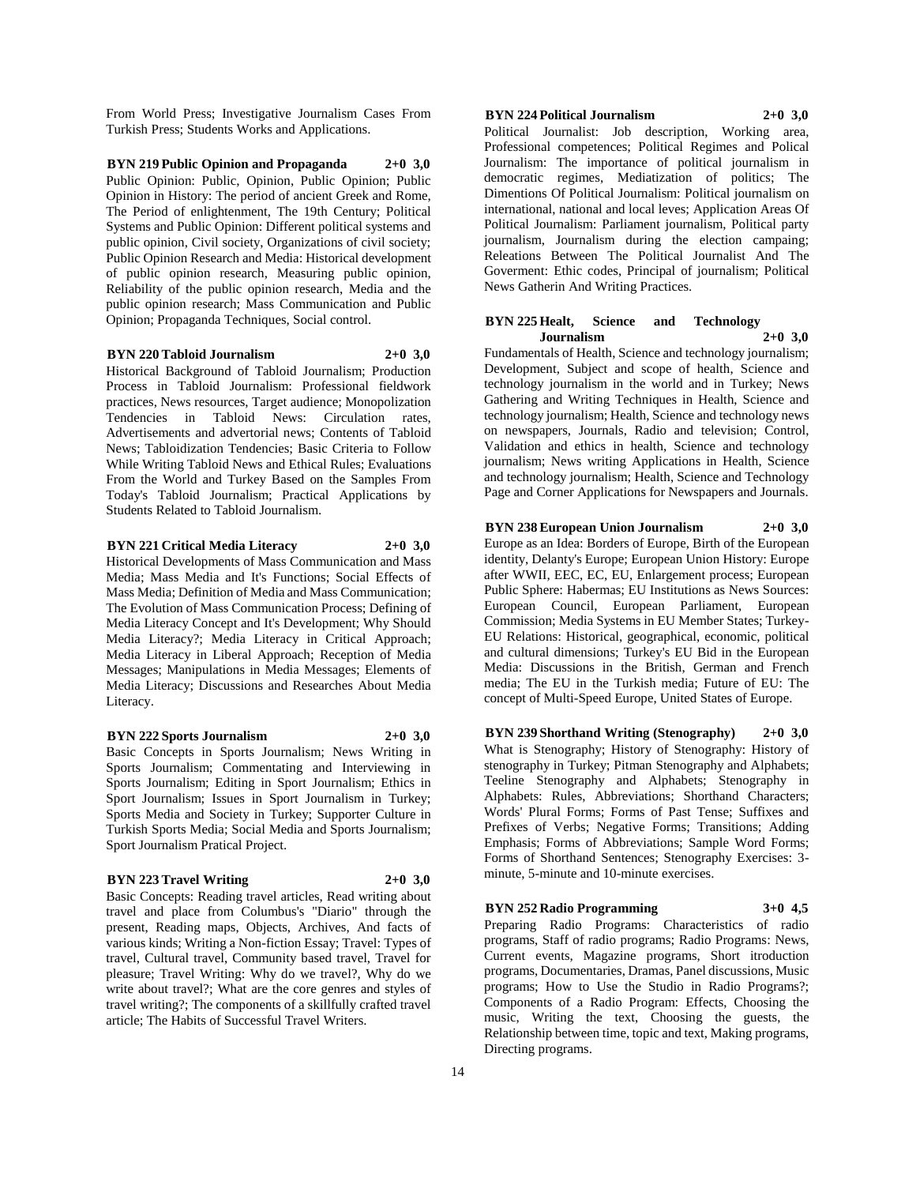From World Press; Investigative Journalism Cases From Turkish Press; Students Works and Applications.

**BYN 219 Public Opinion and Propaganda 2+0 3,0**

Public Opinion: Public, Opinion, Public Opinion; Public Opinion in History: The period of ancient Greek and Rome, The Period of enlightenment, The 19th Century; Political Systems and Public Opinion: Different political systems and public opinion, Civil society, Organizations of civil society; Public Opinion Research and Media: Historical development of public opinion research, Measuring public opinion, Reliability of the public opinion research, Media and the public opinion research; Mass Communication and Public Opinion; Propaganda Techniques, Social control.

**BYN 220 Tabloid Journalism 2+0 3,0**

Historical Background of Tabloid Journalism; Production Process in Tabloid Journalism: Professional fieldwork practices, News resources, Target audience; Monopolization Tendencies in Tabloid News: Circulation rates, Advertisements and advertorial news; Contents of Tabloid News; Tabloidization Tendencies; Basic Criteria to Follow While Writing Tabloid News and Ethical Rules; Evaluations From the World and Turkey Based on the Samples From Today's Tabloid Journalism; Practical Applications by Students Related to Tabloid Journalism.

**BYN 221 Critical Media Literacy 2+0 3,0**

Historical Developments of Mass Communication and Mass Media; Mass Media and It's Functions; Social Effects of Mass Media; Definition of Media and Mass Communication; The Evolution of Mass Communication Process; Defining of Media Literacy Concept and It's Development; Why Should Media Literacy?; Media Literacy in Critical Approach; Media Literacy in Liberal Approach; Reception of Media Messages; Manipulations in Media Messages; Elements of Media Literacy; Discussions and Researches About Media Literacy.

**BYN 222 Sports Journalism 2+0 3,0**

Basic Concepts in Sports Journalism; News Writing in Sports Journalism; Commentating and Interviewing in Sports Journalism; Editing in Sport Journalism; Ethics in Sport Journalism; Issues in Sport Journalism in Turkey; Sports Media and Society in Turkey; Supporter Culture in Turkish Sports Media; Social Media and Sports Journalism; Sport Journalism Pratical Project.

**BYN 223 Travel Writing 2+0 3,0**

Basic Concepts: Reading travel articles, Read writing about travel and place from Columbus's "Diario" through the present, Reading maps, Objects, Archives, And facts of various kinds; Writing a Non-fiction Essay; Travel: Types of travel, Cultural travel, Community based travel, Travel for pleasure; Travel Writing: Why do we travel?, Why do we write about travel?; What are the core genres and styles of travel writing?; The components of a skillfully crafted travel article; The Habits of Successful Travel Writers.

**BYN 224 Political Journalism 2+0 3,0**

Political Journalist: Job description, Working area, Professional competences; Political Regimes and Polical Journalism: The importance of political journalism in democratic regimes, Mediatization of politics; The Dimentions Of Political Journalism: Political journalism on international, national and local leves; Application Areas Of Political Journalism: Parliament journalism, Political party journalism, Journalism during the election campaing; Releations Between The Political Journalist And The Goverment: Ethic codes, Principal of journalism; Political News Gatherin And Writing Practices.

**BYN 225 Healt, Science and Technology Journalism 2+0 3,0**

Fundamentals of Health, Science and technology journalism; Development, Subject and scope of health, Science and technology journalism in the world and in Turkey; News Gathering and Writing Techniques in Health, Science and technology journalism; Health, Science and technology news on newspapers, Journals, Radio and television; Control, Validation and ethics in health, Science and technology journalism; News writing Applications in Health, Science and technology journalism; Health, Science and Technology Page and Corner Applications for Newspapers and Journals.

**BYN 238 European Union Journalism 2+0 3,0**

Europe as an Idea: Borders of Europe, Birth of the European identity, Delanty's Europe; European Union History: Europe after WWII, EEC, EC, EU, Enlargement process; European Public Sphere: Habermas; EU Institutions as News Sources: European Council, European Parliament, European Commission; Media Systems in EU Member States; Turkey-EU Relations: Historical, geographical, economic, political and cultural dimensions; Turkey's EU Bid in the European Media: Discussions in the British, German and French media; The EU in the Turkish media; Future of EU: The concept of Multi-Speed Europe, United States of Europe.

**BYN 239 Shorthand Writing (Stenography) 2+0 3,0**

What is Stenography; History of Stenography: History of stenography in Turkey; Pitman Stenography and Alphabets; Teeline Stenography and Alphabets; Stenography in Alphabets: Rules, Abbreviations; Shorthand Characters; Words' Plural Forms; Forms of Past Tense; Suffixes and Prefixes of Verbs; Negative Forms; Transitions; Adding Emphasis; Forms of Abbreviations; Sample Word Forms; Forms of Shorthand Sentences; Stenography Exercises: 3-minute, 5-minute and 10-minute exercises.

**BYN 252 Radio Programming 3+0 4,5**

Preparing Radio Programs: Characteristics of radio programs, Staff of radio programs; Radio Programs: News, Current events, Magazine programs, Short itroduction programs, Documentaries, Dramas, Panel discussions, Music programs; How to Use the Studio in Radio Programs?; Components of a Radio Program: Effects, Choosing the music, Writing the text, Choosing the guests, the Relationship between time, topic and text, Making programs, Directing programs.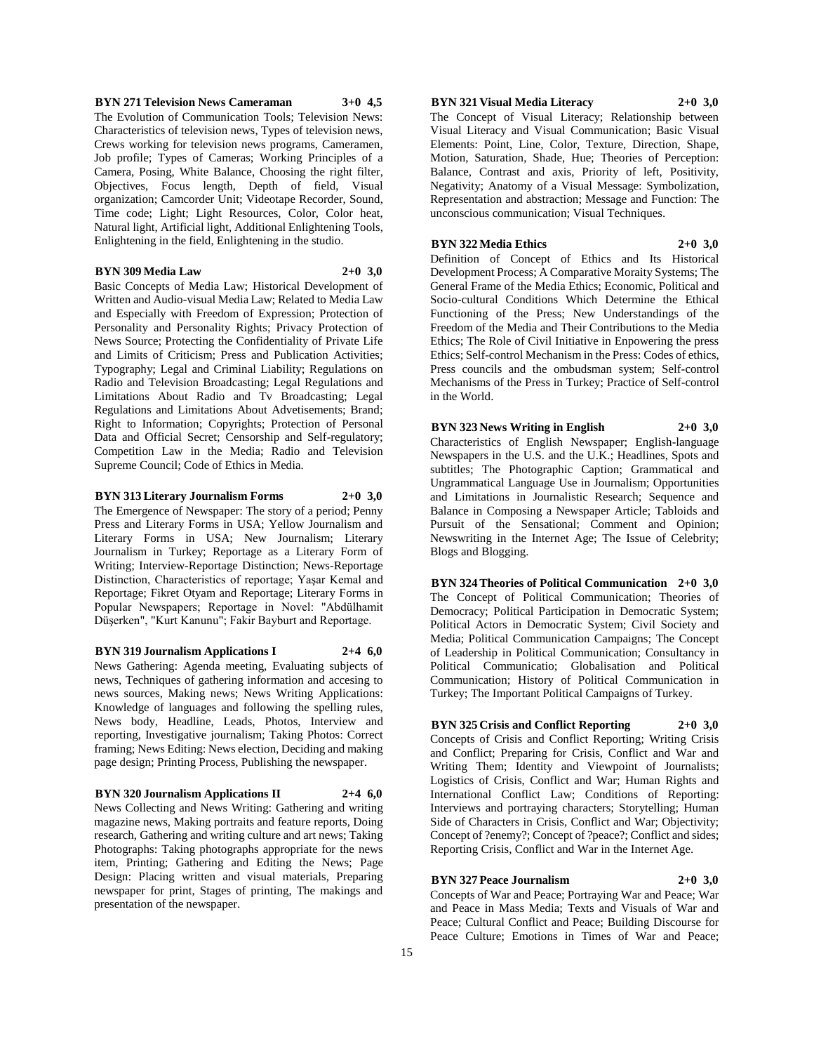**BYN 271 Television News Cameraman 3+0 4,5**

The Evolution of Communication Tools; Television News: Characteristics of television news, Types of television news, Crews working for television news programs, Cameramen, Job profile; Types of Cameras; Working Principles of a Camera, Posing, White Balance, Choosing the right filter, Objectives, Focus length, Depth of field, Visual organization; Camcorder Unit; Videotape Recorder, Sound, Time code; Light; Light Resources, Color, Color heat, Natural light, Artificial light, Additional Enlightening Tools, Enlightening in the field, Enlightening in the studio.

**BYN 309 Media Law 2+0 3,0**

Basic Concepts of Media Law; Historical Development of Written and Audio-visual Media Law; Related to Media Law and Especially with Freedom of Expression; Protection of Personality and Personality Rights; Privacy Protection of News Source; Protecting the Confidentiality of Private Life and Limits of Criticism; Press and Publication Activities; Typography; Legal and Criminal Liability; Regulations on Radio and Television Broadcasting; Legal Regulations and Limitations About Radio and Tv Broadcasting; Legal Regulations and Limitations About Advetisements; Brand; Right to Information; Copyrights; Protection of Personal Data and Official Secret; Censorship and Self-regulatory; Competition Law in the Media; Radio and Television Supreme Council; Code of Ethics in Media.

**BYN 313 Literary Journalism Forms 2+0 3,0**

The Emergence of Newspaper: The story of a period; Penny Press and Literary Forms in USA; Yellow Journalism and Literary Forms in USA; New Journalism; Literary Journalism in Turkey; Reportage as a Literary Form of Writing; Interview-Reportage Distinction; News-Reportage Distinction, Characteristics of reportage; Yaşar Kemal and Reportage; Fikret Otyam and Reportage; Literary Forms in Popular Newspapers; Reportage in Novel: "Abdülhamit Düşerken", "Kurt Kanunu"; Fakir Bayburt and Reportage.

**BYN 319 Journalism Applications I 2+4 6,0**

News Gathering: Agenda meeting, Evaluating subjects of news, Techniques of gathering information and accesing to news sources, Making news; News Writing Applications: Knowledge of languages and following the spelling rules, News body, Headline, Leads, Photos, Interview and reporting, Investigative journalism; Taking Photos: Correct framing; News Editing: News election, Deciding and making page design; Printing Process, Publishing the newspaper.

**BYN 320 Journalism Applications II 2+4 6,0**

News Collecting and News Writing: Gathering and writing magazine news, Making portraits and feature reports, Doing research, Gathering and writing culture and art news; Taking Photographs: Taking photographs appropriate for the news item, Printing; Gathering and Editing the News; Page Design: Placing written and visual materials, Preparing newspaper for print, Stages of printing, The makings and presentation of the newspaper.

**BYN 321 Visual Media Literacy 2+0 3,0**

The Concept of Visual Literacy; Relationship between Visual Literacy and Visual Communication; Basic Visual Elements: Point, Line, Color, Texture, Direction, Shape, Motion, Saturation, Shade, Hue; Theories of Perception: Balance, Contrast and axis, Priority of left, Positivity, Negativity; Anatomy of a Visual Message: Symbolization, Representation and abstraction; Message and Function: The unconscious communication; Visual Techniques.

**BYN 322 Media Ethics 2+0 3,0**

Definition of Concept of Ethics and Its Historical Development Process; A Comparative Moraity Systems; The General Frame of the Media Ethics; Economic, Political and Socio-cultural Conditions Which Determine the Ethical Functioning of the Press; New Understandings of the Freedom of the Media and Their Contributions to the Media Ethics; The Role of Civil Initiative in Enpowering the press Ethics; Self-control Mechanism in the Press: Codes of ethics, Press councils and the ombudsman system; Self-control Mechanisms of the Press in Turkey; Practice of Self-control in the World.

**BYN 323 News Writing in English 2+0 3,0**

Characteristics of English Newspaper; English-language Newspapers in the U.S. and the U.K.; Headlines, Spots and subtitles; The Photographic Caption; Grammatical and Ungrammatical Language Use in Journalism; Opportunities and Limitations in Journalistic Research; Sequence and Balance in Composing a Newspaper Article; Tabloids and Pursuit of the Sensational; Comment and Opinion; Newswriting in the Internet Age; The Issue of Celebrity; Blogs and Blogging.

**BYN 324 Theories of Political Communication 2+0 3,0**

The Concept of Political Communication; Theories of Democracy; Political Participation in Democratic System; Political Actors in Democratic System; Civil Society and Media; Political Communication Campaigns; The Concept of Leadership in Political Communication; Consultancy in Political Communicatio; Globalisation and Political Communication; History of Political Communication in Turkey; The Important Political Campaigns of Turkey.

**BYN 325 Crisis and Conflict Reporting 2+0 3,0**

Concepts of Crisis and Conflict Reporting; Writing Crisis and Conflict; Preparing for Crisis, Conflict and War and Writing Them; Identity and Viewpoint of Journalists; Logistics of Crisis, Conflict and War; Human Rights and International Conflict Law; Conditions of Reporting: Interviews and portraying characters; Storytelling; Human Side of Characters in Crisis, Conflict and War; Objectivity; Concept of ?enemy?; Concept of ?peace?; Conflict and sides; Reporting Crisis, Conflict and War in the Internet Age.

**BYN 327 Peace Journalism 2+0 3,0**

Concepts of War and Peace; Portraying War and Peace; War and Peace in Mass Media; Texts and Visuals of War and Peace; Cultural Conflict and Peace; Building Discourse for Peace Culture; Emotions in Times of War and Peace;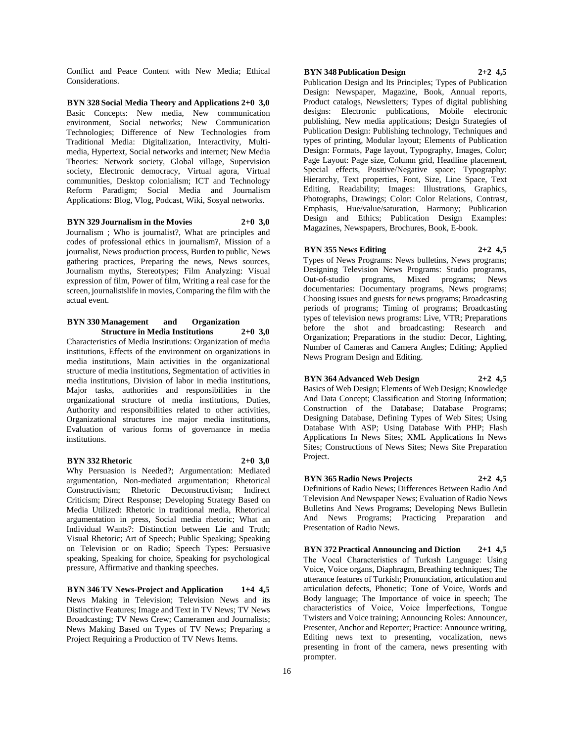Conflict and Peace Content with New Media; Ethical Considerations.

**BYN 328 Social Media Theory and Applications 2+0 3,0**

Basic Concepts: New media, New communication environment, Social networks; New Communication Technologies; Difference of New Technologies from Traditional Media: Digitalization, Interactivity, Multi-media, Hypertext, Social networks and internet; New Media Theories: Network society, Global village, Supervision society, Electronic democracy, Virtual agora, Virtual communities, Desktop colonialism; ICT and Technology Reform Paradigm; Social Media and Journalism Applications: Blog, Vlog, Podcast, Wiki, Sosyal networks.

**BYN 329 Journalism in the Movies 2+0 3,0**

Journalism ; Who is journalist?, What are principles and codes of professional ethics in journalism?, Mission of a journalist, News production process, Burden to public, News gathering practices, Preparing the news, News sources, Journalism myths, Stereotypes; Film Analyzing: Visual expression of film, Power of film, Writing a real case for the screen, journalistslife in movies, Comparing the film with the actual event.

**BYN 330 Management and Organization Structure in Media Institutions 2+0 3,0**

Characteristics of Media Institutions: Organization of media institutions, Effects of the environment on organizations in media institutions, Main activities in the organizational structure of media institutions, Segmentation of activities in media institutions, Division of labor in media institutions, Major tasks, authorities and responsibilities in the organizational structure of media institutions, Duties, Authority and responsibilities related to other activities, Organizational structures ine major media institutions, Evaluation of various forms of governance in media institutions.

**BYN 332 Rhetoric 2+0 3,0**

Why Persuasion is Needed?; Argumentation: Mediated argumentation, Non-mediated argumentation; Rhetorical Constructivism; Rhetoric Deconstructivism; Indirect Criticism; Direct Response; Developing Strategy Based on Media Utilized: Rhetoric in traditional media, Rhetorical argumentation in press, Social media rhetoric; What an Individual Wants?: Distinction between Lie and Truth; Visual Rhetoric; Art of Speech; Public Speaking; Speaking on Television or on Radio; Speech Types: Persuasive speaking, Speaking for choice, Speaking for psychological pressure, Affirmative and thanking speeches.

**BYN 346 TV News-Project and Application 1+4 4,5**

News Making in Television; Television News and its Distinctive Features; Image and Text in TV News; TV News Broadcasting; TV News Crew; Cameramen and Journalists; News Making Based on Types of TV News; Preparing a Project Requiring a Production of TV News Items.

**BYN 348 Publication Design 2+2 4,5**

Publication Design and Its Principles; Types of Publication Design: Newspaper, Magazine, Book, Annual reports, Product catalogs, Newsletters; Types of digital publishing designs: Electronic publications, Mobile electronic publishing, New media applications; Design Strategies of Publication Design: Publishing technology, Techniques and types of printing, Modular layout; Elements of Publication Design: Formats, Page layout, Typography, Images, Color; Page Layout: Page size, Column grid, Headline placement, Special effects, Positive/Negative space; Typography: Hierarchy, Text properties, Font, Size, Line Space, Text Editing, Readability; Images: Illustrations, Graphics, Photographs, Drawings; Color: Color Relations, Contrast, Emphasis, Hue/value/saturation, Harmony; Publication Design and Ethics; Publication Design Examples: Magazines, Newspapers, Brochures, Book, E-book.

**BYN 355 News Editing 2+2 4,5**

Types of News Programs: News bulletins, News programs; Designing Television News Programs: Studio programs, Out-of-studio programs, Mixed programs; News documentaries: Documentary programs, News programs; Choosing issues and guests for news programs; Broadcasting periods of programs; Timing of programs; Broadcasting types of television news programs: Live, VTR; Preparations before the shot and broadcasting: Research and Organization; Preparations in the studio: Decor, Lighting, Number of Cameras and Camera Angles; Editing; Applied News Program Design and Editing.

**BYN 364 Advanced Web Design 2+2 4,5**

Basics of Web Design; Elements of Web Design; Knowledge And Data Concept; Classification and Storing Information; Construction of the Database; Database Programs; Designing Database, Defining Types of Web Sites; Using Database With ASP; Using Database With PHP; Flash Applications In News Sites; XML Applications In News Sites; Constructions of News Sites; News Site Preparation Project.

**BYN 365 Radio News Projects 2+2 4,5**

Definitions of Radio News; Differences Between Radio And Television And Newspaper News; Evaluation of Radio News Bulletins And News Programs; Developing News Bulletin And News Programs; Practicing Preparation and Presentation of Radio News.

**BYN 372 Practical Announcing and Diction 2+1 4,5**

The Vocal Characteristics of Turkısh Language: Using Voice, Voice organs, Diaphragm, Breathing techniques; The utterance features of Turkish; Pronunciation, articulation and articulation defects, Phonetic; Tone of Voice, Words and Body language; The Importance of voice in speech; The characteristics of Voice, Voice İmperfections, Tongue Twisters and Voice training; Announcing Roles: Announcer, Presenter, Anchor and Reporter; Practice: Announce writing, Editing news text to presenting, vocalization, news presenting in front of the camera, news presenting with prompter.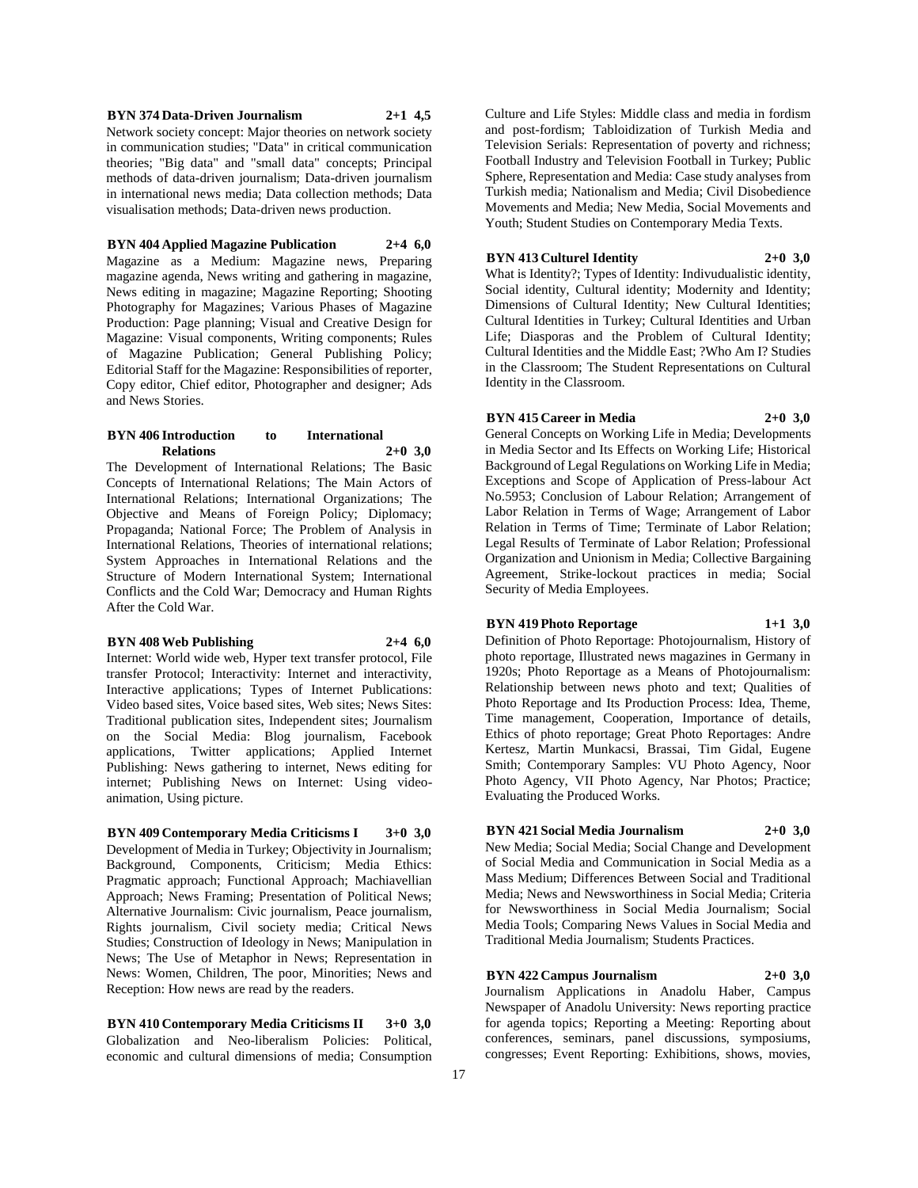**BYN 374 Data-Driven Journalism 2+1 4,5**

Network society concept: Major theories on network society in communication studies; "Data" in critical communication theories; "Big data" and "small data" concepts; Principal methods of data-driven journalism; Data-driven journalism in international news media; Data collection methods; Data visualisation methods; Data-driven news production.

**BYN 404 Applied Magazine Publication 2+4 6,0**

Magazine as a Medium: Magazine news, Preparing magazine agenda, News writing and gathering in magazine, News editing in magazine; Magazine Reporting; Shooting Photography for Magazines; Various Phases of Magazine Production: Page planning; Visual and Creative Design for Magazine: Visual components, Writing components; Rules of Magazine Publication; General Publishing Policy; Editorial Staff for the Magazine: Responsibilities of reporter, Copy editor, Chief editor, Photographer and designer; Ads and News Stories.

**BYN 406 Introduction to International Relations 2+0 3,0**

The Development of International Relations; The Basic Concepts of International Relations; The Main Actors of International Relations; International Organizations; The Objective and Means of Foreign Policy; Diplomacy; Propaganda; National Force; The Problem of Analysis in International Relations, Theories of international relations; System Approaches in International Relations and the Structure of Modern International System; International Conflicts and the Cold War; Democracy and Human Rights After the Cold War.

**BYN 408 Web Publishing 2+4 6,0**

Internet: World wide web, Hyper text transfer protocol, File transfer Protocol; Interactivity: Internet and interactivity, Interactive applications; Types of Internet Publications: Video based sites, Voice based sites, Web sites; News Sites: Traditional publication sites, Independent sites; Journalism on the Social Media: Blog journalism, Facebook applications, Twitter applications; Applied Internet Publishing: News gathering to internet, News editing for internet; Publishing News on Internet: Using video-animation, Using picture.

**BYN 409 Contemporary Media Criticisms I 3+0 3,0**

Development of Media in Turkey; Objectivity in Journalism; Background, Components, Criticism; Media Ethics: Pragmatic approach; Functional Approach; Machiavellian Approach; News Framing; Presentation of Political News; Alternative Journalism: Civic journalism, Peace journalism, Rights journalism, Civil society media; Critical News Studies; Construction of Ideology in News; Manipulation in News; The Use of Metaphor in News; Representation in News: Women, Children, The poor, Minorities; News and Reception: How news are read by the readers.

**BYN 410 Contemporary Media Criticisms II 3+0 3,0**

Globalization and Neo-liberalism Policies: Political, economic and cultural dimensions of media; Consumption Culture and Life Styles: Middle class and media in fordism and post-fordism; Tabloidization of Turkish Media and Television Serials: Representation of poverty and richness; Football Industry and Television Football in Turkey; Public Sphere, Representation and Media: Case study analyses from Turkish media; Nationalism and Media; Civil Disobedience Movements and Media; New Media, Social Movements and Youth; Student Studies on Contemporary Media Texts.

**BYN 413 Culturel Identity 2+0 3,0**

What is Identity?; Types of Identity: Indivudualistic identity, Social identity, Cultural identity; Modernity and Identity; Dimensions of Cultural Identity; New Cultural Identities; Cultural Identities in Turkey; Cultural Identities and Urban Life; Diasporas and the Problem of Cultural Identity; Cultural Identities and the Middle East; ?Who Am I? Studies in the Classroom; The Student Representations on Cultural Identity in the Classroom.

**BYN 415 Career in Media 2+0 3,0**

General Concepts on Working Life in Media; Developments in Media Sector and Its Effects on Working Life; Historical Background of Legal Regulations on Working Life in Media; Exceptions and Scope of Application of Press-labour Act No.5953; Conclusion of Labour Relation; Arrangement of Labor Relation in Terms of Wage; Arrangement of Labor Relation in Terms of Time; Terminate of Labor Relation; Legal Results of Terminate of Labor Relation; Professional Organization and Unionism in Media; Collective Bargaining Agreement, Strike-lockout practices in media; Social Security of Media Employees.

**BYN 419 Photo Reportage 1+1 3,0**

Definition of Photo Reportage: Photojournalism, History of photo reportage, Illustrated news magazines in Germany in 1920s; Photo Reportage as a Means of Photojournalism: Relationship between news photo and text; Qualities of Photo Reportage and Its Production Process: Idea, Theme, Time management, Cooperation, Importance of details, Ethics of photo reportage; Great Photo Reportages: Andre Kertesz, Martin Munkacsi, Brassai, Tim Gidal, Eugene Smith; Contemporary Samples: VU Photo Agency, Noor Photo Agency, VII Photo Agency, Nar Photos; Practice; Evaluating the Produced Works.

**BYN 421 Social Media Journalism 2+0 3,0**

New Media; Social Media; Social Change and Development of Social Media and Communication in Social Media as a Mass Medium; Differences Between Social and Traditional Media; News and Newsworthiness in Social Media; Criteria for Newsworthiness in Social Media Journalism; Social Media Tools; Comparing News Values in Social Media and Traditional Media Journalism; Students Practices.

**BYN 422 Campus Journalism 2+0 3,0**

Journalism Applications in Anadolu Haber, Campus Newspaper of Anadolu University: News reporting practice for agenda topics; Reporting a Meeting: Reporting about conferences, seminars, panel discussions, symposiums, congresses; Event Reporting: Exhibitions, shows, movies,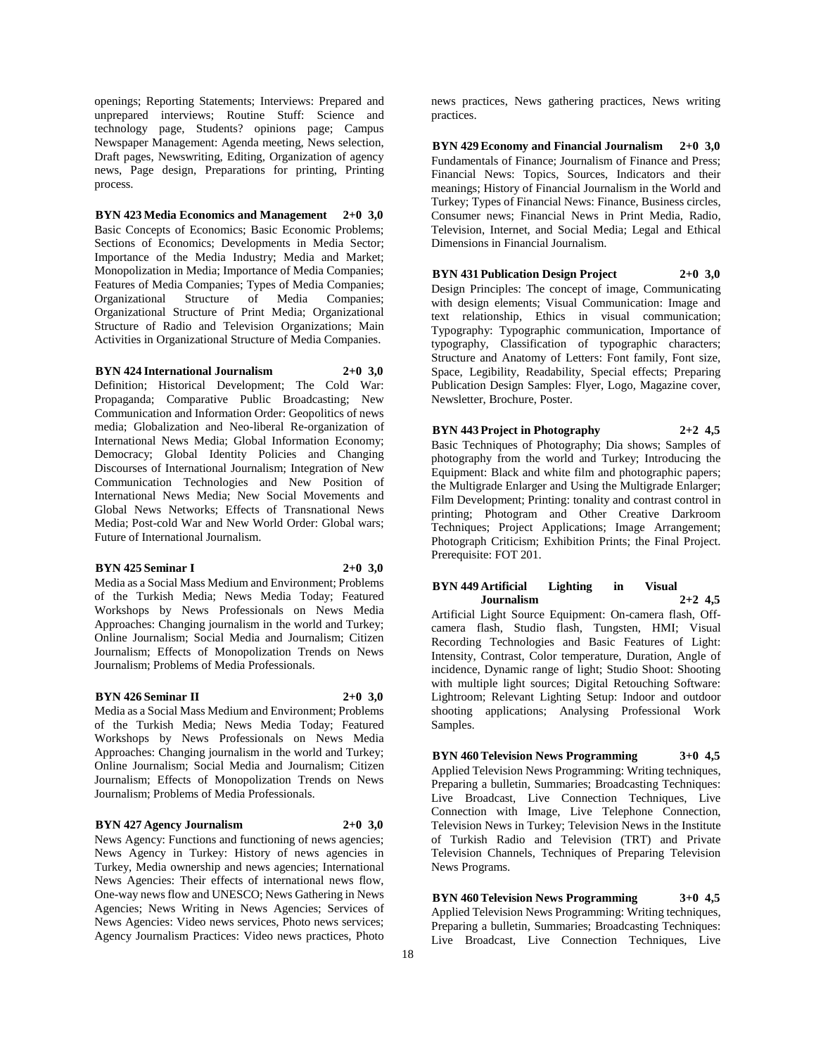openings; Reporting Statements; Interviews: Prepared and unprepared interviews; Routine Stuff: Science and technology page, Students? opinions page; Campus Newspaper Management: Agenda meeting, News selection, Draft pages, Newswriting, Editing, Organization of agency news, Page design, Preparations for printing, Printing process.

**BYN 423 Media Economics and Management 2+0 3,0**
Basic Concepts of Economics; Basic Economic Problems; Sections of Economics; Developments in Media Sector; Importance of the Media Industry; Media and Market; Monopolization in Media; Importance of Media Companies; Features of Media Companies; Types of Media Companies; Organizational Structure of Media Companies; Organizational Structure of Print Media; Organizational Structure of Radio and Television Organizations; Main Activities in Organizational Structure of Media Companies.

**BYN 424 International Journalism 2+0 3,0**
Definition; Historical Development; The Cold War: Propaganda; Comparative Public Broadcasting; New Communication and Information Order: Geopolitics of news media; Globalization and Neo-liberal Re-organization of International News Media; Global Information Economy; Democracy; Global Identity Policies and Changing Discourses of International Journalism; Integration of New Communication Technologies and New Position of International News Media; New Social Movements and Global News Networks; Effects of Transnational News Media; Post-cold War and New World Order: Global wars; Future of International Journalism.

**BYN 425 Seminar I 2+0 3,0**
Media as a Social Mass Medium and Environment; Problems of the Turkish Media; News Media Today; Featured Workshops by News Professionals on News Media Approaches: Changing journalism in the world and Turkey; Online Journalism; Social Media and Journalism; Citizen Journalism; Effects of Monopolization Trends on News Journalism; Problems of Media Professionals.

**BYN 426 Seminar II 2+0 3,0**
Media as a Social Mass Medium and Environment; Problems of the Turkish Media; News Media Today; Featured Workshops by News Professionals on News Media Approaches: Changing journalism in the world and Turkey; Online Journalism; Social Media and Journalism; Citizen Journalism; Effects of Monopolization Trends on News Journalism; Problems of Media Professionals.

**BYN 427 Agency Journalism 2+0 3,0**
News Agency: Functions and functioning of news agencies; News Agency in Turkey: History of news agencies in Turkey, Media ownership and news agencies; International News Agencies: Their effects of international news flow, One-way news flow and UNESCO; News Gathering in News Agencies; News Writing in News Agencies; Services of News Agencies: Video news services, Photo news services; Agency Journalism Practices: Video news practices, Photo news practices, News gathering practices, News writing practices.

**BYN 429 Economy and Financial Journalism 2+0 3,0**
Fundamentals of Finance; Journalism of Finance and Press; Financial News: Topics, Sources, Indicators and their meanings; History of Financial Journalism in the World and Turkey; Types of Financial News: Finance, Business circles, Consumer news; Financial News in Print Media, Radio, Television, Internet, and Social Media; Legal and Ethical Dimensions in Financial Journalism.

**BYN 431 Publication Design Project 2+0 3,0**
Design Principles: The concept of image, Communicating with design elements; Visual Communication: Image and text relationship, Ethics in visual communication; Typography: Typographic communication, Importance of typography, Classification of typographic characters; Structure and Anatomy of Letters: Font family, Font size, Space, Legibility, Readability, Special effects; Preparing Publication Design Samples: Flyer, Logo, Magazine cover, Newsletter, Brochure, Poster.

**BYN 443 Project in Photography 2+2 4,5**
Basic Techniques of Photography; Dia shows; Samples of photography from the world and Turkey; Introducing the Equipment: Black and white film and photographic papers; the Multigrade Enlarger and Using the Multigrade Enlarger; Film Development; Printing: tonality and contrast control in printing; Photogram and Other Creative Darkroom Techniques; Project Applications; Image Arrangement; Photograph Criticism; Exhibition Prints; the Final Project. Prerequisite: FOT 201.

**BYN 449 Artificial Lighting in Visual Journalism 2+2 4,5**
Artificial Light Source Equipment: On-camera flash, Off-camera flash, Studio flash, Tungsten, HMI; Visual Recording Technologies and Basic Features of Light: Intensity, Contrast, Color temperature, Duration, Angle of incidence, Dynamic range of light; Studio Shoot: Shooting with multiple light sources; Digital Retouching Software: Lightroom; Relevant Lighting Setup: Indoor and outdoor shooting applications; Analysing Professional Work Samples.

**BYN 460 Television News Programming 3+0 4,5**
Applied Television News Programming: Writing techniques, Preparing a bulletin, Summaries; Broadcasting Techniques: Live Broadcast, Live Connection Techniques, Live Connection with Image, Live Telephone Connection, Television News in Turkey; Television News in the Institute of Turkish Radio and Television (TRT) and Private Television Channels, Techniques of Preparing Television News Programs.

**BYN 460 Television News Programming 3+0 4,5**
Applied Television News Programming: Writing techniques, Preparing a bulletin, Summaries; Broadcasting Techniques: Live Broadcast, Live Connection Techniques, Live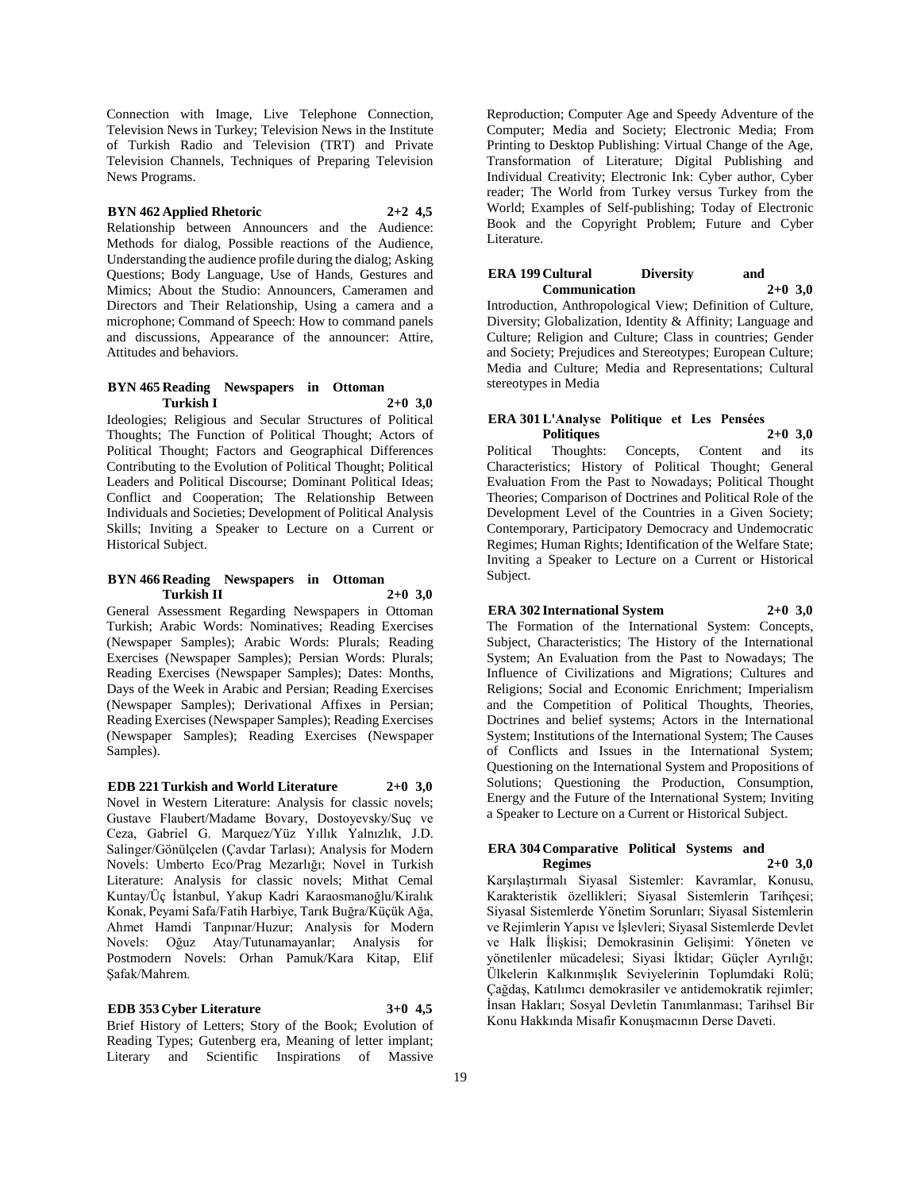Connection with Image, Live Telephone Connection, Television News in Turkey; Television News in the Institute of Turkish Radio and Television (TRT) and Private Television Channels, Techniques of Preparing Television News Programs.

**BYN 462 Applied Rhetoric 2+2 4,5**

Relationship between Announcers and the Audience: Methods for dialog, Possible reactions of the Audience, Understanding the audience profile during the dialog; Asking Questions; Body Language, Use of Hands, Gestures and Mimics; About the Studio: Announcers, Cameramen and Directors and Their Relationship, Using a camera and a microphone; Command of Speech: How to command panels and discussions, Appearance of the announcer: Attire, Attitudes and behaviors.

**BYN 465 Reading Newspapers in Ottoman Turkish I 2+0 3,0**

Ideologies; Religious and Secular Structures of Political Thoughts; The Function of Political Thought; Actors of Political Thought; Factors and Geographical Differences Contributing to the Evolution of Political Thought; Political Leaders and Political Discourse; Dominant Political Ideas; Conflict and Cooperation; The Relationship Between Individuals and Societies; Development of Political Analysis Skills; Inviting a Speaker to Lecture on a Current or Historical Subject.

**BYN 466 Reading Newspapers in Ottoman Turkish II 2+0 3,0**

General Assessment Regarding Newspapers in Ottoman Turkish; Arabic Words: Nominatives; Reading Exercises (Newspaper Samples); Arabic Words: Plurals; Reading Exercises (Newspaper Samples); Persian Words: Plurals; Reading Exercises (Newspaper Samples); Dates: Months, Days of the Week in Arabic and Persian; Reading Exercises (Newspaper Samples); Derivational Affixes in Persian; Reading Exercises (Newspaper Samples); Reading Exercises (Newspaper Samples); Reading Exercises (Newspaper Samples).

**EDB 221 Turkish and World Literature 2+0 3,0**

Novel in Western Literature: Analysis for classic novels; Gustave Flaubert/Madame Bovary, Dostoyevsky/Suç ve Ceza, Gabriel G. Marquez/Yüz Yıllık Yalnızlık, J.D. Salinger/Gönülçelen (Çavdar Tarlası); Analysis for Modern Novels: Umberto Eco/Prag Mezarlığı; Novel in Turkish Literature: Analysis for classic novels; Mithat Cemal Kuntay/Üç İstanbul, Yakup Kadri Karaosmanoğlu/Kiralık Konak, Peyami Safa/Fatih Harbiye, Tarık Buğra/Küçük Ağa, Ahmet Hamdi Tanpınar/Huzur; Analysis for Modern Novels: Oğuz Atay/Tutunamayanlar; Analysis for Postmodern Novels: Orhan Pamuk/Kara Kitap, Elif Şafak/Mahrem.

**EDB 353 Cyber Literature 3+0 4,5**

Brief History of Letters; Story of the Book; Evolution of Reading Types; Gutenberg era, Meaning of letter implant; Literary and Scientific Inspirations of Massive Reproduction; Computer Age and Speedy Adventure of the Computer; Media and Society; Electronic Media; From Printing to Desktop Publishing: Virtual Change of the Age, Transformation of Literature; Digital Publishing and Individual Creativity; Electronic Ink: Cyber author, Cyber reader; The World from Turkey versus Turkey from the World; Examples of Self-publishing; Today of Electronic Book and the Copyright Problem; Future and Cyber Literature.

**ERA 199 Cultural Diversity and Communication 2+0 3,0**

Introduction, Anthropological View; Definition of Culture, Diversity; Globalization, Identity & Affinity; Language and Culture; Religion and Culture; Class in countries; Gender and Society; Prejudices and Stereotypes; European Culture; Media and Culture; Media and Representations; Cultural stereotypes in Media

**ERA 301 L'Analyse Politique et Les Pensées Politiques 2+0 3,0**

Political Thoughts: Concepts, Content and its Characteristics; History of Political Thought; General Evaluation From the Past to Nowadays; Political Thought Theories; Comparison of Doctrines and Political Role of the Development Level of the Countries in a Given Society; Contemporary, Participatory Democracy and Undemocratic Regimes; Human Rights; Identification of the Welfare State; Inviting a Speaker to Lecture on a Current or Historical Subject.

**ERA 302 International System 2+0 3,0**

The Formation of the International System: Concepts, Subject, Characteristics; The History of the International System; An Evaluation from the Past to Nowadays; The Influence of Civilizations and Migrations; Cultures and Religions; Social and Economic Enrichment; Imperialism and the Competition of Political Thoughts, Theories, Doctrines and belief systems; Actors in the International System; Institutions of the International System; The Causes of Conflicts and Issues in the International System; Questioning on the International System and Propositions of Solutions; Questioning the Production, Consumption, Energy and the Future of the International System; Inviting a Speaker to Lecture on a Current or Historical Subject.

**ERA 304 Comparative Political Systems and Regimes 2+0 3,0**

Karşılaştırmalı Siyasal Sistemler: Kavramlar, Konusu, Karakteristik özellikleri; Siyasal Sistemlerin Tarihçesi; Siyasal Sistemlerde Yönetim Sorunları; Siyasal Sistemlerin ve Rejimlerin Yapısı ve İşlevleri; Siyasal Sistemlerde Devlet ve Halk İlişkisi; Demokrasinin Gelişimi: Yöneten ve yönetilenler mücadelesi; Siyasi İktidar; Güçler Ayrılığı; Ülkelerin Kalkınmışlık Seviyelerinin Toplumdaki Rolü; Çağdaş, Katılımcı demokrasiler ve antidemokratik rejimler; İnsan Hakları; Sosyal Devletin Tanımlanması; Tarihsel Bir Konu Hakkında Misafir Konuşmacının Derse Daveti.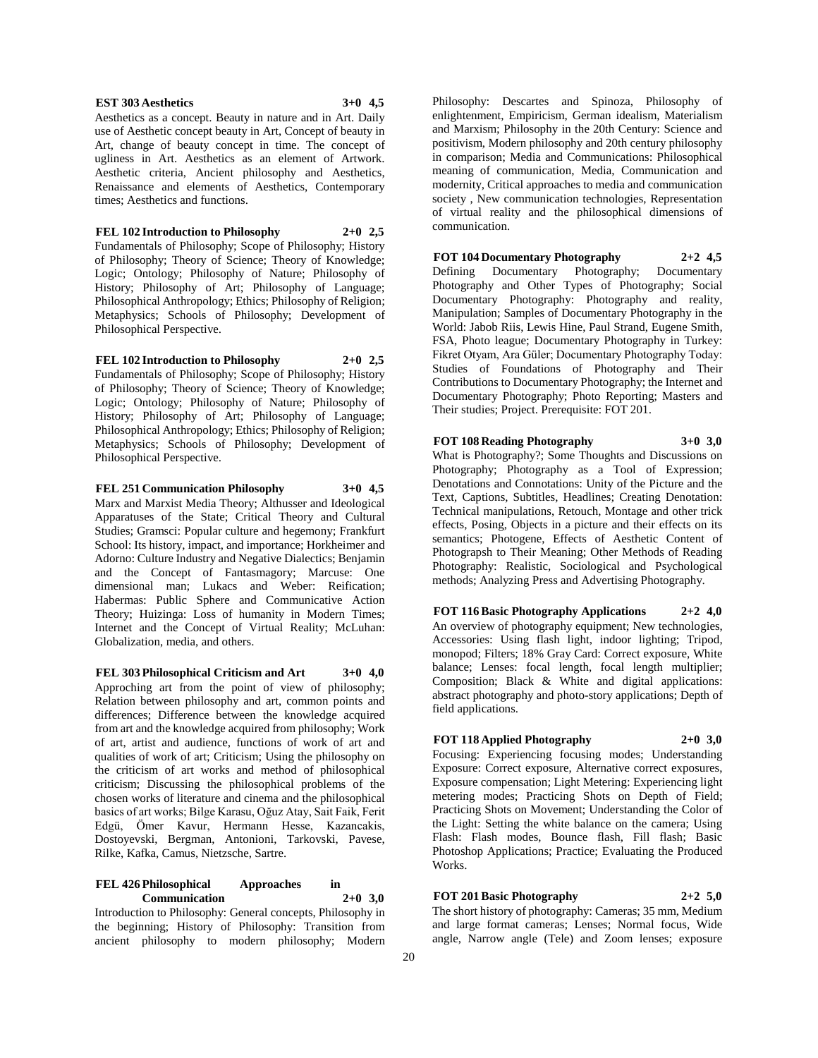**EST 303 Aesthetics 3+0 4,5**

Aesthetics as a concept. Beauty in nature and in Art. Daily use of Aesthetic concept beauty in Art, Concept of beauty in Art, change of beauty concept in time. The concept of ugliness in Art. Aesthetics as an element of Artwork. Aesthetic criteria, Ancient philosophy and Aesthetics, Renaissance and elements of Aesthetics, Contemporary times; Aesthetics and functions.

**FEL 102 Introduction to Philosophy 2+0 2,5**

Fundamentals of Philosophy; Scope of Philosophy; History of Philosophy; Theory of Science; Theory of Knowledge; Logic; Ontology; Philosophy of Nature; Philosophy of History; Philosophy of Art; Philosophy of Language; Philosophical Anthropology; Ethics; Philosophy of Religion; Metaphysics; Schools of Philosophy; Development of Philosophical Perspective.

**FEL 102 Introduction to Philosophy 2+0 2,5**

Fundamentals of Philosophy; Scope of Philosophy; History of Philosophy; Theory of Science; Theory of Knowledge; Logic; Ontology; Philosophy of Nature; Philosophy of History; Philosophy of Art; Philosophy of Language; Philosophical Anthropology; Ethics; Philosophy of Religion; Metaphysics; Schools of Philosophy; Development of Philosophical Perspective.

**FEL 251 Communication Philosophy 3+0 4,5**

Marx and Marxist Media Theory; Althusser and Ideological Apparatuses of the State; Critical Theory and Cultural Studies; Gramsci: Popular culture and hegemony; Frankfurt School: Its history, impact, and importance; Horkheimer and Adorno: Culture Industry and Negative Dialectics; Benjamin and the Concept of Fantasmagory; Marcuse: One dimensional man; Lukacs and Weber: Reification; Habermas: Public Sphere and Communicative Action Theory; Huizinga: Loss of humanity in Modern Times; Internet and the Concept of Virtual Reality; McLuhan: Globalization, media, and others.

**FEL 303 Philosophical Criticism and Art 3+0 4,0**

Approching art from the point of view of philosophy; Relation between philosophy and art, common points and differences; Difference between the knowledge acquired from art and the knowledge acquired from philosophy; Work of art, artist and audience, functions of work of art and qualities of work of art; Criticism; Using the philosophy on the criticism of art works and method of philosophical criticism; Discussing the philosophical problems of the chosen works of literature and cinema and the philosophical basics of art works; Bilge Karasu, Oğuz Atay, Sait Faik, Ferit Edgü, Ömer Kavur, Hermann Hesse, Kazancakis, Dostoyevski, Bergman, Antonioni, Tarkovski, Pavese, Rilke, Kafka, Camus, Nietzsche, Sartre.

**FEL 426 Philosophical Approaches in Communication 2+0 3,0**

Introduction to Philosophy: General concepts, Philosophy in the beginning; History of Philosophy: Transition from ancient philosophy to modern philosophy; Modern Philosophy: Descartes and Spinoza, Philosophy of enlightenment, Empiricism, German idealism, Materialism and Marxism; Philosophy in the 20th Century: Science and positivism, Modern philosophy and 20th century philosophy in comparison; Media and Communications: Philosophical meaning of communication, Media, Communication and modernity, Critical approaches to media and communication society , New communication technologies, Representation of virtual reality and the philosophical dimensions of communication.

**FOT 104 Documentary Photography 2+2 4,5**

Defining Documentary Photography; Documentary Photography and Other Types of Photography; Social Documentary Photography: Photography and reality, Manipulation; Samples of Documentary Photography in the World: Jabob Riis, Lewis Hine, Paul Strand, Eugene Smith, FSA, Photo league; Documentary Photography in Turkey: Fikret Otyam, Ara Güler; Documentary Photography Today: Studies of Foundations of Photography and Their Contributions to Documentary Photography; the Internet and Documentary Photography; Photo Reporting; Masters and Their studies; Project. Prerequisite: FOT 201.

**FOT 108 Reading Photography 3+0 3,0**

What is Photography?; Some Thoughts and Discussions on Photography; Photography as a Tool of Expression; Denotations and Connotations: Unity of the Picture and the Text, Captions, Subtitles, Headlines; Creating Denotation: Technical manipulations, Retouch, Montage and other trick effects, Posing, Objects in a picture and their effects on its semantics; Photogene, Effects of Aesthetic Content of Photograpsh to Their Meaning; Other Methods of Reading Photography: Realistic, Sociological and Psychological methods; Analyzing Press and Advertising Photography.

**FOT 116 Basic Photography Applications 2+2 4,0**

An overview of photography equipment; New technologies, Accessories: Using flash light, indoor lighting; Tripod, monopod; Filters; 18% Gray Card: Correct exposure, White balance; Lenses: focal length, focal length multiplier; Composition; Black & White and digital applications: abstract photography and photo-story applications; Depth of field applications.

**FOT 118 Applied Photography 2+0 3,0**

Focusing: Experiencing focusing modes; Understanding Exposure: Correct exposure, Alternative correct exposures, Exposure compensation; Light Metering: Experiencing light metering modes; Practicing Shots on Depth of Field; Practicing Shots on Movement; Understanding the Color of the Light: Setting the white balance on the camera; Using Flash: Flash modes, Bounce flash, Fill flash; Basic Photoshop Applications; Practice; Evaluating the Produced Works.

**FOT 201 Basic Photography 2+2 5,0**

The short history of photography: Cameras; 35 mm, Medium and large format cameras; Lenses; Normal focus, Wide angle, Narrow angle (Tele) and Zoom lenses; exposure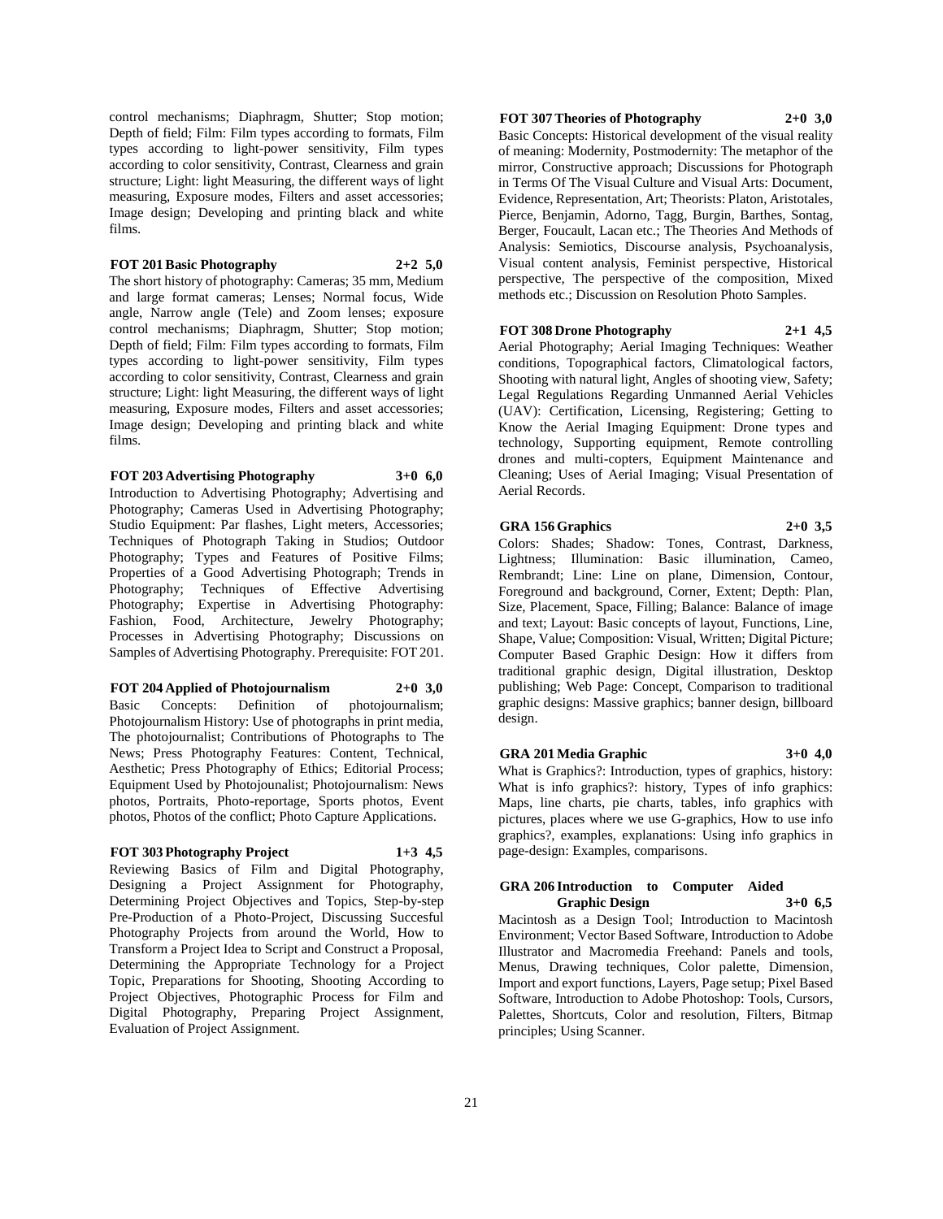control mechanisms; Diaphragm, Shutter; Stop motion; Depth of field; Film: Film types according to formats, Film types according to light-power sensitivity, Film types according to color sensitivity, Contrast, Clearness and grain structure; Light: light Measuring, the different ways of light measuring, Exposure modes, Filters and asset accessories; Image design; Developing and printing black and white films.

**FOT 201 Basic Photography 2+2 5,0**

The short history of photography: Cameras; 35 mm, Medium and large format cameras; Lenses; Normal focus, Wide angle, Narrow angle (Tele) and Zoom lenses; exposure control mechanisms; Diaphragm, Shutter; Stop motion; Depth of field; Film: Film types according to formats, Film types according to light-power sensitivity, Film types according to color sensitivity, Contrast, Clearness and grain structure; Light: light Measuring, the different ways of light measuring, Exposure modes, Filters and asset accessories; Image design; Developing and printing black and white films.

**FOT 203 Advertising Photography 3+0 6,0**

Introduction to Advertising Photography; Advertising and Photography; Cameras Used in Advertising Photography; Studio Equipment: Par flashes, Light meters, Accessories; Techniques of Photograph Taking in Studios; Outdoor Photography; Types and Features of Positive Films; Properties of a Good Advertising Photograph; Trends in Photography; Techniques of Effective Advertising Photography; Expertise in Advertising Photography: Fashion, Food, Architecture, Jewelry Photography; Processes in Advertising Photography; Discussions on Samples of Advertising Photography. Prerequisite: FOT 201.

**FOT 204 Applied of Photojournalism 2+0 3,0**

Basic Concepts: Definition of photojournalism; Photojournalism History: Use of photographs in print media, The photojournalist; Contributions of Photographs to The News; Press Photography Features: Content, Technical, Aesthetic; Press Photography of Ethics; Editorial Process; Equipment Used by Photojounalist; Photojournalism: News photos, Portraits, Photo-reportage, Sports photos, Event photos, Photos of the conflict; Photo Capture Applications.

**FOT 303 Photography Project 1+3 4,5**

Reviewing Basics of Film and Digital Photography, Designing a Project Assignment for Photography, Determining Project Objectives and Topics, Step-by-step Pre-Production of a Photo-Project, Discussing Succesful Photography Projects from around the World, How to Transform a Project Idea to Script and Construct a Proposal, Determining the Appropriate Technology for a Project Topic, Preparations for Shooting, Shooting According to Project Objectives, Photographic Process for Film and Digital Photography, Preparing Project Assignment, Evaluation of Project Assignment.

**FOT 307 Theories of Photography 2+0 3,0**

Basic Concepts: Historical development of the visual reality of meaning: Modernity, Postmodernity: The metaphor of the mirror, Constructive approach; Discussions for Photograph in Terms Of The Visual Culture and Visual Arts: Document, Evidence, Representation, Art; Theorists: Platon, Aristotales, Pierce, Benjamin, Adorno, Tagg, Burgin, Barthes, Sontag, Berger, Foucault, Lacan etc.; The Theories And Methods of Analysis: Semiotics, Discourse analysis, Psychoanalysis, Visual content analysis, Feminist perspective, Historical perspective, The perspective of the composition, Mixed methods etc.; Discussion on Resolution Photo Samples.

**FOT 308 Drone Photography 2+1 4,5**

Aerial Photography; Aerial Imaging Techniques: Weather conditions, Topographical factors, Climatological factors, Shooting with natural light, Angles of shooting view, Safety; Legal Regulations Regarding Unmanned Aerial Vehicles (UAV): Certification, Licensing, Registering; Getting to Know the Aerial Imaging Equipment: Drone types and technology, Supporting equipment, Remote controlling drones and multi-copters, Equipment Maintenance and Cleaning; Uses of Aerial Imaging; Visual Presentation of Aerial Records.

**GRA 156 Graphics 2+0 3,5**

Colors: Shades; Shadow: Tones, Contrast, Darkness, Lightness; Illumination: Basic illumination, Cameo, Rembrandt; Line: Line on plane, Dimension, Contour, Foreground and background, Corner, Extent; Depth: Plan, Size, Placement, Space, Filling; Balance: Balance of image and text; Layout: Basic concepts of layout, Functions, Line, Shape, Value; Composition: Visual, Written; Digital Picture; Computer Based Graphic Design: How it differs from traditional graphic design, Digital illustration, Desktop publishing; Web Page: Concept, Comparison to traditional graphic designs: Massive graphics; banner design, billboard design.

**GRA 201 Media Graphic 3+0 4,0**

What is Graphics?: Introduction, types of graphics, history: What is info graphics?: history, Types of info graphics: Maps, line charts, pie charts, tables, info graphics with pictures, places where we use G-graphics, How to use info graphics?, examples, explanations: Using info graphics in page-design: Examples, comparisons.

**GRA 206 Introduction to Computer Aided Graphic Design 3+0 6,5**

Macintosh as a Design Tool; Introduction to Macintosh Environment; Vector Based Software, Introduction to Adobe Illustrator and Macromedia Freehand: Panels and tools, Menus, Drawing techniques, Color palette, Dimension, Import and export functions, Layers, Page setup; Pixel Based Software, Introduction to Adobe Photoshop: Tools, Cursors, Palettes, Shortcuts, Color and resolution, Filters, Bitmap principles; Using Scanner.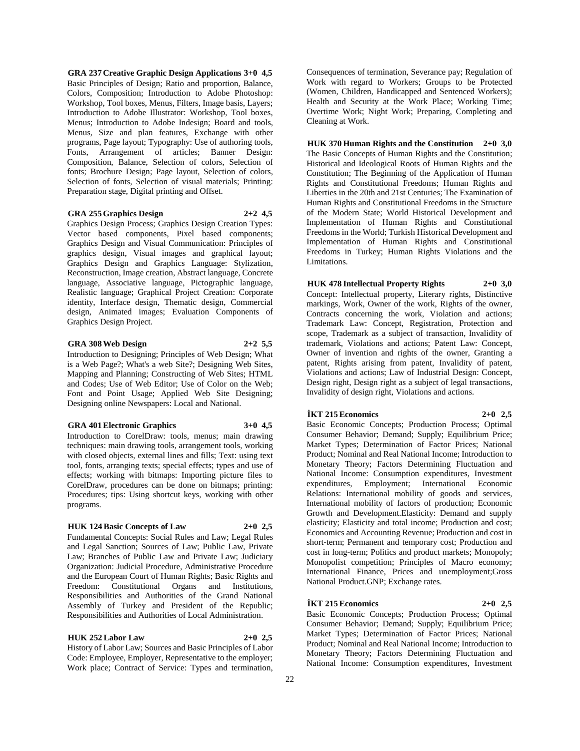**GRA 237 Creative Graphic Design Applications 3+0 4,5**

Basic Principles of Design; Ratio and proportion, Balance, Colors, Composition; Introduction to Adobe Photoshop: Workshop, Tool boxes, Menus, Filters, Image basis, Layers; Introduction to Adobe Illustrator: Workshop, Tool boxes, Menus; Introduction to Adobe Indesign; Board and tools, Menus, Size and plan features, Exchange with other programs, Page layout; Typography: Use of authoring tools, Fonts, Arrangement of articles; Banner Design: Composition, Balance, Selection of colors, Selection of fonts; Brochure Design; Page layout, Selection of colors, Selection of fonts, Selection of visual materials; Printing: Preparation stage, Digital printing and Offset.

**GRA 255 Graphics Design 2+2 4,5**

Graphics Design Process; Graphics Design Creation Types: Vector based components, Pixel based components; Graphics Design and Visual Communication: Principles of graphics design, Visual images and graphical layout; Graphics Design and Graphics Language: Stylization, Reconstruction, Image creation, Abstract language, Concrete language, Associative language, Pictographic language, Realistic language; Graphical Project Creation: Corporate identity, Interface design, Thematic design, Commercial design, Animated images; Evaluation Components of Graphics Design Project.

**GRA 308 Web Design 2+2 5,5**

Introduction to Designing; Principles of Web Design; What is a Web Page?; What's a web Site?; Designing Web Sites, Mapping and Planning; Constructing of Web Sites; HTML and Codes; Use of Web Editor; Use of Color on the Web; Font and Point Usage; Applied Web Site Designing; Designing online Newspapers: Local and National.

**GRA 401 Electronic Graphics 3+0 4,5**

Introduction to CorelDraw: tools, menus; main drawing techniques: main drawing tools, arrangement tools, working with closed objects, external lines and fills; Text: using text tool, fonts, arranging texts; special effects; types and use of effects; working with bitmaps: Importing picture files to CorelDraw, procedures can be done on bitmaps; printing: Procedures; tips: Using shortcut keys, working with other programs.

**HUK 124 Basic Concepts of Law 2+0 2,5**

Fundamental Concepts: Social Rules and Law; Legal Rules and Legal Sanction; Sources of Law; Public Law, Private Law; Branches of Public Law and Private Law; Judiciary Organization: Judicial Procedure, Administrative Procedure and the European Court of Human Rights; Basic Rights and Freedom: Constitutional Organs and Institutions, Responsibilities and Authorities of the Grand National Assembly of Turkey and President of the Republic; Responsibilities and Authorities of Local Administration.

**HUK 252 Labor Law 2+0 2,5**

History of Labor Law; Sources and Basic Principles of Labor Code: Employee, Employer, Representative to the employer; Work place; Contract of Service: Types and termination, Consequences of termination, Severance pay; Regulation of Work with regard to Workers; Groups to be Protected (Women, Children, Handicapped and Sentenced Workers); Health and Security at the Work Place; Working Time; Overtime Work; Night Work; Preparing, Completing and Cleaning at Work.

**HUK 370 Human Rights and the Constitution 2+0 3,0**

The Basic Concepts of Human Rights and the Constitution; Historical and Ideological Roots of Human Rights and the Constitution; The Beginning of the Application of Human Rights and Constitutional Freedoms; Human Rights and Liberties in the 20th and 21st Centuries; The Examination of Human Rights and Constitutional Freedoms in the Structure of the Modern State; World Historical Development and Implementation of Human Rights and Constitutional Freedoms in the World; Turkish Historical Development and Implementation of Human Rights and Constitutional Freedoms in Turkey; Human Rights Violations and the Limitations.

**HUK 478 Intellectual Property Rights 2+0 3,0**

Concept: Intellectual property, Literary rights, Distinctive markings, Work, Owner of the work, Rights of the owner, Contracts concerning the work, Violation and actions; Trademark Law: Concept, Registration, Protection and scope, Trademark as a subject of transaction, Invalidity of trademark, Violations and actions; Patent Law: Concept, Owner of invention and rights of the owner, Granting a patent, Rights arising from patent, Invalidity of patent, Violations and actions; Law of Industrial Design: Concept, Design right, Design right as a subject of legal transactions, Invalidity of design right, Violations and actions.

**İKT 215 Economics 2+0 2,5**

Basic Economic Concepts; Production Process; Optimal Consumer Behavior; Demand; Supply; Equilibrium Price; Market Types; Determination of Factor Prices; National Product; Nominal and Real National Income; Introduction to Monetary Theory; Factors Determining Fluctuation and National Income: Consumption expenditures, Investment expenditures, Employment; International Economic Relations: International mobility of goods and services, International mobility of factors of production; Economic Growth and Development.Elasticity: Demand and supply elasticity; Elasticity and total income; Production and cost; Economics and Accounting Revenue; Production and cost in short-term; Permanent and temporary cost; Production and cost in long-term; Politics and product markets; Monopoly; Monopolist competition; Principles of Macro economy; International Finance, Prices and unemployment;Gross National Product.GNP; Exchange rates.

**İKT 215 Economics 2+0 2,5**

Basic Economic Concepts; Production Process; Optimal Consumer Behavior; Demand; Supply; Equilibrium Price; Market Types; Determination of Factor Prices; National Product; Nominal and Real National Income; Introduction to Monetary Theory; Factors Determining Fluctuation and National Income: Consumption expenditures, Investment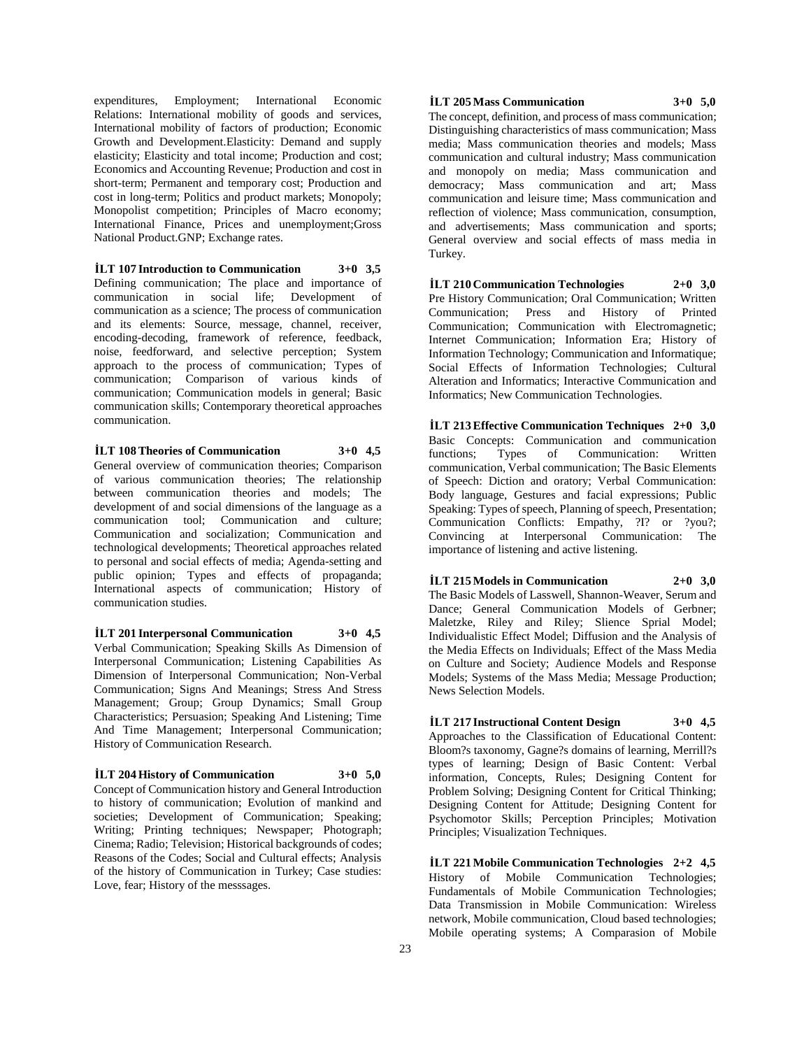expenditures, Employment; International Economic Relations: International mobility of goods and services, International mobility of factors of production; Economic Growth and Development.Elasticity: Demand and supply elasticity; Elasticity and total income; Production and cost; Economics and Accounting Revenue; Production and cost in short-term; Permanent and temporary cost; Production and cost in long-term; Politics and product markets; Monopoly; Monopolist competition; Principles of Macro economy; International Finance, Prices and unemployment;Gross National Product.GNP; Exchange rates.

**İLT 107 Introduction to Communication 3+0 3,5**

Defining communication; The place and importance of communication in social life; Development of communication as a science; The process of communication and its elements: Source, message, channel, receiver, encoding-decoding, framework of reference, feedback, noise, feedforward, and selective perception; System approach to the process of communication; Types of communication; Comparison of various kinds of communication; Communication models in general; Basic communication skills; Contemporary theoretical approaches communication.

**İLT 108 Theories of Communication 3+0 4,5**

General overview of communication theories; Comparison of various communication theories; The relationship between communication theories and models; The development of and social dimensions of the language as a communication tool; Communication and culture; Communication and socialization; Communication and technological developments; Theoretical approaches related to personal and social effects of media; Agenda-setting and public opinion; Types and effects of propaganda; International aspects of communication; History of communication studies.

**İLT 201 Interpersonal Communication 3+0 4,5**

Verbal Communication; Speaking Skills As Dimension of Interpersonal Communication; Listening Capabilities As Dimension of Interpersonal Communication; Non-Verbal Communication; Signs And Meanings; Stress And Stress Management; Group; Group Dynamics; Small Group Characteristics; Persuasion; Speaking And Listening; Time And Time Management; Interpersonal Communication; History of Communication Research.

**İLT 204 History of Communication 3+0 5,0**

Concept of Communication history and General Introduction to history of communication; Evolution of mankind and societies; Development of Communication; Speaking; Writing; Printing techniques; Newspaper; Photograph; Cinema; Radio; Television; Historical backgrounds of codes; Reasons of the Codes; Social and Cultural effects; Analysis of the history of Communication in Turkey; Case studies: Love, fear; History of the messsages.

**İLT 205 Mass Communication 3+0 5,0**

The concept, definition, and process of mass communication; Distinguishing characteristics of mass communication; Mass media; Mass communication theories and models; Mass communication and cultural industry; Mass communication and monopoly on media; Mass communication and democracy; Mass communication and art; Mass communication and leisure time; Mass communication and reflection of violence; Mass communication, consumption, and advertisements; Mass communication and sports; General overview and social effects of mass media in Turkey.

**İLT 210 Communication Technologies 2+0 3,0**

Pre History Communication; Oral Communication; Written Communication; Press and History of Printed Communication; Communication with Electromagnetic; Internet Communication; Information Era; History of Information Technology; Communication and Informatique; Social Effects of Information Technologies; Cultural Alteration and Informatics; Interactive Communication and Informatics; New Communication Technologies.

**İLT 213 Effective Communication Techniques 2+0 3,0**

Basic Concepts: Communication and communication functions; Types of Communication: Written communication, Verbal communication; The Basic Elements of Speech: Diction and oratory; Verbal Communication: Body language, Gestures and facial expressions; Public Speaking: Types of speech, Planning of speech, Presentation; Communication Conflicts: Empathy, ?I? or ?you?; Convincing at Interpersonal Communication: The importance of listening and active listening.

**İLT 215 Models in Communication 2+0 3,0**

The Basic Models of Lasswell, Shannon-Weaver, Serum and Dance; General Communication Models of Gerbner; Maletzke, Riley and Riley; Slience Sprial Model; Individualistic Effect Model; Diffusion and the Analysis of the Media Effects on Individuals; Effect of the Mass Media on Culture and Society; Audience Models and Response Models; Systems of the Mass Media; Message Production; News Selection Models.

**İLT 217 Instructional Content Design 3+0 4,5**

Approaches to the Classification of Educational Content: Bloom?s taxonomy, Gagne?s domains of learning, Merrill?s types of learning; Design of Basic Content: Verbal information, Concepts, Rules; Designing Content for Problem Solving; Designing Content for Critical Thinking; Designing Content for Attitude; Designing Content for Psychomotor Skills; Perception Principles; Motivation Principles; Visualization Techniques.

**İLT 221 Mobile Communication Technologies 2+2 4,5**

History of Mobile Communication Technologies; Fundamentals of Mobile Communication Technologies; Data Transmission in Mobile Communication: Wireless network, Mobile communication, Cloud based technologies; Mobile operating systems; A Comparasion of Mobile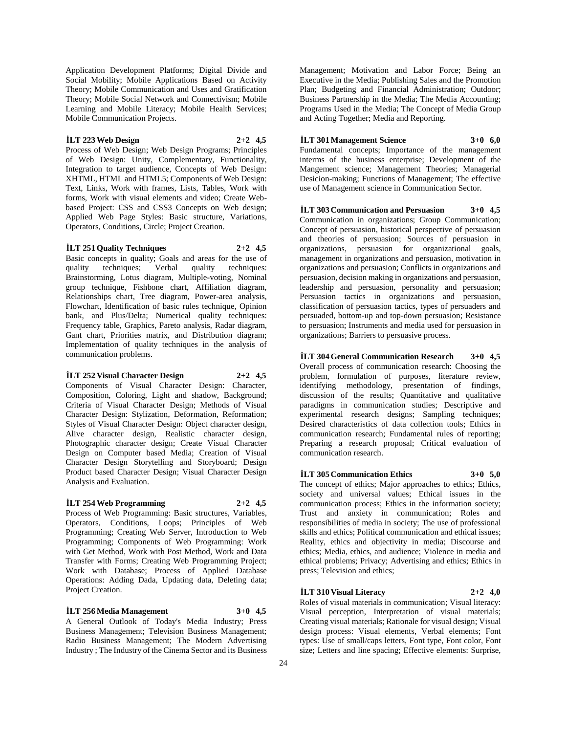Application Development Platforms; Digital Divide and Social Mobility; Mobile Applications Based on Activity Theory; Mobile Communication and Uses and Gratification Theory; Mobile Social Network and Connectivism; Mobile Learning and Mobile Literacy; Mobile Health Services; Mobile Communication Projects.

**İLT 223 Web Design 2+2 4,5**

Process of Web Design; Web Design Programs; Principles of Web Design: Unity, Complementary, Functionality, Integration to target audience, Concepts of Web Design: XHTML, HTML and HTML5; Components of Web Design: Text, Links, Work with frames, Lists, Tables, Work with forms, Work with visual elements and video; Create Web-based Project: CSS and CSS3 Concepts on Web design; Applied Web Page Styles: Basic structure, Variations, Operators, Conditions, Circle; Project Creation.

**İLT 251 Quality Techniques 2+2 4,5**

Basic concepts in quality; Goals and areas for the use of quality techniques; Verbal quality techniques: Brainstorming, Lotus diagram, Multiple-voting, Nominal group technique, Fishbone chart, Affiliation diagram, Relationships chart, Tree diagram, Power-area analysis, Flowchart, Identification of basic rules technique, Opinion bank, and Plus/Delta; Numerical quality techniques: Frequency table, Graphics, Pareto analysis, Radar diagram, Gant chart, Priorities matrix, and Distribution diagram; Implementation of quality techniques in the analysis of communication problems.

**İLT 252 Visual Character Design 2+2 4,5**

Components of Visual Character Design: Character, Composition, Coloring, Light and shadow, Background; Criteria of Visual Character Design; Methods of Visual Character Design: Stylization, Deformation, Reformation; Styles of Visual Character Design: Object character design, Alive character design, Realistic character design, Photographic character design; Create Visual Character Design on Computer based Media; Creation of Visual Character Design Storytelling and Storyboard; Design Product based Character Design; Visual Character Design Analysis and Evaluation.

**İLT 254 Web Programming 2+2 4,5**

Process of Web Programming: Basic structures, Variables, Operators, Conditions, Loops; Principles of Web Programming; Creating Web Server, Introduction to Web Programming; Components of Web Programming: Work with Get Method, Work with Post Method, Work and Data Transfer with Forms; Creating Web Programming Project; Work with Database; Process of Applied Database Operations: Adding Dada, Updating data, Deleting data; Project Creation.

**İLT 256 Media Management 3+0 4,5**

A General Outlook of Today's Media Industry; Press Business Management; Television Business Management; Radio Business Management; The Modern Advertising Industry ; The Industry of the Cinema Sector and its Business Management; Motivation and Labor Force; Being an Executive in the Media; Publishing Sales and the Promotion Plan; Budgeting and Financial Administration; Outdoor; Business Partnership in the Media; The Media Accounting; Programs Used in the Media; The Concept of Media Group and Acting Together; Media and Reporting.

**İLT 301 Management Science 3+0 6,0**

Fundamental concepts; Importance of the management interms of the business enterprise; Development of the Mangement science; Management Theories; Managerial Desicion-making; Functions of Management; The effective use of Management science in Communication Sector.

**İLT 303 Communication and Persuasion 3+0 4,5**

Communication in organizations; Group Communication; Concept of persuasion, historical perspective of persuasion and theories of persuasion; Sources of persuasion in organizations, persuasion for organizational goals, management in organizations and persuasion, motivation in organizations and persuasion; Conflicts in organizations and persuasion, decision making in organizations and persuasion, leadership and persuasion, personality and persuasion; Persuasion tactics in organizations and persuasion, classification of persuasion tactics, types of persuaders and persuaded, bottom-up and top-down persuasion; Resistance to persuasion; Instruments and media used for persuasion in organizations; Barriers to persuasive process.

**İLT 304 General Communication Research 3+0 4,5**

Overall process of communication research: Choosing the problem, formulation of purposes, literature review, identifying methodology, presentation of findings, discussion of the results; Quantitative and qualitative paradigms in communication studies; Descriptive and experimental research designs; Sampling techniques; Desired characteristics of data collection tools; Ethics in communication research; Fundamental rules of reporting; Preparing a research proposal; Critical evaluation of communication research.

**İLT 305 Communication Ethics 3+0 5,0**

The concept of ethics; Major approaches to ethics; Ethics, society and universal values; Ethical issues in the communication process; Ethics in the information society; Trust and anxiety in communication; Roles and responsibilities of media in society; The use of professional skills and ethics; Political communication and ethical issues; Reality, ethics and objectivity in media; Discourse and ethics; Media, ethics, and audience; Violence in media and ethical problems; Privacy; Advertising and ethics; Ethics in press; Television and ethics;

**İLT 310 Visual Literacy 2+2 4,0**

Roles of visual materials in communication; Visual literacy: Visual perception, Interpretation of visual materials; Creating visual materials; Rationale for visual design; Visual design process: Visual elements, Verbal elements; Font types: Use of small/caps letters, Font type, Font color, Font size; Letters and line spacing; Effective elements: Surprise,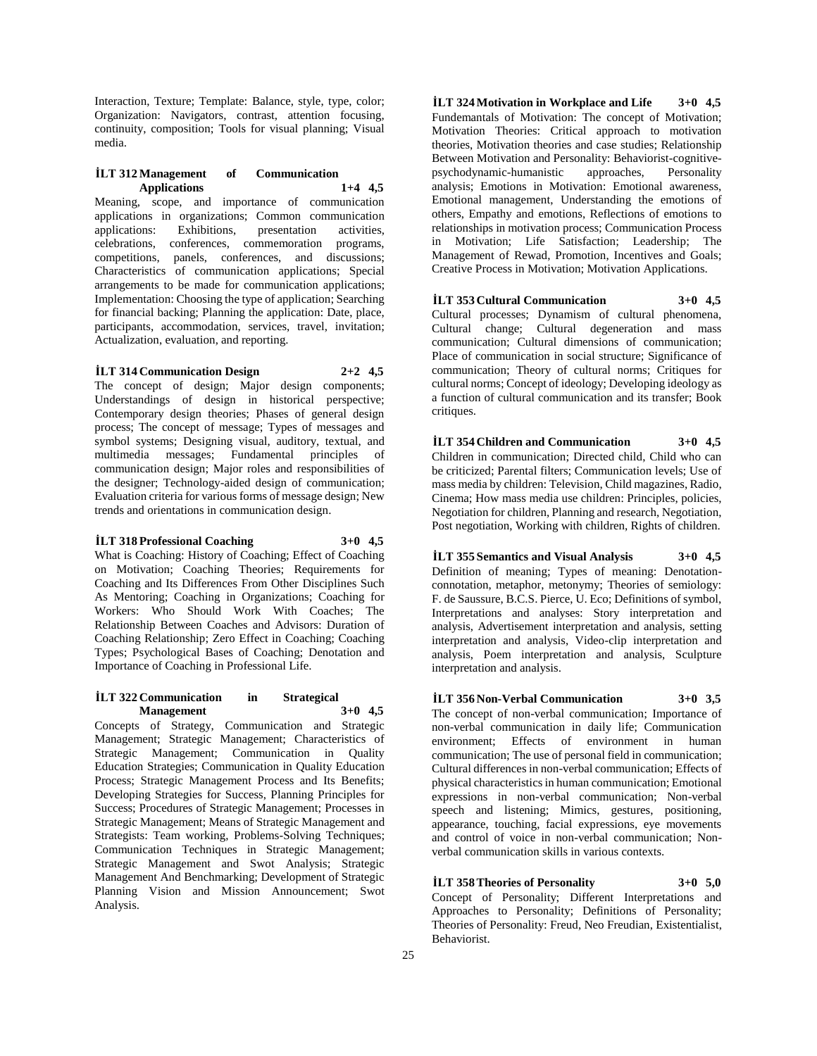Interaction, Texture; Template: Balance, style, type, color; Organization: Navigators, contrast, attention focusing, continuity, composition; Tools for visual planning; Visual media.

**İLT 312 Management of Communication Applications 1+4 4,5**

Meaning, scope, and importance of communication applications in organizations; Common communication applications: Exhibitions, presentation activities, celebrations, conferences, commemoration programs, competitions, panels, conferences, and discussions; Characteristics of communication applications; Special arrangements to be made for communication applications; Implementation: Choosing the type of application; Searching for financial backing; Planning the application: Date, place, participants, accommodation, services, travel, invitation; Actualization, evaluation, and reporting.

**İLT 314 Communication Design 2+2 4,5**

The concept of design; Major design components; Understandings of design in historical perspective; Contemporary design theories; Phases of general design process; The concept of message; Types of messages and symbol systems; Designing visual, auditory, textual, and multimedia messages; Fundamental principles of communication design; Major roles and responsibilities of the designer; Technology-aided design of communication; Evaluation criteria for various forms of message design; New trends and orientations in communication design.

**İLT 318 Professional Coaching 3+0 4,5**

What is Coaching: History of Coaching; Effect of Coaching on Motivation; Coaching Theories; Requirements for Coaching and Its Differences From Other Disciplines Such As Mentoring; Coaching in Organizations; Coaching for Workers: Who Should Work With Coaches; The Relationship Between Coaches and Advisors: Duration of Coaching Relationship; Zero Effect in Coaching; Coaching Types; Psychological Bases of Coaching; Denotation and Importance of Coaching in Professional Life.

**İLT 322 Communication in Strategical Management 3+0 4,5**

Concepts of Strategy, Communication and Strategic Management; Strategic Management; Characteristics of Strategic Management; Communication in Quality Education Strategies; Communication in Quality Education Process; Strategic Management Process and Its Benefits; Developing Strategies for Success, Planning Principles for Success; Procedures of Strategic Management; Processes in Strategic Management; Means of Strategic Management and Strategists: Team working, Problems-Solving Techniques; Communication Techniques in Strategic Management; Strategic Management and Swot Analysis; Strategic Management And Benchmarking; Development of Strategic Planning Vision and Mission Announcement; Swot Analysis.

**İLT 324 Motivation in Workplace and Life 3+0 4,5**

Fundemantals of Motivation: The concept of Motivation; Motivation Theories: Critical approach to motivation theories, Motivation theories and case studies; Relationship Between Motivation and Personality: Behaviorist-cognitive-psychodynamic-humanistic approaches, Personality analysis; Emotions in Motivation: Emotional awareness, Emotional management, Understanding the emotions of others, Empathy and emotions, Reflections of emotions to relationships in motivation process; Communication Process in Motivation; Life Satisfaction; Leadership; The Management of Rewad, Promotion, Incentives and Goals; Creative Process in Motivation; Motivation Applications.

**İLT 353 Cultural Communication 3+0 4,5**

Cultural processes; Dynamism of cultural phenomena, Cultural change; Cultural degeneration and mass communication; Cultural dimensions of communication; Place of communication in social structure; Significance of communication; Theory of cultural norms; Critiques for cultural norms; Concept of ideology; Developing ideology as a function of cultural communication and its transfer; Book critiques.

**İLT 354 Children and Communication 3+0 4,5**

Children in communication; Directed child, Child who can be criticized; Parental filters; Communication levels; Use of mass media by children: Television, Child magazines, Radio, Cinema; How mass media use children: Principles, policies, Negotiation for children, Planning and research, Negotiation, Post negotiation, Working with children, Rights of children.

**İLT 355 Semantics and Visual Analysis 3+0 4,5**

Definition of meaning; Types of meaning: Denotation-connotation, metaphor, metonymy; Theories of semiology: F. de Saussure, B.C.S. Pierce, U. Eco; Definitions of symbol, Interpretations and analyses: Story interpretation and analysis, Advertisement interpretation and analysis, setting interpretation and analysis, Video-clip interpretation and analysis, Poem interpretation and analysis, Sculpture interpretation and analysis.

**İLT 356 Non-Verbal Communication 3+0 3,5**

The concept of non-verbal communication; Importance of non-verbal communication in daily life; Communication environment; Effects of environment in human communication; The use of personal field in communication; Cultural differences in non-verbal communication; Effects of physical characteristics in human communication; Emotional expressions in non-verbal communication; Non-verbal speech and listening; Mimics, gestures, positioning, appearance, touching, facial expressions, eye movements and control of voice in non-verbal communication; Non-verbal communication skills in various contexts.

**İLT 358 Theories of Personality 3+0 5,0**

Concept of Personality; Different Interpretations and Approaches to Personality; Definitions of Personality; Theories of Personality: Freud, Neo Freudian, Existentialist, Behaviorist.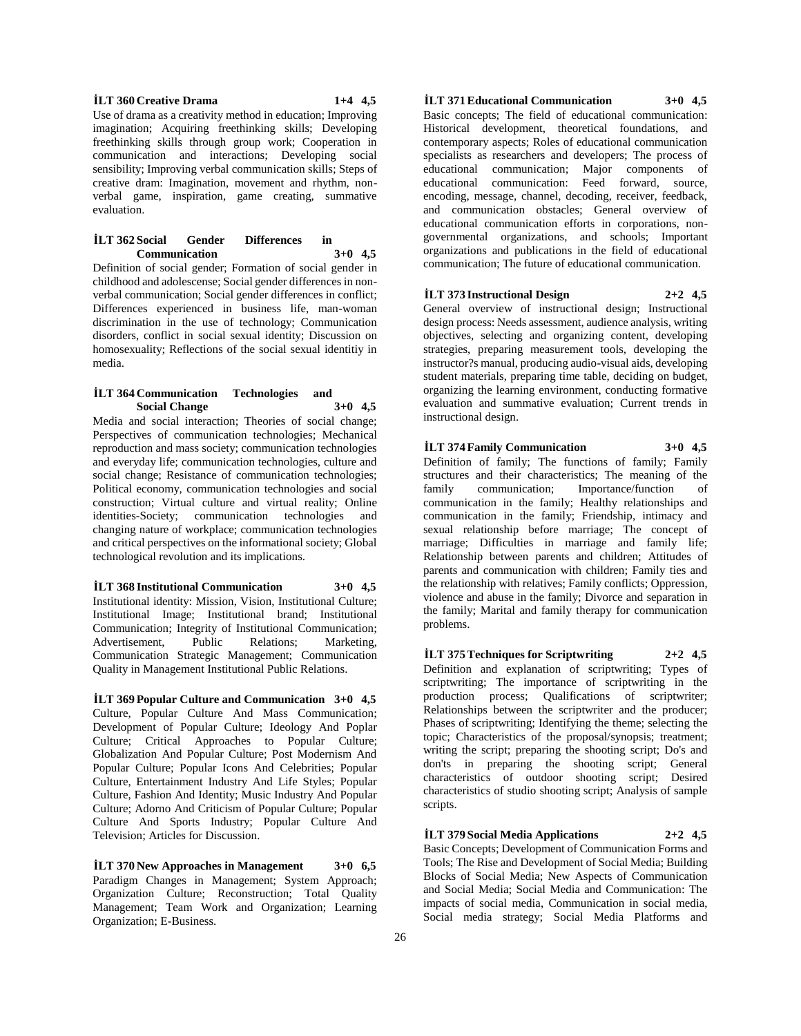**İLT 360 Creative Drama 1+4 4,5**

Use of drama as a creativity method in education; Improving imagination; Acquiring freethinking skills; Developing freethinking skills through group work; Cooperation in communication and interactions; Developing social sensibility; Improving verbal communication skills; Steps of creative dram: Imagination, movement and rhythm, non-verbal game, inspiration, game creating, summative evaluation.

**İLT 362 Social Gender Differences in Communication 3+0 4,5**

Definition of social gender; Formation of social gender in childhood and adolescense; Social gender differences in non-verbal communication; Social gender differences in conflict; Differences experienced in business life, man-woman discrimination in the use of technology; Communication disorders, conflict in social sexual identity; Discussion on homosexuality; Reflections of the social sexual identitiy in media.

**İLT 364 Communication Technologies and Social Change 3+0 4,5**

Media and social interaction; Theories of social change; Perspectives of communication technologies; Mechanical reproduction and mass society; communication technologies and everyday life; communication technologies, culture and social change; Resistance of communication technologies; Political economy, communication technologies and social construction; Virtual culture and virtual reality; Online identities-Society; communication technologies and changing nature of workplace; communication technologies and critical perspectives on the informational society; Global technological revolution and its implications.

**İLT 368 Institutional Communication 3+0 4,5**

Institutional identity: Mission, Vision, Institutional Culture; Institutional Image; Institutional brand; Institutional Communication; Integrity of Institutional Communication; Advertisement, Public Relations; Marketing, Communication Strategic Management; Communication Quality in Management Institutional Public Relations.

**İLT 369 Popular Culture and Communication 3+0 4,5**

Culture, Popular Culture And Mass Communication; Development of Popular Culture; Ideology And Poplar Culture; Critical Approaches to Popular Culture; Globalization And Popular Culture; Post Modernism And Popular Culture; Popular Icons And Celebrities; Popular Culture, Entertainment Industry And Life Styles; Popular Culture, Fashion And Identity; Music Industry And Popular Culture; Adorno And Criticism of Popular Culture; Popular Culture And Sports Industry; Popular Culture And Television; Articles for Discussion.

**İLT 370 New Approaches in Management 3+0 6,5**

Paradigm Changes in Management; System Approach; Organization Culture; Reconstruction; Total Quality Management; Team Work and Organization; Learning Organization; E-Business.

**İLT 371 Educational Communication 3+0 4,5**

Basic concepts; The field of educational communication: Historical development, theoretical foundations, and contemporary aspects; Roles of educational communication specialists as researchers and developers; The process of educational communication; Major components of educational communication: Feed forward, source, encoding, message, channel, decoding, receiver, feedback, and communication obstacles; General overview of educational communication efforts in corporations, non-governmental organizations, and schools; Important organizations and publications in the field of educational communication; The future of educational communication.

**İLT 373 Instructional Design 2+2 4,5**

General overview of instructional design; Instructional design process: Needs assessment, audience analysis, writing objectives, selecting and organizing content, developing strategies, preparing measurement tools, developing the instructor?s manual, producing audio-visual aids, developing student materials, preparing time table, deciding on budget, organizing the learning environment, conducting formative evaluation and summative evaluation; Current trends in instructional design.

**İLT 374 Family Communication 3+0 4,5**

Definition of family; The functions of family; Family structures and their characteristics; The meaning of the family communication; Importance/function of communication in the family; Healthy relationships and communication in the family; Friendship, intimacy and sexual relationship before marriage; The concept of marriage; Difficulties in marriage and family life; Relationship between parents and children; Attitudes of parents and communication with children; Family ties and the relationship with relatives; Family conflicts; Oppression, violence and abuse in the family; Divorce and separation in the family; Marital and family therapy for communication problems.

**İLT 375 Techniques for Scriptwriting 2+2 4,5**

Definition and explanation of scriptwriting; Types of scriptwriting; The importance of scriptwriting in the production process; Qualifications of scriptwriter; Relationships between the scriptwriter and the producer; Phases of scriptwriting; Identifying the theme; selecting the topic; Characteristics of the proposal/synopsis; treatment; writing the script; preparing the shooting script; Do's and don'ts in preparing the shooting script; General characteristics of outdoor shooting script; Desired characteristics of studio shooting script; Analysis of sample scripts.

**İLT 379 Social Media Applications 2+2 4,5**

Basic Concepts; Development of Communication Forms and Tools; The Rise and Development of Social Media; Building Blocks of Social Media; New Aspects of Communication and Social Media; Social Media and Communication: The impacts of social media, Communication in social media, Social media strategy; Social Media Platforms and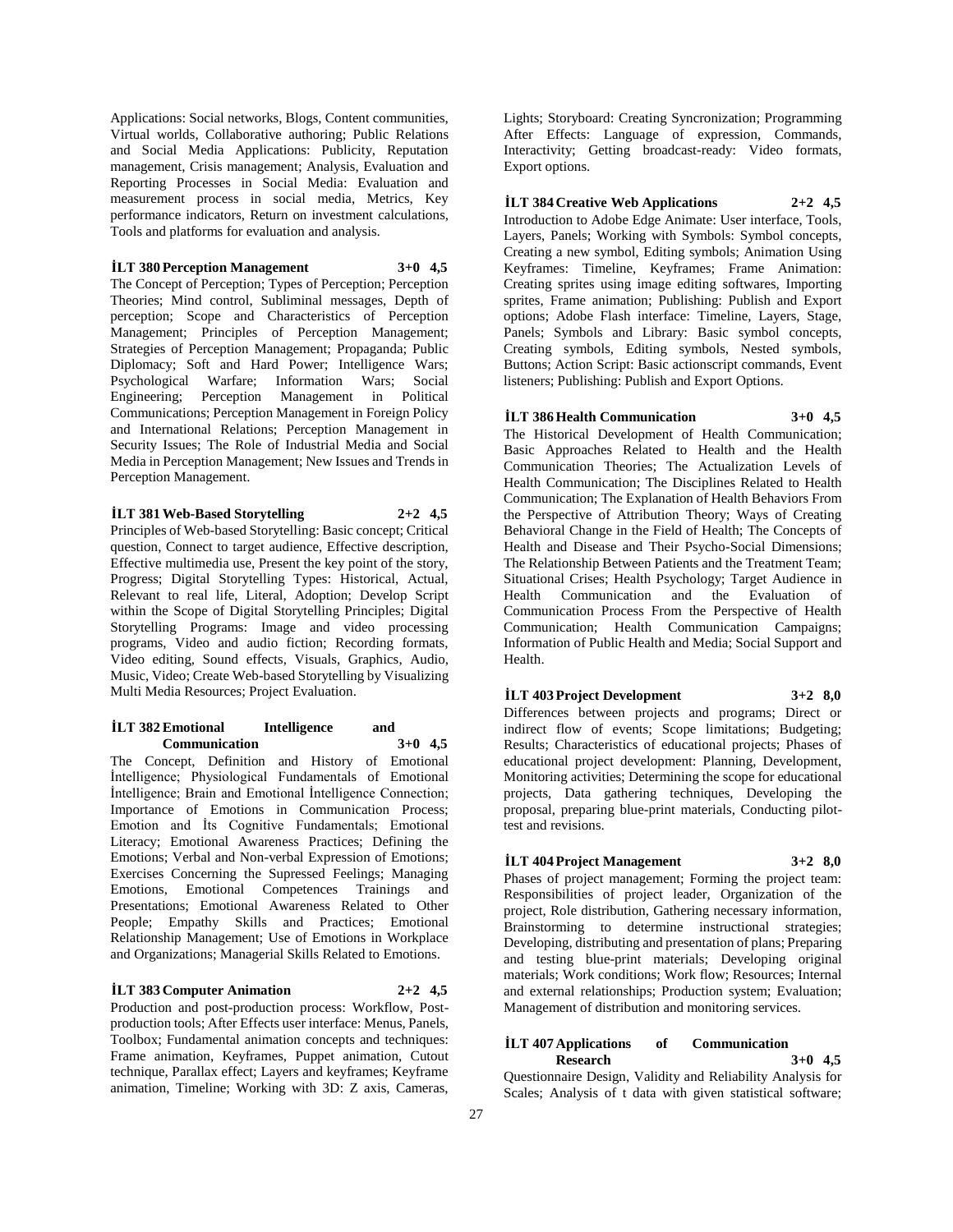Applications: Social networks, Blogs, Content communities, Virtual worlds, Collaborative authoring; Public Relations and Social Media Applications: Publicity, Reputation management, Crisis management; Analysis, Evaluation and Reporting Processes in Social Media: Evaluation and measurement process in social media, Metrics, Key performance indicators, Return on investment calculations, Tools and platforms for evaluation and analysis.

**İLT 380 Perception Management 3+0 4,5**

The Concept of Perception; Types of Perception; Perception Theories; Mind control, Subliminal messages, Depth of perception; Scope and Characteristics of Perception Management; Principles of Perception Management; Strategies of Perception Management; Propaganda; Public Diplomacy; Soft and Hard Power; Intelligence Wars; Psychological Warfare; Information Wars; Social Engineering; Perception Management in Political Communications; Perception Management in Foreign Policy and International Relations; Perception Management in Security Issues; The Role of Industrial Media and Social Media in Perception Management; New Issues and Trends in Perception Management.

**İLT 381 Web-Based Storytelling 2+2 4,5**

Principles of Web-based Storytelling: Basic concept; Critical question, Connect to target audience, Effective description, Effective multimedia use, Present the key point of the story, Progress; Digital Storytelling Types: Historical, Actual, Relevant to real life, Literal, Adoption; Develop Script within the Scope of Digital Storytelling Principles; Digital Storytelling Programs: Image and video processing programs, Video and audio fiction; Recording formats, Video editing, Sound effects, Visuals, Graphics, Audio, Music, Video; Create Web-based Storytelling by Visualizing Multi Media Resources; Project Evaluation.

**İLT 382 Emotional Intelligence and Communication 3+0 4,5**

The Concept, Definition and History of Emotional İntelligence; Physiological Fundamentals of Emotional İntelligence; Brain and Emotional İntelligence Connection; Importance of Emotions in Communication Process; Emotion and İts Cognitive Fundamentals; Emotional Literacy; Emotional Awareness Practices; Defining the Emotions; Verbal and Non-verbal Expression of Emotions; Exercises Concerning the Supressed Feelings; Managing Emotions, Emotional Competences Trainings and Presentations; Emotional Awareness Related to Other People; Empathy Skills and Practices; Emotional Relationship Management; Use of Emotions in Workplace and Organizations; Managerial Skills Related to Emotions.

**İLT 383 Computer Animation 2+2 4,5**

Production and post-production process: Workflow, Post-production tools; After Effects user interface: Menus, Panels, Toolbox; Fundamental animation concepts and techniques: Frame animation, Keyframes, Puppet animation, Cutout technique, Parallax effect; Layers and keyframes; Keyframe animation, Timeline; Working with 3D: Z axis, Cameras, Lights; Storyboard: Creating Syncronization; Programming After Effects: Language of expression, Commands, Interactivity; Getting broadcast-ready: Video formats, Export options.

**İLT 384 Creative Web Applications 2+2 4,5**

Introduction to Adobe Edge Animate: User interface, Tools, Layers, Panels; Working with Symbols: Symbol concepts, Creating a new symbol, Editing symbols; Animation Using Keyframes: Timeline, Keyframes; Frame Animation: Creating sprites using image editing softwares, Importing sprites, Frame animation; Publishing: Publish and Export options; Adobe Flash interface: Timeline, Layers, Stage, Panels; Symbols and Library: Basic symbol concepts, Creating symbols, Editing symbols, Nested symbols, Buttons; Action Script: Basic actionscript commands, Event listeners; Publishing: Publish and Export Options.

**İLT 386 Health Communication 3+0 4,5**

The Historical Development of Health Communication; Basic Approaches Related to Health and the Health Communication Theories; The Actualization Levels of Health Communication; The Disciplines Related to Health Communication; The Explanation of Health Behaviors From the Perspective of Attribution Theory; Ways of Creating Behavioral Change in the Field of Health; The Concepts of Health and Disease and Their Psycho-Social Dimensions; The Relationship Between Patients and the Treatment Team; Situational Crises; Health Psychology; Target Audience in Health Communication and the Evaluation of Communication Process From the Perspective of Health Communication; Health Communication Campaigns; Information of Public Health and Media; Social Support and Health.

**İLT 403 Project Development 3+2 8,0**

Differences between projects and programs; Direct or indirect flow of events; Scope limitations; Budgeting; Results; Characteristics of educational projects; Phases of educational project development: Planning, Development, Monitoring activities; Determining the scope for educational projects, Data gathering techniques, Developing the proposal, preparing blue-print materials, Conducting pilot-test and revisions.

**İLT 404 Project Management 3+2 8,0**

Phases of project management; Forming the project team: Responsibilities of project leader, Organization of the project, Role distribution, Gathering necessary information, Brainstorming to determine instructional strategies; Developing, distributing and presentation of plans; Preparing and testing blue-print materials; Developing original materials; Work conditions; Work flow; Resources; Internal and external relationships; Production system; Evaluation; Management of distribution and monitoring services.

**İLT 407 Applications of Communication Research 3+0 4,5**

Questionnaire Design, Validity and Reliability Analysis for Scales; Analysis of t data with given statistical software;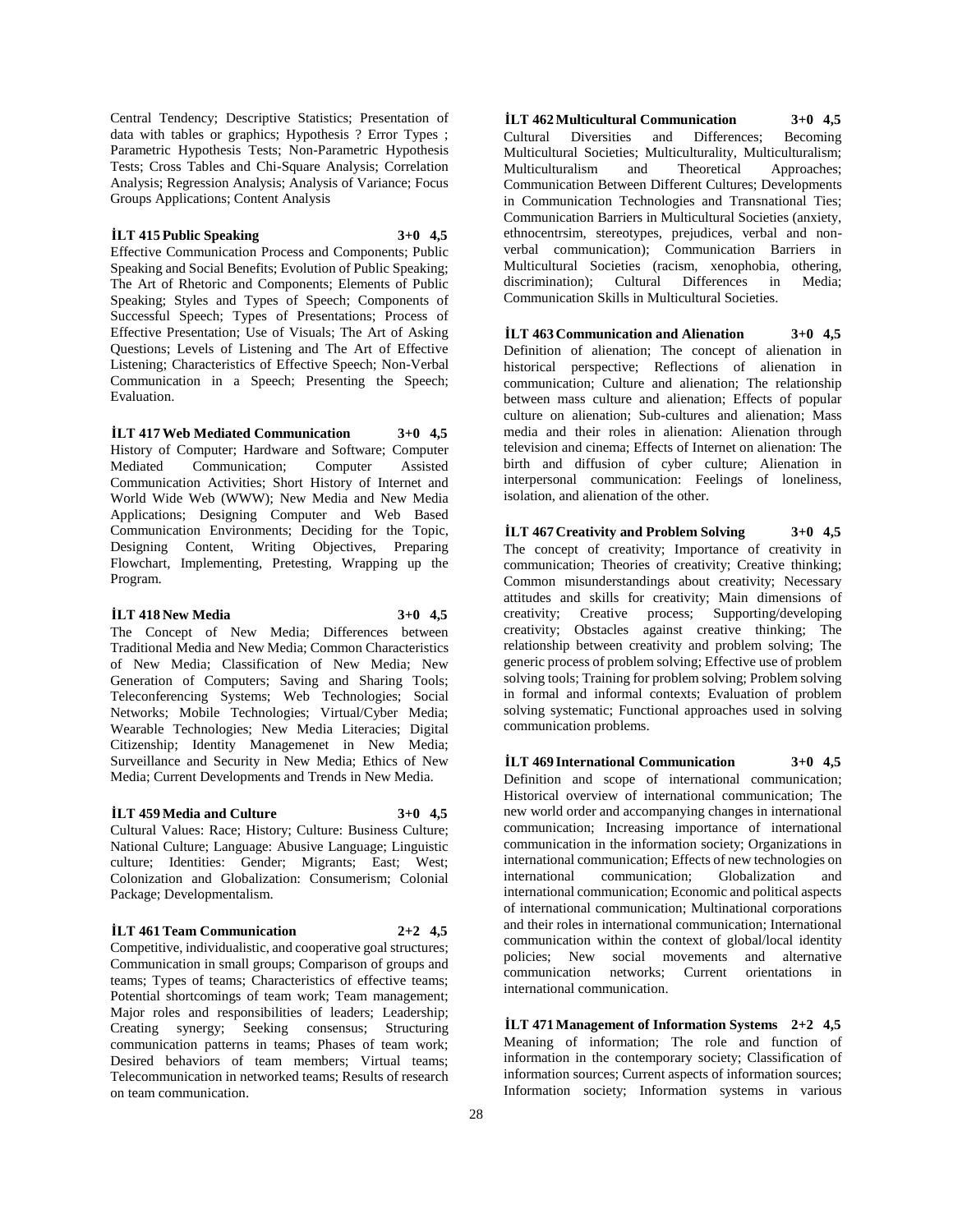Central Tendency; Descriptive Statistics; Presentation of data with tables or graphics; Hypothesis ? Error Types ; Parametric Hypothesis Tests; Non-Parametric Hypothesis Tests; Cross Tables and Chi-Square Analysis; Correlation Analysis; Regression Analysis; Analysis of Variance; Focus Groups Applications; Content Analysis

**İLT 415 Public Speaking 3+0 4,5**

Effective Communication Process and Components; Public Speaking and Social Benefits; Evolution of Public Speaking; The Art of Rhetoric and Components; Elements of Public Speaking; Styles and Types of Speech; Components of Successful Speech; Types of Presentations; Process of Effective Presentation; Use of Visuals; The Art of Asking Questions; Levels of Listening and The Art of Effective Listening; Characteristics of Effective Speech; Non-Verbal Communication in a Speech; Presenting the Speech; Evaluation.

**İLT 417 Web Mediated Communication 3+0 4,5**

History of Computer; Hardware and Software; Computer Mediated Communication; Computer Assisted Communication Activities; Short History of Internet and World Wide Web (WWW); New Media and New Media Applications; Designing Computer and Web Based Communication Environments; Deciding for the Topic, Designing Content, Writing Objectives, Preparing Flowchart, Implementing, Pretesting, Wrapping up the Program.

**İLT 418 New Media 3+0 4,5**

The Concept of New Media; Differences between Traditional Media and New Media; Common Characteristics of New Media; Classification of New Media; New Generation of Computers; Saving and Sharing Tools; Teleconferencing Systems; Web Technologies; Social Networks; Mobile Technologies; Virtual/Cyber Media; Wearable Technologies; New Media Literacies; Digital Citizenship; Identity Managemenet in New Media; Surveillance and Security in New Media; Ethics of New Media; Current Developments and Trends in New Media.

**İLT 459 Media and Culture 3+0 4,5**

Cultural Values: Race; History; Culture: Business Culture; National Culture; Language: Abusive Language; Linguistic culture; Identities: Gender; Migrants; East; West; Colonization and Globalization: Consumerism; Colonial Package; Developmentalism.

**İLT 461 Team Communication 2+2 4,5**

Competitive, individualistic, and cooperative goal structures; Communication in small groups; Comparison of groups and teams; Types of teams; Characteristics of effective teams; Potential shortcomings of team work; Team management; Major roles and responsibilities of leaders; Leadership; Creating synergy; Seeking consensus; Structuring communication patterns in teams; Phases of team work; Desired behaviors of team members; Virtual teams; Telecommunication in networked teams; Results of research on team communication.

**İLT 462 Multicultural Communication 3+0 4,5**

Cultural Diversities and Differences; Becoming Multicultural Societies; Multiculturality, Multiculturalism; Multiculturalism and Theoretical Approaches; Communication Between Different Cultures; Developments in Communication Technologies and Transnational Ties; Communication Barriers in Multicultural Societies (anxiety, ethnocentrsim, stereotypes, prejudices, verbal and non-verbal communication); Communication Barriers in Multicultural Societies (racism, xenophobia, othering, discrimination); Cultural Differences in Media; Communication Skills in Multicultural Societies.

**İLT 463 Communication and Alienation 3+0 4,5**

Definition of alienation; The concept of alienation in historical perspective; Reflections of alienation in communication; Culture and alienation; The relationship between mass culture and alienation; Effects of popular culture on alienation; Sub-cultures and alienation; Mass media and their roles in alienation: Alienation through television and cinema; Effects of Internet on alienation: The birth and diffusion of cyber culture; Alienation in interpersonal communication: Feelings of loneliness, isolation, and alienation of the other.

**İLT 467 Creativity and Problem Solving 3+0 4,5**

The concept of creativity; Importance of creativity in communication; Theories of creativity; Creative thinking; Common misunderstandings about creativity; Necessary attitudes and skills for creativity; Main dimensions of creativity; Creative process; Supporting/developing creativity; Obstacles against creative thinking; The relationship between creativity and problem solving; The generic process of problem solving; Effective use of problem solving tools; Training for problem solving; Problem solving in formal and informal contexts; Evaluation of problem solving systematic; Functional approaches used in solving communication problems.

**İLT 469 International Communication 3+0 4,5**

Definition and scope of international communication; Historical overview of international communication; The new world order and accompanying changes in international communication; Increasing importance of international communication in the information society; Organizations in international communication; Effects of new technologies on international communication; Globalization and international communication; Economic and political aspects of international communication; Multinational corporations and their roles in international communication; International communication within the context of global/local identity policies; New social movements and alternative communication networks; Current orientations in international communication.

**İLT 471 Management of Information Systems 2+2 4,5**

Meaning of information; The role and function of information in the contemporary society; Classification of information sources; Current aspects of information sources; Information society; Information systems in various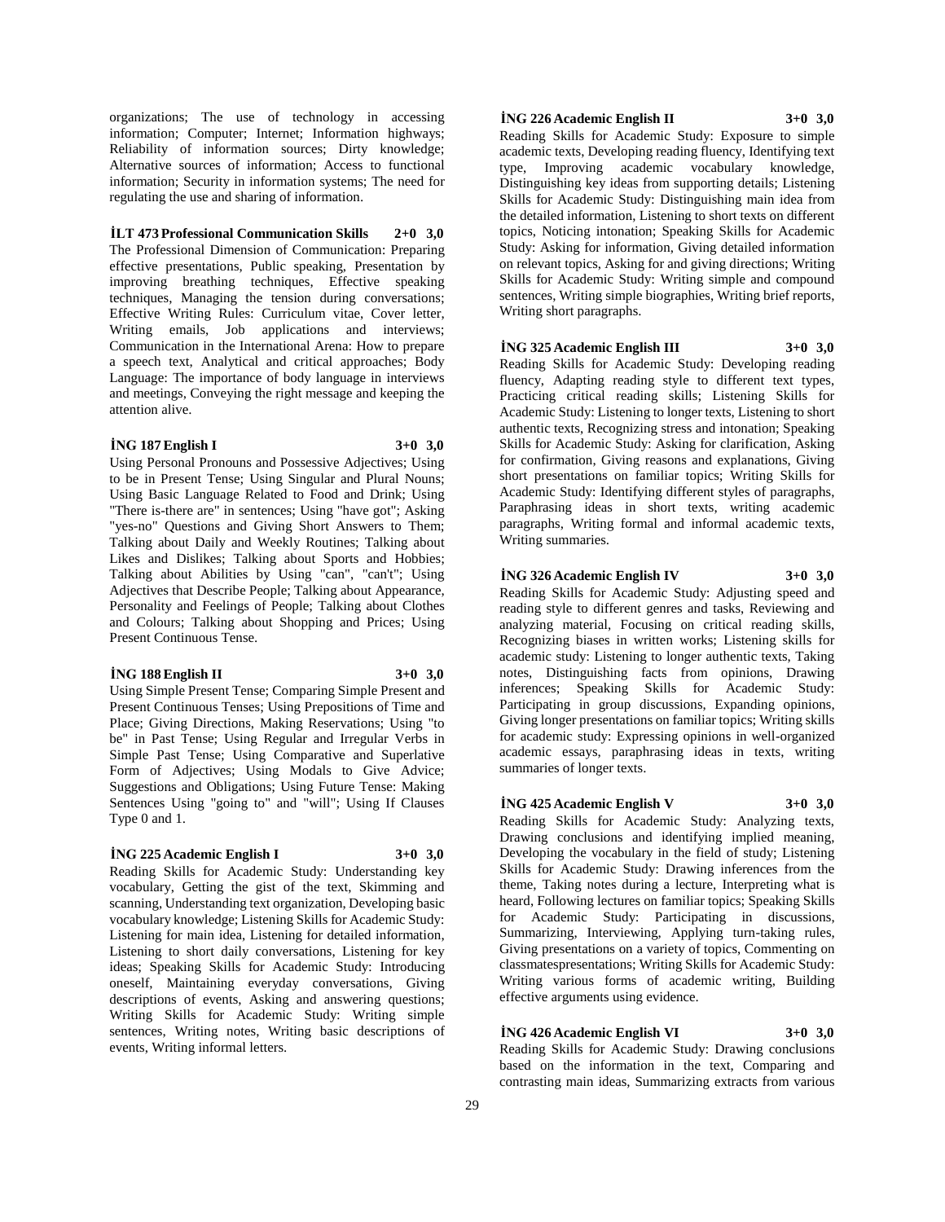organizations; The use of technology in accessing information; Computer; Internet; Information highways; Reliability of information sources; Dirty knowledge; Alternative sources of information; Access to functional information; Security in information systems; The need for regulating the use and sharing of information.

**İLT 473 Professional Communication Skills 2+0 3,0**

The Professional Dimension of Communication: Preparing effective presentations, Public speaking, Presentation by improving breathing techniques, Effective speaking techniques, Managing the tension during conversations; Effective Writing Rules: Curriculum vitae, Cover letter, Writing emails, Job applications and interviews; Communication in the International Arena: How to prepare a speech text, Analytical and critical approaches; Body Language: The importance of body language in interviews and meetings, Conveying the right message and keeping the attention alive.

**İNG 187 English I 3+0 3,0**

Using Personal Pronouns and Possessive Adjectives; Using to be in Present Tense; Using Singular and Plural Nouns; Using Basic Language Related to Food and Drink; Using "There is-there are" in sentences; Using "have got"; Asking "yes-no" Questions and Giving Short Answers to Them; Talking about Daily and Weekly Routines; Talking about Likes and Dislikes; Talking about Sports and Hobbies; Talking about Abilities by Using "can", "can't"; Using Adjectives that Describe People; Talking about Appearance, Personality and Feelings of People; Talking about Clothes and Colours; Talking about Shopping and Prices; Using Present Continuous Tense.

**İNG 188 English II 3+0 3,0**

Using Simple Present Tense; Comparing Simple Present and Present Continuous Tenses; Using Prepositions of Time and Place; Giving Directions, Making Reservations; Using "to be" in Past Tense; Using Regular and Irregular Verbs in Simple Past Tense; Using Comparative and Superlative Form of Adjectives; Using Modals to Give Advice; Suggestions and Obligations; Using Future Tense: Making Sentences Using "going to" and "will"; Using If Clauses Type 0 and 1.

**İNG 225 Academic English I 3+0 3,0**

Reading Skills for Academic Study: Understanding key vocabulary, Getting the gist of the text, Skimming and scanning, Understanding text organization, Developing basic vocabulary knowledge; Listening Skills for Academic Study: Listening for main idea, Listening for detailed information, Listening to short daily conversations, Listening for key ideas; Speaking Skills for Academic Study: Introducing oneself, Maintaining everyday conversations, Giving descriptions of events, Asking and answering questions; Writing Skills for Academic Study: Writing simple sentences, Writing notes, Writing basic descriptions of events, Writing informal letters.

**İNG 226 Academic English II 3+0 3,0**

Reading Skills for Academic Study: Exposure to simple academic texts, Developing reading fluency, Identifying text type, Improving academic vocabulary knowledge, Distinguishing key ideas from supporting details; Listening Skills for Academic Study: Distinguishing main idea from the detailed information, Listening to short texts on different topics, Noticing intonation; Speaking Skills for Academic Study: Asking for information, Giving detailed information on relevant topics, Asking for and giving directions; Writing Skills for Academic Study: Writing simple and compound sentences, Writing simple biographies, Writing brief reports, Writing short paragraphs.

**İNG 325 Academic English III 3+0 3,0**

Reading Skills for Academic Study: Developing reading fluency, Adapting reading style to different text types, Practicing critical reading skills; Listening Skills for Academic Study: Listening to longer texts, Listening to short authentic texts, Recognizing stress and intonation; Speaking Skills for Academic Study: Asking for clarification, Asking for confirmation, Giving reasons and explanations, Giving short presentations on familiar topics; Writing Skills for Academic Study: Identifying different styles of paragraphs, Paraphrasing ideas in short texts, writing academic paragraphs, Writing formal and informal academic texts, Writing summaries.

**İNG 326 Academic English IV 3+0 3,0**

Reading Skills for Academic Study: Adjusting speed and reading style to different genres and tasks, Reviewing and analyzing material, Focusing on critical reading skills, Recognizing biases in written works; Listening skills for academic study: Listening to longer authentic texts, Taking notes, Distinguishing facts from opinions, Drawing inferences; Speaking Skills for Academic Study: Participating in group discussions, Expanding opinions, Giving longer presentations on familiar topics; Writing skills for academic study: Expressing opinions in well-organized academic essays, paraphrasing ideas in texts, writing summaries of longer texts.

**İNG 425 Academic English V 3+0 3,0**

Reading Skills for Academic Study: Analyzing texts, Drawing conclusions and identifying implied meaning, Developing the vocabulary in the field of study; Listening Skills for Academic Study: Drawing inferences from the theme, Taking notes during a lecture, Interpreting what is heard, Following lectures on familiar topics; Speaking Skills for Academic Study: Participating in discussions, Summarizing, Interviewing, Applying turn-taking rules, Giving presentations on a variety of topics, Commenting on classmatespresentations; Writing Skills for Academic Study: Writing various forms of academic writing, Building effective arguments using evidence.

**İNG 426 Academic English VI 3+0 3,0**

Reading Skills for Academic Study: Drawing conclusions based on the information in the text, Comparing and contrasting main ideas, Summarizing extracts from various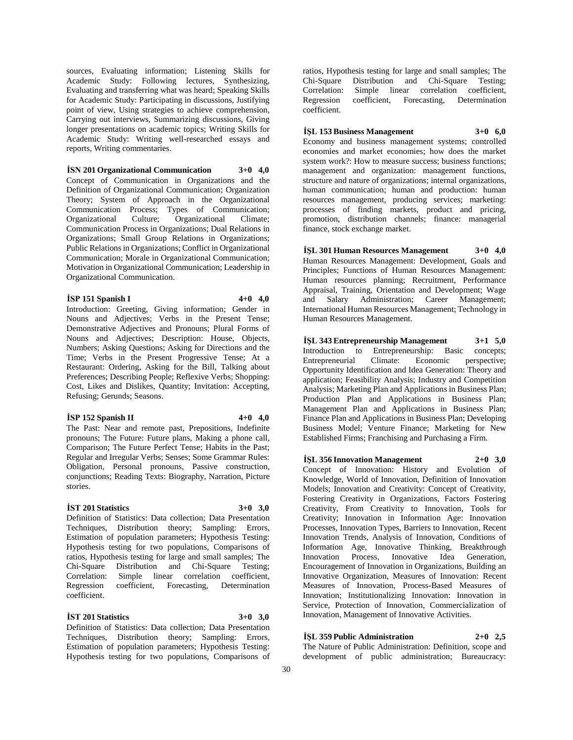sources, Evaluating information; Listening Skills for Academic Study: Following lectures, Synthesizing, Evaluating and transferring what was heard; Speaking Skills for Academic Study: Participating in discussions, Justifying point of view, Using strategies to achieve comprehension, Carrying out interviews, Summarizing discussions, Giving longer presentations on academic topics; Writing Skills for Academic Study: Writing well-researched essays and reports, Writing commentaries.

**İSN 201 Organizational Communication 3+0 4,0**
Concept of Communication in Organizations and the Definition of Organizational Communication; Organization Theory; System of Approach in the Organizational Communication Process; Types of Communication; Organizational Culture; Organizational Climate; Communication Process in Organizations; Dual Relations in Organizations; Small Group Relations in Organizations; Public Relations in Organizations; Conflict in Organizational Communication; Morale in Organizational Communication; Motivation in Organizational Communication; Leadership in Organizational Communication.

**İSP 151 Spanish I 4+0 4,0**
Introduction: Greeting, Giving information; Gender in Nouns and Adjectives; Verbs in the Present Tense; Demonstrative Adjectives and Pronouns; Plural Forms of Nouns and Adjectives; Description: House, Objects, Numbers; Asking Questions; Asking for Directions and the Time; Verbs in the Present Progressive Tense; At a Restaurant: Ordering, Asking for the Bill, Talking about Preferences; Describing People; Reflexive Verbs; Shopping: Cost, Likes and Dislikes, Quantity; Invitation: Accepting, Refusing; Gerunds; Seasons.

**İSP 152 Spanish II 4+0 4,0**
The Past: Near and remote past, Prepositions, Indefinite pronouns; The Future: Future plans, Making a phone call, Comparison; The Future Perfect Tense; Habits in the Past; Regular and Irregular Verbs; Senses; Some Grammar Rules: Obligation, Personal pronouns, Passive construction, conjunctions; Reading Texts: Biography, Narration, Picture stories.

**İST 201 Statistics 3+0 3,0**
Definition of Statistics: Data collection; Data Presentation Techniques, Distribution theory; Sampling: Errors, Estimation of population parameters; Hypothesis Testing: Hypothesis testing for two populations, Comparisons of ratios, Hypothesis testing for large and small samples; The Chi-Square Distribution and Chi-Square Testing; Correlation: Simple linear correlation coefficient, Regression coefficient, Forecasting, Determination coefficient.

**İST 201 Statistics 3+0 3,0**
Definition of Statistics: Data collection; Data Presentation Techniques, Distribution theory; Sampling: Errors, Estimation of population parameters; Hypothesis Testing: Hypothesis testing for two populations, Comparisons of ratios, Hypothesis testing for large and small samples; The Chi-Square Distribution and Chi-Square Testing; Correlation: Simple linear correlation coefficient, Regression coefficient, Forecasting, Determination coefficient.

**İŞL 153 Business Management 3+0 6,0**
Economy and business management systems; controlled economies and market economies; how does the market system work?: How to measure success; business functions; management and organization: management functions, structure and nature of organizations; internal organizations, human communication; human and production: human resources management, producing services; marketing: processes of finding markets, product and pricing, promotion, distribution channels; finance: managerial finance, stock exchange market.

**İŞL 301 Human Resources Management 3+0 4,0**
Human Resources Management: Development, Goals and Principles; Functions of Human Resources Management: Human resources planning; Recruitment, Performance Appraisal, Training, Orientation and Development; Wage and Salary Administration; Career Management; International Human Resources Management; Technology in Human Resources Management.

**İŞL 343 Entrepreneurship Management 3+1 5,0**
Introduction to Entrepreneurship: Basic concepts; Entrepreneurial Climate: Economic perspective; Opportunity Identification and Idea Generation: Theory and application; Feasibility Analysis; Industry and Competition Analysis; Marketing Plan and Applications in Business Plan; Production Plan and Applications in Business Plan; Management Plan and Applications in Business Plan; Finance Plan and Applications in Business Plan; Developing Business Model; Venture Finance; Marketing for New Established Firms; Franchising and Purchasing a Firm.

**İŞL 356 Innovation Management 2+0 3,0**
Concept of Innovation: History and Evolution of Knowledge, World of Innovation, Definition of Innovation Models; Innovation and Creativity: Concept of Creativity, Fostering Creativity in Organizations, Factors Fostering Creativity, From Creativity to Innovation, Tools for Creativity; Innovation in Information Age: Innovation Processes, Innovation Types, Barriers to Innovation, Recent Innovation Trends, Analysis of Innovation, Conditions of Information Age, Innovative Thinking, Breakthrough Innovation Process, Innovative Idea Generation, Encouragement of Innovation in Organizations, Building an Innovative Organization, Measures of Innovation: Recent Measures of Innovation, Process-Based Measures of Innovation; Institutionalizing Innovation: Innovation in Service, Protection of Innovation, Commercialization of Innovation, Management of Innovative Activities.

**İŞL 359 Public Administration 2+0 2,5**
The Nature of Public Administration: Definition, scope and development of public administration; Bureaucracy: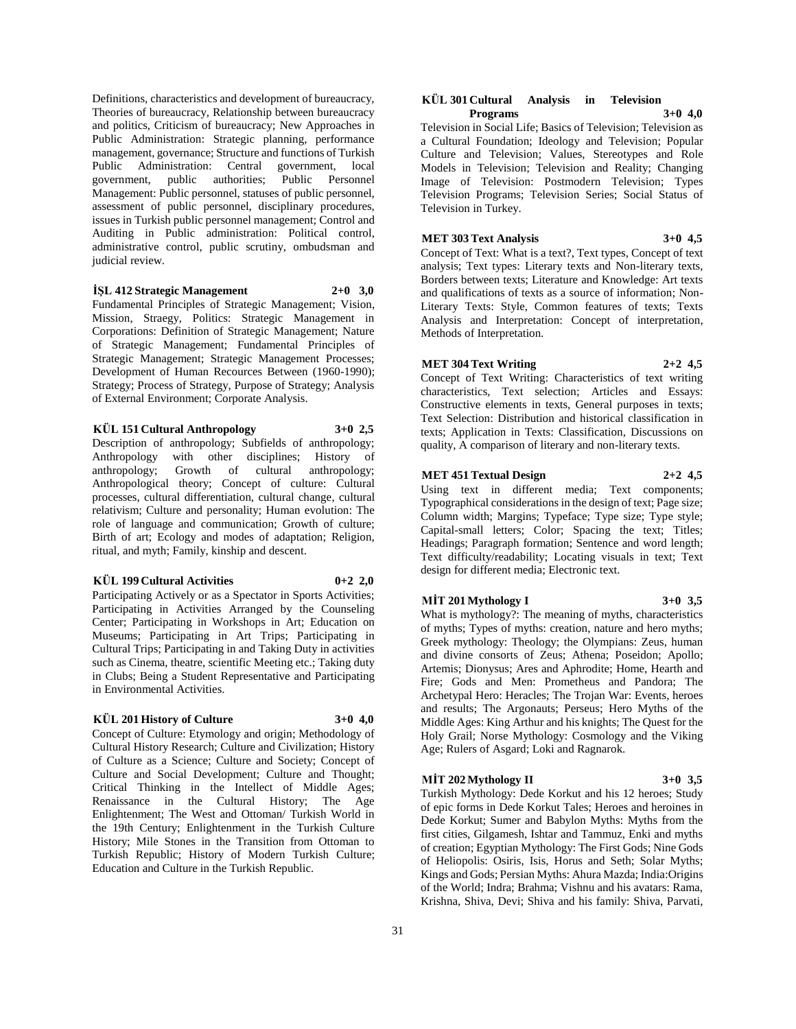Definitions, characteristics and development of bureaucracy, Theories of bureaucracy, Relationship between bureaucracy and politics, Criticism of bureaucracy; New Approaches in Public Administration: Strategic planning, performance management, governance; Structure and functions of Turkish Public Administration: Central government, local government, public authorities; Public Personnel Management: Public personnel, statuses of public personnel, assessment of public personnel, disciplinary procedures, issues in Turkish public personnel management; Control and Auditing in Public administration: Political control, administrative control, public scrutiny, ombudsman and judicial review.

**İŞL 412 Strategic Management 2+0 3,0**

Fundamental Principles of Strategic Management; Vision, Mission, Straegy, Politics: Strategic Management in Corporations: Definition of Strategic Management; Nature of Strategic Management; Fundamental Principles of Strategic Management; Strategic Management Processes; Development of Human Recources Between (1960-1990); Strategy; Process of Strategy, Purpose of Strategy; Analysis of External Environment; Corporate Analysis.

**KÜL 151 Cultural Anthropology 3+0 2,5**

Description of anthropology; Subfields of anthropology; Anthropology with other disciplines; History of anthropology; Growth of cultural anthropology; Anthropological theory; Concept of culture: Cultural processes, cultural differentiation, cultural change, cultural relativism; Culture and personality; Human evolution: The role of language and communication; Growth of culture; Birth of art; Ecology and modes of adaptation; Religion, ritual, and myth; Family, kinship and descent.

**KÜL 199 Cultural Activities 0+2 2,0**

Participating Actively or as a Spectator in Sports Activities; Participating in Activities Arranged by the Counseling Center; Participating in Workshops in Art; Education on Museums; Participating in Art Trips; Participating in Cultural Trips; Participating in and Taking Duty in activities such as Cinema, theatre, scientific Meeting etc.; Taking duty in Clubs; Being a Student Representative and Participating in Environmental Activities.

**KÜL 201 History of Culture 3+0 4,0**

Concept of Culture: Etymology and origin; Methodology of Cultural History Research; Culture and Civilization; History of Culture as a Science; Culture and Society; Concept of Culture and Social Development; Culture and Thought; Critical Thinking in the Intellect of Middle Ages; Renaissance in the Cultural History; The Age Enlightenment; The West and Ottoman/ Turkish World in the 19th Century; Enlightenment in the Turkish Culture History; Mile Stones in the Transition from Ottoman to Turkish Republic; History of Modern Turkish Culture; Education and Culture in the Turkish Republic.

**KÜL 301 Cultural Analysis in Television Programs 3+0 4,0**

Television in Social Life; Basics of Television; Television as a Cultural Foundation; Ideology and Television; Popular Culture and Television; Values, Stereotypes and Role Models in Television; Television and Reality; Changing Image of Television: Postmodern Television; Types Television Programs; Television Series; Social Status of Television in Turkey.

**MET 303 Text Analysis 3+0 4,5**

Concept of Text: What is a text?, Text types, Concept of text analysis; Text types: Literary texts and Non-literary texts, Borders between texts; Literature and Knowledge: Art texts and qualifications of texts as a source of information; Non-Literary Texts: Style, Common features of texts; Texts Analysis and Interpretation: Concept of interpretation, Methods of Interpretation.

**MET 304 Text Writing 2+2 4,5**

Concept of Text Writing: Characteristics of text writing characteristics, Text selection; Articles and Essays: Constructive elements in texts, General purposes in texts; Text Selection: Distribution and historical classification in texts; Application in Texts: Classification, Discussions on quality, A comparison of literary and non-literary texts.

**MET 451 Textual Design 2+2 4,5**

Using text in different media; Text components; Typographical considerations in the design of text; Page size; Column width; Margins; Typeface; Type size; Type style; Capital-small letters; Color; Spacing the text; Titles; Headings; Paragraph formation; Sentence and word length; Text difficulty/readability; Locating visuals in text; Text design for different media; Electronic text.

**MİT 201 Mythology I 3+0 3,5**

What is mythology?: The meaning of myths, characteristics of myths; Types of myths: creation, nature and hero myths; Greek mythology: Theology; the Olympians: Zeus, human and divine consorts of Zeus; Athena; Poseidon; Apollo; Artemis; Dionysus; Ares and Aphrodite; Home, Hearth and Fire; Gods and Men: Prometheus and Pandora; The Archetypal Hero: Heracles; The Trojan War: Events, heroes and results; The Argonauts; Perseus; Hero Myths of the Middle Ages: King Arthur and his knights; The Quest for the Holy Grail; Norse Mythology: Cosmology and the Viking Age; Rulers of Asgard; Loki and Ragnarok.

**MİT 202 Mythology II 3+0 3,5**

Turkish Mythology: Dede Korkut and his 12 heroes; Study of epic forms in Dede Korkut Tales; Heroes and heroines in Dede Korkut; Sumer and Babylon Myths: Myths from the first cities, Gilgamesh, Ishtar and Tammuz, Enki and myths of creation; Egyptian Mythology: The First Gods; Nine Gods of Heliopolis: Osiris, Isis, Horus and Seth; Solar Myths; Kings and Gods; Persian Myths: Ahura Mazda; India:Origins of the World; Indra; Brahma; Vishnu and his avatars: Rama, Krishna, Shiva, Devi; Shiva and his family: Shiva, Parvati,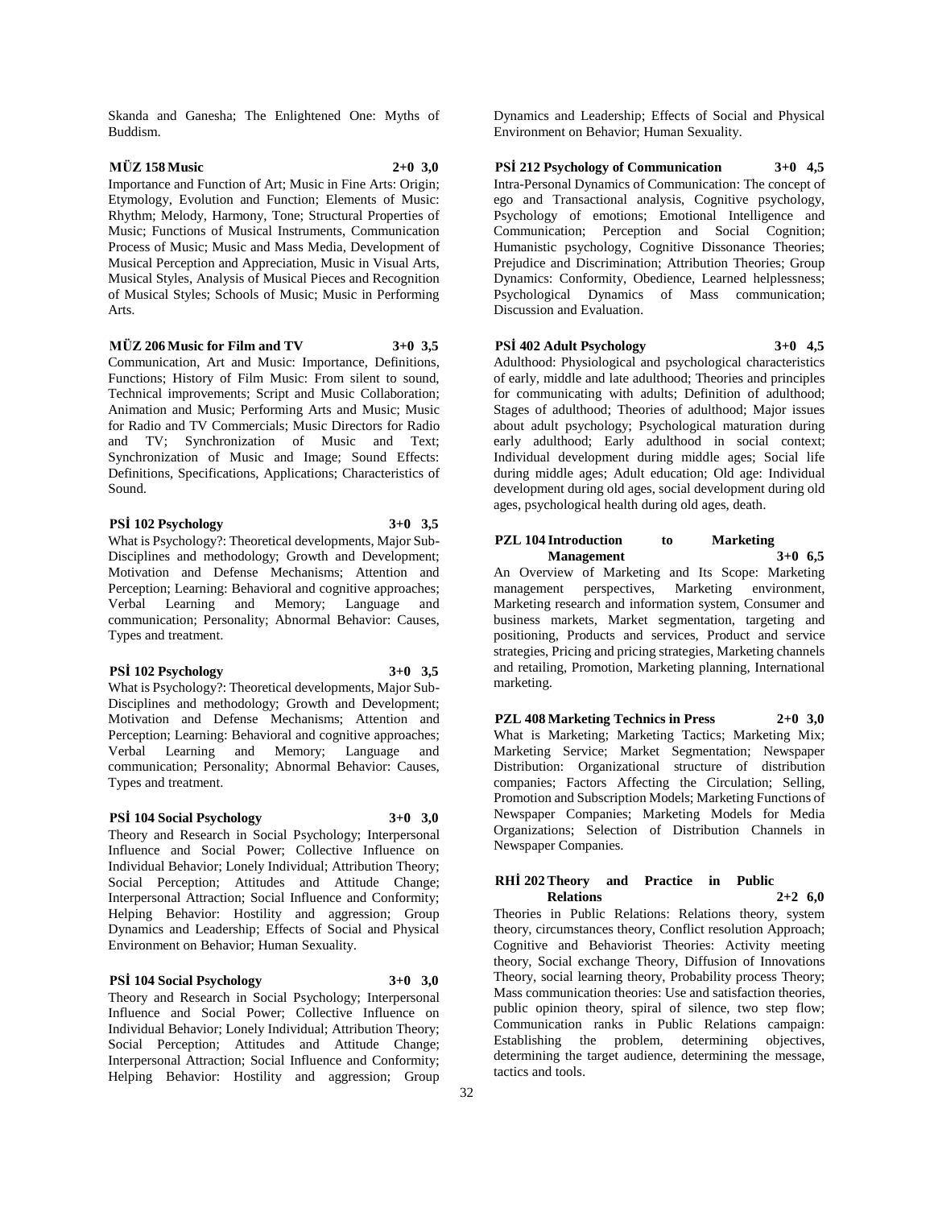Skanda and Ganesha; The Enlightened One: Myths of Buddism.

**MÜZ 158 Music 2+0 3,0**

Importance and Function of Art; Music in Fine Arts: Origin; Etymology, Evolution and Function; Elements of Music: Rhythm; Melody, Harmony, Tone; Structural Properties of Music; Functions of Musical Instruments, Communication Process of Music; Music and Mass Media, Development of Musical Perception and Appreciation, Music in Visual Arts, Musical Styles, Analysis of Musical Pieces and Recognition of Musical Styles; Schools of Music; Music in Performing Arts.

**MÜZ 206 Music for Film and TV 3+0 3,5**

Communication, Art and Music: Importance, Definitions, Functions; History of Film Music: From silent to sound, Technical improvements; Script and Music Collaboration; Animation and Music; Performing Arts and Music; Music for Radio and TV Commercials; Music Directors for Radio and TV; Synchronization of Music and Text; Synchronization of Music and Image; Sound Effects: Definitions, Specifications, Applications; Characteristics of Sound.

**PSİ 102 Psychology 3+0 3,5**

What is Psychology?: Theoretical developments, Major Sub-Disciplines and methodology; Growth and Development; Motivation and Defense Mechanisms; Attention and Perception; Learning: Behavioral and cognitive approaches; Verbal Learning and Memory; Language and communication; Personality; Abnormal Behavior: Causes, Types and treatment.

**PSİ 102 Psychology 3+0 3,5**

What is Psychology?: Theoretical developments, Major Sub-Disciplines and methodology; Growth and Development; Motivation and Defense Mechanisms; Attention and Perception; Learning: Behavioral and cognitive approaches; Verbal Learning and Memory; Language and communication; Personality; Abnormal Behavior: Causes, Types and treatment.

**PSİ 104 Social Psychology 3+0 3,0**

Theory and Research in Social Psychology; Interpersonal Influence and Social Power; Collective Influence on Individual Behavior; Lonely Individual; Attribution Theory; Social Perception; Attitudes and Attitude Change; Interpersonal Attraction; Social Influence and Conformity; Helping Behavior: Hostility and aggression; Group Dynamics and Leadership; Effects of Social and Physical Environment on Behavior; Human Sexuality.

**PSİ 104 Social Psychology 3+0 3,0**

Theory and Research in Social Psychology; Interpersonal Influence and Social Power; Collective Influence on Individual Behavior; Lonely Individual; Attribution Theory; Social Perception; Attitudes and Attitude Change; Interpersonal Attraction; Social Influence and Conformity; Helping Behavior: Hostility and aggression; Group Dynamics and Leadership; Effects of Social and Physical Environment on Behavior; Human Sexuality.

**PSİ 212 Psychology of Communication 3+0 4,5**

Intra-Personal Dynamics of Communication: The concept of ego and Transactional analysis, Cognitive psychology, Psychology of emotions; Emotional Intelligence and Communication; Perception and Social Cognition; Humanistic psychology, Cognitive Dissonance Theories; Prejudice and Discrimination; Attribution Theories; Group Dynamics: Conformity, Obedience, Learned helplessness; Psychological Dynamics of Mass communication; Discussion and Evaluation.

**PSİ 402 Adult Psychology 3+0 4,5**

Adulthood: Physiological and psychological characteristics of early, middle and late adulthood; Theories and principles for communicating with adults; Definition of adulthood; Stages of adulthood; Theories of adulthood; Major issues about adult psychology; Psychological maturation during early adulthood; Early adulthood in social context; Individual development during middle ages; Social life during middle ages; Adult education; Old age: Individual development during old ages, social development during old ages, psychological health during old ages, death.

**PZL 104 Introduction to Marketing Management 3+0 6,5**

An Overview of Marketing and Its Scope: Marketing management perspectives, Marketing environment, Marketing research and information system, Consumer and business markets, Market segmentation, targeting and positioning, Products and services, Product and service strategies, Pricing and pricing strategies, Marketing channels and retailing, Promotion, Marketing planning, International marketing.

**PZL 408 Marketing Technics in Press 2+0 3,0**

What is Marketing; Marketing Tactics; Marketing Mix; Marketing Service; Market Segmentation; Newspaper Distribution: Organizational structure of distribution companies; Factors Affecting the Circulation; Selling, Promotion and Subscription Models; Marketing Functions of Newspaper Companies; Marketing Models for Media Organizations; Selection of Distribution Channels in Newspaper Companies.

**RHİ 202 Theory and Practice in Public Relations 2+2 6,0**

Theories in Public Relations: Relations theory, system theory, circumstances theory, Conflict resolution Approach; Cognitive and Behaviorist Theories: Activity meeting theory, Social exchange Theory, Diffusion of Innovations Theory, social learning theory, Probability process Theory; Mass communication theories: Use and satisfaction theories, public opinion theory, spiral of silence, two step flow; Communication ranks in Public Relations campaign: Establishing the problem, determining objectives, determining the target audience, determining the message, tactics and tools.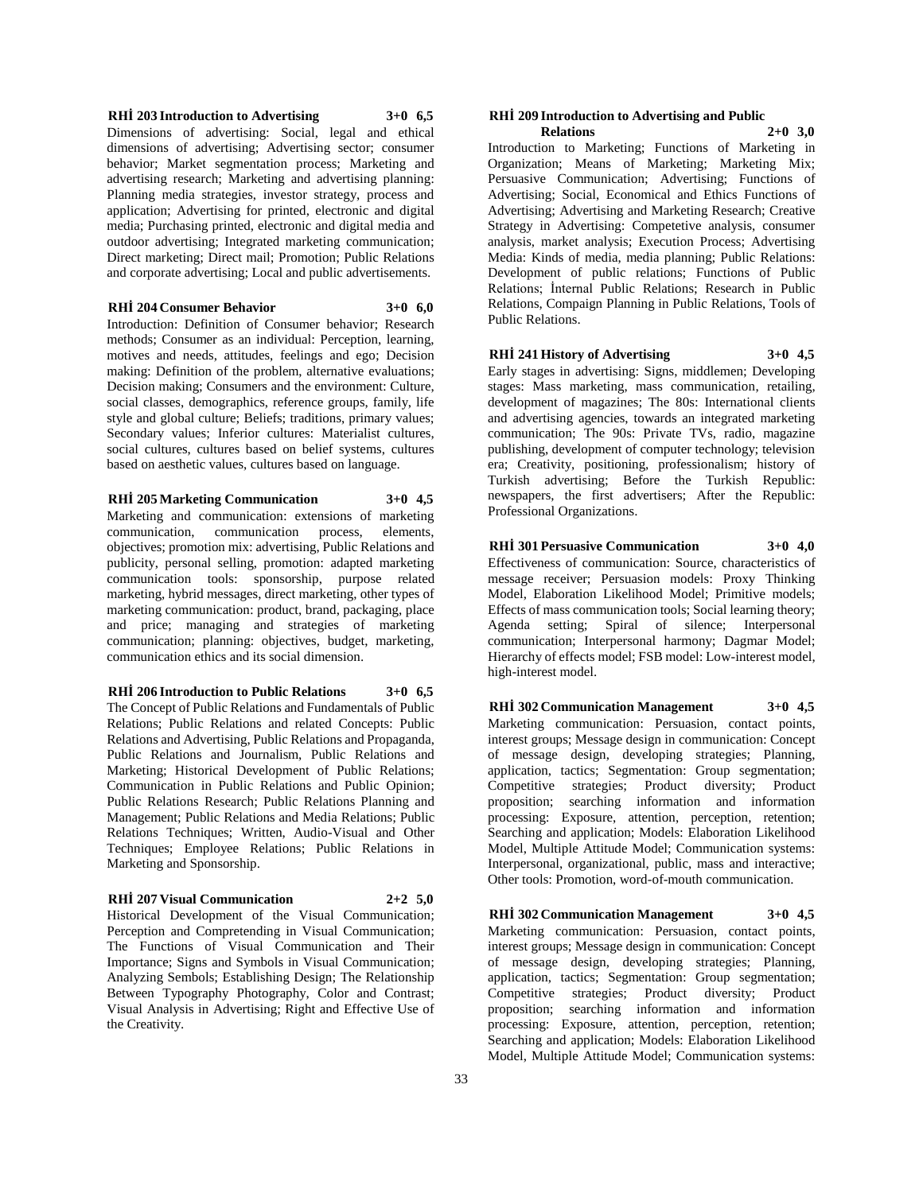**RHİ 203 Introduction to Advertising 3+0 6,5**

Dimensions of advertising: Social, legal and ethical dimensions of advertising; Advertising sector; consumer behavior; Market segmentation process; Marketing and advertising research; Marketing and advertising planning: Planning media strategies, investor strategy, process and application; Advertising for printed, electronic and digital media; Purchasing printed, electronic and digital media and outdoor advertising; Integrated marketing communication; Direct marketing; Direct mail; Promotion; Public Relations and corporate advertising; Local and public advertisements.

**RHİ 204 Consumer Behavior 3+0 6,0**

Introduction: Definition of Consumer behavior; Research methods; Consumer as an individual: Perception, learning, motives and needs, attitudes, feelings and ego; Decision making: Definition of the problem, alternative evaluations; Decision making; Consumers and the environment: Culture, social classes, demographics, reference groups, family, life style and global culture; Beliefs; traditions, primary values; Secondary values; Inferior cultures: Materialist cultures, social cultures, cultures based on belief systems, cultures based on aesthetic values, cultures based on language.

**RHİ 205 Marketing Communication 3+0 4,5**

Marketing and communication: extensions of marketing communication, communication process, elements, objectives; promotion mix: advertising, Public Relations and publicity, personal selling, promotion: adapted marketing communication tools: sponsorship, purpose related marketing, hybrid messages, direct marketing, other types of marketing communication: product, brand, packaging, place and price; managing and strategies of marketing communication; planning: objectives, budget, marketing, communication ethics and its social dimension.

**RHİ 206 Introduction to Public Relations 3+0 6,5**

The Concept of Public Relations and Fundamentals of Public Relations; Public Relations and related Concepts: Public Relations and Advertising, Public Relations and Propaganda, Public Relations and Journalism, Public Relations and Marketing; Historical Development of Public Relations; Communication in Public Relations and Public Opinion; Public Relations Research; Public Relations Planning and Management; Public Relations and Media Relations; Public Relations Techniques; Written, Audio-Visual and Other Techniques; Employee Relations; Public Relations in Marketing and Sponsorship.

**RHİ 207 Visual Communication 2+2 5,0**

Historical Development of the Visual Communication; Perception and Compretending in Visual Communication; The Functions of Visual Communication and Their Importance; Signs and Symbols in Visual Communication; Analyzing Sembols; Establishing Design; The Relationship Between Typography Photography, Color and Contrast; Visual Analysis in Advertising; Right and Effective Use of the Creativity.

**RHİ 209 Introduction to Advertising and Public Relations 2+0 3,0**

Introduction to Marketing; Functions of Marketing in Organization; Means of Marketing; Marketing Mix; Persuasive Communication; Advertising; Functions of Advertising; Social, Economical and Ethics Functions of Advertising; Advertising and Marketing Research; Creative Strategy in Advertising: Competetive analysis, consumer analysis, market analysis; Execution Process; Advertising Media: Kinds of media, media planning; Public Relations: Development of public relations; Functions of Public Relations; İnternal Public Relations; Research in Public Relations, Compaign Planning in Public Relations, Tools of Public Relations.

**RHİ 241 History of Advertising 3+0 4,5**

Early stages in advertising: Signs, middlemen; Developing stages: Mass marketing, mass communication, retailing, development of magazines; The 80s: International clients and advertising agencies, towards an integrated marketing communication; The 90s: Private TVs, radio, magazine publishing, development of computer technology; television era; Creativity, positioning, professionalism; history of Turkish advertising; Before the Turkish Republic: newspapers, the first advertisers; After the Republic: Professional Organizations.

**RHİ 301 Persuasive Communication 3+0 4,0**

Effectiveness of communication: Source, characteristics of message receiver; Persuasion models: Proxy Thinking Model, Elaboration Likelihood Model; Primitive models; Effects of mass communication tools; Social learning theory; Agenda setting; Spiral of silence; Interpersonal communication; Interpersonal harmony; Dagmar Model; Hierarchy of effects model; FSB model: Low-interest model, high-interest model.

**RHİ 302 Communication Management 3+0 4,5**

Marketing communication: Persuasion, contact points, interest groups; Message design in communication: Concept of message design, developing strategies; Planning, application, tactics; Segmentation: Group segmentation; Competitive strategies; Product diversity; Product proposition; searching information and information processing: Exposure, attention, perception, retention; Searching and application; Models: Elaboration Likelihood Model, Multiple Attitude Model; Communication systems: Interpersonal, organizational, public, mass and interactive; Other tools: Promotion, word-of-mouth communication.

**RHİ 302 Communication Management 3+0 4,5**

Marketing communication: Persuasion, contact points, interest groups; Message design in communication: Concept of message design, developing strategies; Planning, application, tactics; Segmentation: Group segmentation; Competitive strategies; Product diversity; Product proposition; searching information and information processing: Exposure, attention, perception, retention; Searching and application; Models: Elaboration Likelihood Model, Multiple Attitude Model; Communication systems: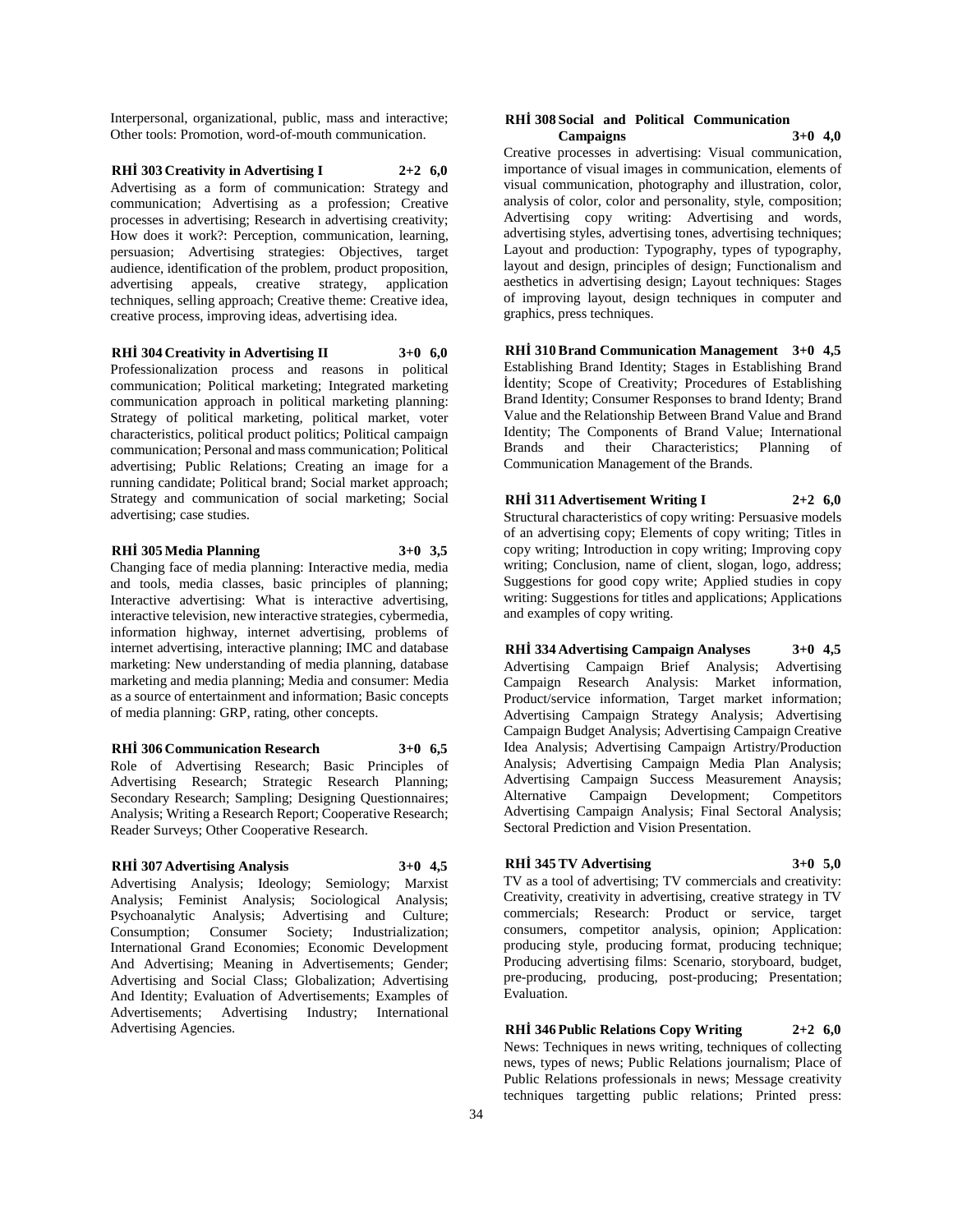Interpersonal, organizational, public, mass and interactive; Other tools: Promotion, word-of-mouth communication.

**RHİ 303 Creativity in Advertising I 2+2 6,0**

Advertising as a form of communication: Strategy and communication; Advertising as a profession; Creative processes in advertising; Research in advertising creativity; How does it work?: Perception, communication, learning, persuasion; Advertising strategies: Objectives, target audience, identification of the problem, product proposition, advertising appeals, creative strategy, application techniques, selling approach; Creative theme: Creative idea, creative process, improving ideas, advertising idea.

**RHİ 304 Creativity in Advertising II 3+0 6,0**

Professionalization process and reasons in political communication; Political marketing; Integrated marketing communication approach in political marketing planning: Strategy of political marketing, political market, voter characteristics, political product politics; Political campaign communication; Personal and mass communication; Political advertising; Public Relations; Creating an image for a running candidate; Political brand; Social market approach; Strategy and communication of social marketing; Social advertising; case studies.

**RHİ 305 Media Planning 3+0 3,5**

Changing face of media planning: Interactive media, media and tools, media classes, basic principles of planning; Interactive advertising: What is interactive advertising, interactive television, new interactive strategies, cybermedia, information highway, internet advertising, problems of internet advertising, interactive planning; IMC and database marketing: New understanding of media planning, database marketing and media planning; Media and consumer: Media as a source of entertainment and information; Basic concepts of media planning: GRP, rating, other concepts.

**RHİ 306 Communication Research 3+0 6,5**

Role of Advertising Research; Basic Principles of Advertising Research; Strategic Research Planning; Secondary Research; Sampling; Designing Questionnaires; Analysis; Writing a Research Report; Cooperative Research; Reader Surveys; Other Cooperative Research.

**RHİ 307 Advertising Analysis 3+0 4,5**

Advertising Analysis; Ideology; Semiology; Marxist Analysis; Feminist Analysis; Sociological Analysis; Psychoanalytic Analysis; Advertising and Culture; Consumption; Consumer Society; Industrialization; International Grand Economies; Economic Development And Advertising; Meaning in Advertisements; Gender; Advertising and Social Class; Globalization; Advertising And Identity; Evaluation of Advertisements; Examples of Advertisements; Advertising Industry; International Advertising Agencies.

**RHİ 308 Social and Political Communication Campaigns 3+0 4,0**

Creative processes in advertising: Visual communication, importance of visual images in communication, elements of visual communication, photography and illustration, color, analysis of color, color and personality, style, composition; Advertising copy writing: Advertising and words, advertising styles, advertising tones, advertising techniques; Layout and production: Typography, types of typography, layout and design, principles of design; Functionalism and aesthetics in advertising design; Layout techniques: Stages of improving layout, design techniques in computer and graphics, press techniques.

**RHİ 310 Brand Communication Management 3+0 4,5**

Establishing Brand Identity; Stages in Establishing Brand İdentity; Scope of Creativity; Procedures of Establishing Brand Identity; Consumer Responses to brand Identy; Brand Value and the Relationship Between Brand Value and Brand Identity; The Components of Brand Value; International Brands and their Characteristics; Planning of Communication Management of the Brands.

**RHİ 311 Advertisement Writing I 2+2 6,0**

Structural characteristics of copy writing: Persuasive models of an advertising copy; Elements of copy writing; Titles in copy writing; Introduction in copy writing; Improving copy writing; Conclusion, name of client, slogan, logo, address; Suggestions for good copy write; Applied studies in copy writing: Suggestions for titles and applications; Applications and examples of copy writing.

**RHİ 334 Advertising Campaign Analyses 3+0 4,5**

Advertising Campaign Brief Analysis; Advertising Campaign Research Analysis: Market information, Product/service information, Target market information; Advertising Campaign Strategy Analysis; Advertising Campaign Budget Analysis; Advertising Campaign Creative Idea Analysis; Advertising Campaign Artistry/Production Analysis; Advertising Campaign Media Plan Analysis; Advertising Campaign Success Measurement Anaysis; Alternative Campaign Development; Competitors Advertising Campaign Analysis; Final Sectoral Analysis; Sectoral Prediction and Vision Presentation.

**RHİ 345 TV Advertising 3+0 5,0**

TV as a tool of advertising; TV commercials and creativity: Creativity, creativity in advertising, creative strategy in TV commercials; Research: Product or service, target consumers, competitor analysis, opinion; Application: producing style, producing format, producing technique; Producing advertising films: Scenario, storyboard, budget, pre-producing, producing, post-producing; Presentation; Evaluation.

**RHİ 346 Public Relations Copy Writing 2+2 6,0**

News: Techniques in news writing, techniques of collecting news, types of news; Public Relations journalism; Place of Public Relations professionals in news; Message creativity techniques targetting public relations; Printed press: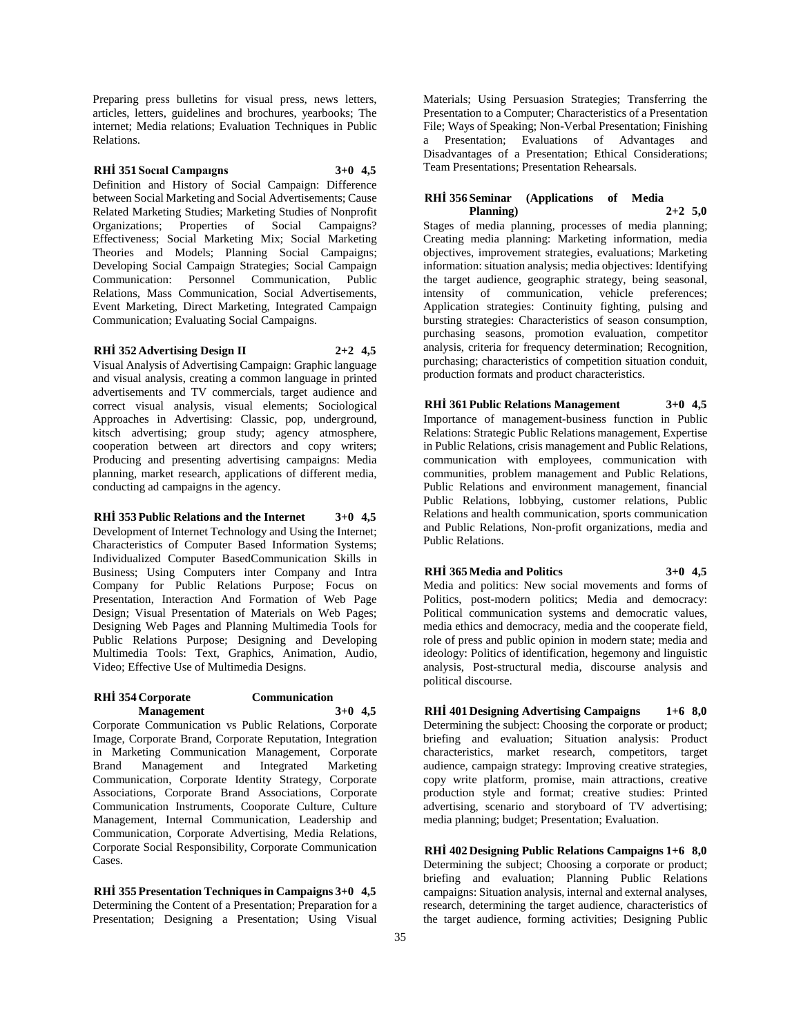Preparing press bulletins for visual press, news letters, articles, letters, guidelines and brochures, yearbooks; The internet; Media relations; Evaluation Techniques in Public Relations.

**RHİ 351 Socıal Campaıgns 3+0 4,5**

Definition and History of Social Campaign: Difference between Social Marketing and Social Advertisements; Cause Related Marketing Studies; Marketing Studies of Nonprofit Organizations; Properties of Social Campaigns? Effectiveness; Social Marketing Mix; Social Marketing Theories and Models; Planning Social Campaigns; Developing Social Campaign Strategies; Social Campaign Communication: Personnel Communication, Public Relations, Mass Communication, Social Advertisements, Event Marketing, Direct Marketing, Integrated Campaign Communication; Evaluating Social Campaigns.

**RHİ 352 Advertising Design II 2+2 4,5**

Visual Analysis of Advertising Campaign: Graphic language and visual analysis, creating a common language in printed advertisements and TV commercials, target audience and correct visual analysis, visual elements; Sociological Approaches in Advertising: Classic, pop, underground, kitsch advertising; group study; agency atmosphere, cooperation between art directors and copy writers; Producing and presenting advertising campaigns: Media planning, market research, applications of different media, conducting ad campaigns in the agency.

**RHİ 353 Public Relations and the Internet 3+0 4,5**

Development of Internet Technology and Using the Internet; Characteristics of Computer Based Information Systems; Individualized Computer BasedCommunication Skills in Business; Using Computers inter Company and Intra Company for Public Relations Purpose; Focus on Presentation, Interaction And Formation of Web Page Design; Visual Presentation of Materials on Web Pages; Designing Web Pages and Planning Multimedia Tools for Public Relations Purpose; Designing and Developing Multimedia Tools: Text, Graphics, Animation, Audio, Video; Effective Use of Multimedia Designs.

**RHİ 354 Corporate Communication Management 3+0 4,5**

Corporate Communication vs Public Relations, Corporate Image, Corporate Brand, Corporate Reputation, Integration in Marketing Communication Management, Corporate Brand Management and Integrated Marketing Communication, Corporate Identity Strategy, Corporate Associations, Corporate Brand Associations, Corporate Communication Instruments, Cooporate Culture, Culture Management, Internal Communication, Leadership and Communication, Corporate Advertising, Media Relations, Corporate Social Responsibility, Corporate Communication Cases.

**RHİ 355 Presentation Techniques in Campaigns 3+0 4,5**

Determining the Content of a Presentation; Preparation for a Presentation; Designing a Presentation; Using Visual Materials; Using Persuasion Strategies; Transferring the Presentation to a Computer; Characteristics of a Presentation File; Ways of Speaking; Non-Verbal Presentation; Finishing a Presentation; Evaluations of Advantages and Disadvantages of a Presentation; Ethical Considerations; Team Presentations; Presentation Rehearsals.

**RHİ 356 Seminar (Applications of Media Planning) 2+2 5,0**

Stages of media planning, processes of media planning; Creating media planning: Marketing information, media objectives, improvement strategies, evaluations; Marketing information: situation analysis; media objectives: Identifying the target audience, geographic strategy, being seasonal, intensity of communication, vehicle preferences; Application strategies: Continuity fighting, pulsing and bursting strategies: Characteristics of season consumption, purchasing seasons, promotion evaluation, competitor analysis, criteria for frequency determination; Recognition, purchasing; characteristics of competition situation conduit, production formats and product characteristics.

**RHİ 361 Public Relations Management 3+0 4,5**

Importance of management-business function in Public Relations: Strategic Public Relations management, Expertise in Public Relations, crisis management and Public Relations, communication with employees, communication with communities, problem management and Public Relations, Public Relations and environment management, financial Public Relations, lobbying, customer relations, Public Relations and health communication, sports communication and Public Relations, Non-profit organizations, media and Public Relations.

**RHİ 365 Media and Politics 3+0 4,5**

Media and politics: New social movements and forms of Politics, post-modern politics; Media and democracy: Political communication systems and democratic values, media ethics and democracy, media and the cooperate field, role of press and public opinion in modern state; media and ideology: Politics of identification, hegemony and linguistic analysis, Post-structural media, discourse analysis and political discourse.

**RHİ 401 Designing Advertising Campaigns 1+6 8,0**

Determining the subject: Choosing the corporate or product; briefing and evaluation; Situation analysis: Product characteristics, market research, competitors, target audience, campaign strategy: Improving creative strategies, copy write platform, promise, main attractions, creative production style and format; creative studies: Printed advertising, scenario and storyboard of TV advertising; media planning; budget; Presentation; Evaluation.

**RHİ 402 Designing Public Relations Campaigns 1+6 8,0**

Determining the subject; Choosing a corporate or product; briefing and evaluation; Planning Public Relations campaigns: Situation analysis, internal and external analyses, research, determining the target audience, characteristics of the target audience, forming activities; Designing Public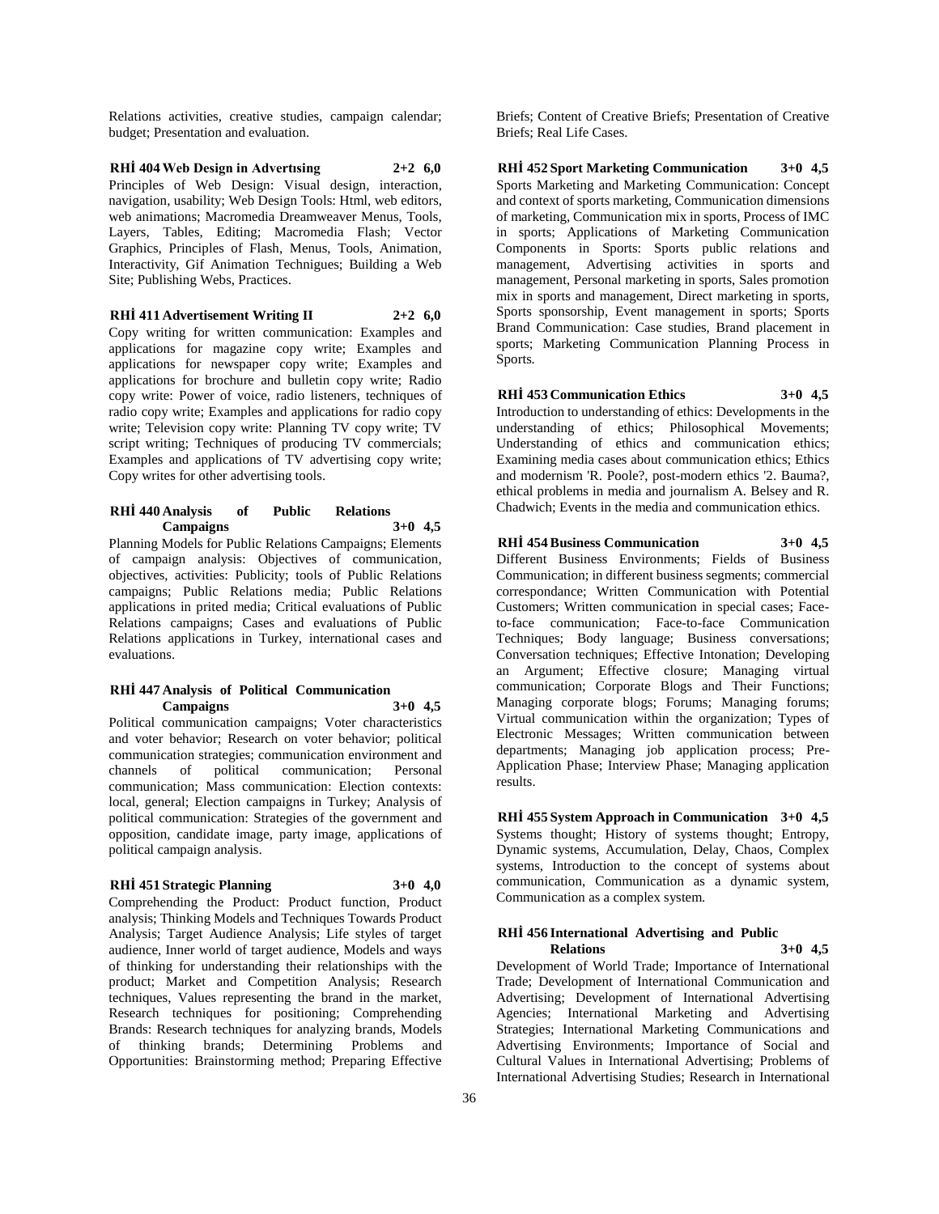Relations activities, creative studies, campaign calendar; budget; Presentation and evaluation.

**RHİ 404 Web Design in Advertısing 2+2 6,0**

Principles of Web Design: Visual design, interaction, navigation, usability; Web Design Tools: Html, web editors, web animations; Macromedia Dreamweaver Menus, Tools, Layers, Tables, Editing; Macromedia Flash; Vector Graphics, Principles of Flash, Menus, Tools, Animation, Interactivity, Gif Animation Technigues; Building a Web Site; Publishing Webs, Practices.

**RHİ 411 Advertisement Writing II 2+2 6,0**

Copy writing for written communication: Examples and applications for magazine copy write; Examples and applications for newspaper copy write; Examples and applications for brochure and bulletin copy write; Radio copy write: Power of voice, radio listeners, techniques of radio copy write; Examples and applications for radio copy write; Television copy write: Planning TV copy write; TV script writing; Techniques of producing TV commercials; Examples and applications of TV advertising copy write; Copy writes for other advertising tools.

**RHİ 440 Analysis of Public Relations Campaigns 3+0 4,5**

Planning Models for Public Relations Campaigns; Elements of campaign analysis: Objectives of communication, objectives, activities: Publicity; tools of Public Relations campaigns; Public Relations media; Public Relations applications in prited media; Critical evaluations of Public Relations campaigns; Cases and evaluations of Public Relations applications in Turkey, international cases and evaluations.

**RHİ 447 Analysis of Political Communication Campaigns 3+0 4,5**

Political communication campaigns; Voter characteristics and voter behavior; Research on voter behavior; political communication strategies; communication environment and channels of political communication; Personal communication; Mass communication: Election contexts: local, general; Election campaigns in Turkey; Analysis of political communication: Strategies of the government and opposition, candidate image, party image, applications of political campaign analysis.

**RHİ 451 Strategic Planning 3+0 4,0**

Comprehending the Product: Product function, Product analysis; Thinking Models and Techniques Towards Product Analysis; Target Audience Analysis; Life styles of target audience, Inner world of target audience, Models and ways of thinking for understanding their relationships with the product; Market and Competition Analysis; Research techniques, Values representing the brand in the market, Research techniques for positioning; Comprehending Brands: Research techniques for analyzing brands, Models of thinking brands; Determining Problems and Opportunities: Brainstorming method; Preparing Effective Briefs; Content of Creative Briefs; Presentation of Creative Briefs; Real Life Cases.

**RHİ 452 Sport Marketing Communication 3+0 4,5**

Sports Marketing and Marketing Communication: Concept and context of sports marketing, Communication dimensions of marketing, Communication mix in sports, Process of IMC in sports; Applications of Marketing Communication Components in Sports: Sports public relations and management, Advertising activities in sports and management, Personal marketing in sports, Sales promotion mix in sports and management, Direct marketing in sports, Sports sponsorship, Event management in sports; Sports Brand Communication: Case studies, Brand placement in sports; Marketing Communication Planning Process in Sports.

**RHİ 453 Communication Ethics 3+0 4,5**

Introduction to understanding of ethics: Developments in the understanding of ethics; Philosophical Movements; Understanding of ethics and communication ethics; Examining media cases about communication ethics; Ethics and modernism 'R. Poole?, post-modern ethics '2. Bauma?, ethical problems in media and journalism A. Belsey and R. Chadwich; Events in the media and communication ethics.

**RHİ 454 Business Communication 3+0 4,5**

Different Business Environments; Fields of Business Communication; in different business segments; commercial correspondance; Written Communication with Potential Customers; Written communication in special cases; Face-to-face communication; Face-to-face Communication Techniques; Body language; Business conversations; Conversation techniques; Effective Intonation; Developing an Argument; Effective closure; Managing virtual communication; Corporate Blogs and Their Functions; Managing corporate blogs; Forums; Managing forums; Virtual communication within the organization; Types of Electronic Messages; Written communication between departments; Managing job application process; Pre-Application Phase; Interview Phase; Managing application results.

**RHİ 455 System Approach in Communication 3+0 4,5**

Systems thought; History of systems thought; Entropy, Dynamic systems, Accumulation, Delay, Chaos, Complex systems, Introduction to the concept of systems about communication, Communication as a dynamic system, Communication as a complex system.

**RHİ 456 International Advertising and Public Relations 3+0 4,5**

Development of World Trade; Importance of International Trade; Development of International Communication and Advertising; Development of International Advertising Agencies; International Marketing and Advertising Strategies; International Marketing Communications and Advertising Environments; Importance of Social and Cultural Values in International Advertising; Problems of International Advertising Studies; Research in International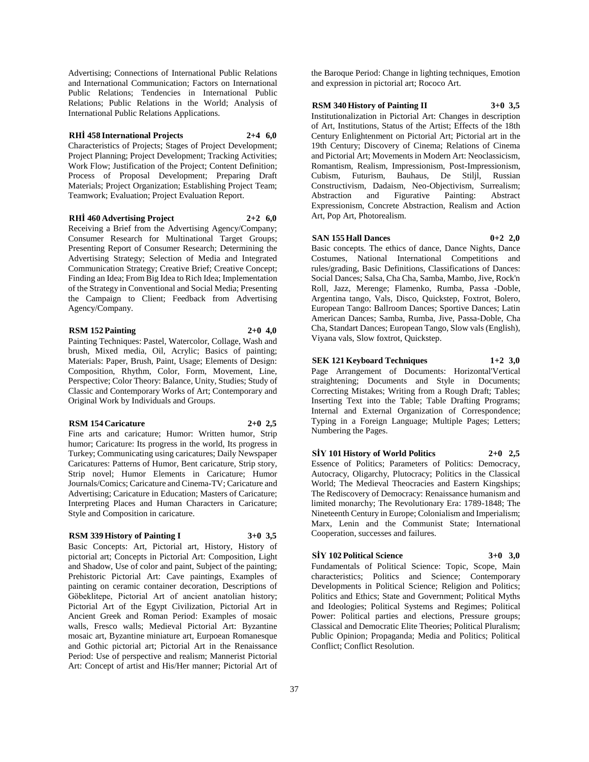Advertising; Connections of International Public Relations and International Communication; Factors on International Public Relations; Tendencies in International Public Relations; Public Relations in the World; Analysis of International Public Relations Applications.

**RHİ 458 International Projects 2+4 6,0**

Characteristics of Projects; Stages of Project Development; Project Planning; Project Development; Tracking Activities; Work Flow; Justification of the Project; Content Definition; Process of Proposal Development; Preparing Draft Materials; Project Organization; Establishing Project Team; Teamwork; Evaluation; Project Evaluation Report.

**RHİ 460 Advertising Project 2+2 6,0**

Receiving a Brief from the Advertising Agency/Company; Consumer Research for Multinational Target Groups; Presenting Report of Consumer Research; Determining the Advertising Strategy; Selection of Media and Integrated Communication Strategy; Creative Brief; Creative Concept; Finding an Idea; From Big Idea to Rich Idea; Implementation of the Strategy in Conventional and Social Media; Presenting the Campaign to Client; Feedback from Advertising Agency/Company.

**RSM 152 Painting 2+0 4,0**

Painting Techniques: Pastel, Watercolor, Collage, Wash and brush, Mixed media, Oil, Acrylic; Basics of painting; Materials: Paper, Brush, Paint, Usage; Elements of Design: Composition, Rhythm, Color, Form, Movement, Line, Perspective; Color Theory: Balance, Unity, Studies; Study of Classic and Contemporary Works of Art; Contemporary and Original Work by Individuals and Groups.

**RSM 154 Caricature 2+0 2,5**

Fine arts and caricature; Humor: Written humor, Strip humor; Caricature: Its progress in the world, Its progress in Turkey; Communicating using caricatures; Daily Newspaper Caricatures: Patterns of Humor, Bent caricature, Strip story, Strip novel; Humor Elements in Caricature; Humor Journals/Comics; Caricature and Cinema-TV; Caricature and Advertising; Caricature in Education; Masters of Caricature; Interpreting Places and Human Characters in Caricature; Style and Composition in caricature.

**RSM 339 History of Painting I 3+0 3,5**

Basic Concepts: Art, Pictorial art, History, History of pictorial art; Concepts in Pictorial Art: Composition, Light and Shadow, Use of color and paint, Subject of the painting; Prehistoric Pictorial Art: Cave paintings, Examples of painting on ceramic container decoration, Descriptions of Göbeklitepe, Pictorial Art of ancient anatolian history; Pictorial Art of the Egypt Civilization, Pictorial Art in Ancient Greek and Roman Period: Examples of mosaic walls, Fresco walls; Medieval Pictorial Art: Byzantine mosaic art, Byzantine miniature art, Eurpoean Romanesque and Gothic pictorial art; Pictorial Art in the Renaissance Period: Use of perspective and realism; Mannerist Pictorial Art: Concept of artist and His/Her manner; Pictorial Art of the Baroque Period: Change in lighting techniques, Emotion and expression in pictorial art; Rococo Art.

**RSM 340 History of Painting II 3+0 3,5**

Institutionalization in Pictorial Art: Changes in description of Art, Institutions, Status of the Artist; Effects of the 18th Century Enlightenment on Pictorial Art; Pictorial art in the 19th Century; Discovery of Cinema; Relations of Cinema and Pictorial Art; Movements in Modern Art: Neoclassicism, Romantism, Realism, Impressionism, Post-Impressionism, Cubism, Futurism, Bauhaus, De Stiljl, Russian Constructivism, Dadaism, Neo-Objectivism, Surrealism; Abstraction and Figurative Painting: Abstract Expressionism, Concrete Abstraction, Realism and Action Art, Pop Art, Photorealism.

**SAN 155 Hall Dances 0+2 2,0**

Basic concepts. The ethics of dance, Dance Nights, Dance Costumes, National International Competitions and rules/grading, Basic Definitions, Classifications of Dances: Social Dances; Salsa, Cha Cha, Samba, Mambo, Jive, Rock'n Roll, Jazz, Merenge; Flamenko, Rumba, Passa -Doble, Argentina tango, Vals, Disco, Quickstep, Foxtrot, Bolero, European Tango: Ballroom Dances; Sportive Dances; Latin American Dances; Samba, Rumba, Jive, Passa-Doble, Cha Cha, Standart Dances; European Tango, Slow vals (English), Viyana vals, Slow foxtrot, Quickstep.

**SEK 121 Keyboard Techniques 1+2 3,0**

Page Arrangement of Documents: Horizontal'Vertical straightening; Documents and Style in Documents; Correcting Mistakes; Writing from a Rough Draft; Tables; Inserting Text into the Table; Table Drafting Programs; Internal and External Organization of Correspondence; Typing in a Foreign Language; Multiple Pages; Letters; Numbering the Pages.

**SİY 101 History of World Politics 2+0 2,5**

Essence of Politics; Parameters of Politics: Democracy, Autocracy, Oligarchy, Plutocracy; Politics in the Classical World; The Medieval Theocracies and Eastern Kingships; The Rediscovery of Democracy: Renaissance humanism and limited monarchy; The Revolutionary Era: 1789-1848; The Nineteenth Century in Europe; Colonialism and Imperialism; Marx, Lenin and the Communist State; International Cooperation, successes and failures.

**SİY 102 Political Science 3+0 3,0**

Fundamentals of Political Science: Topic, Scope, Main characteristics; Politics and Science; Contemporary Developments in Political Science; Religion and Politics; Politics and Ethics; State and Government; Political Myths and Ideologies; Political Systems and Regimes; Political Power: Political parties and elections, Pressure groups; Classical and Democratic Elite Theories; Political Pluralism; Public Opinion; Propaganda; Media and Politics; Political Conflict; Conflict Resolution.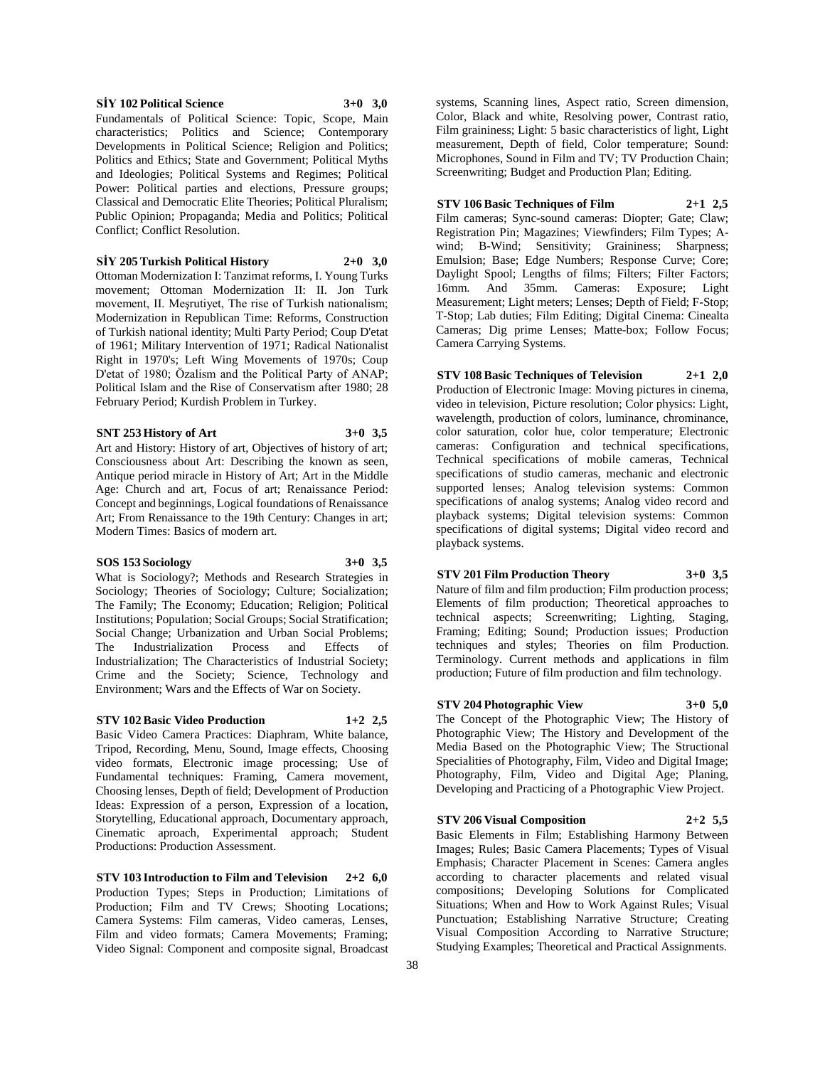**SİY 102 Political Science 3+0 3,0**

Fundamentals of Political Science: Topic, Scope, Main characteristics; Politics and Science; Contemporary Developments in Political Science; Religion and Politics; Politics and Ethics; State and Government; Political Myths and Ideologies; Political Systems and Regimes; Political Power: Political parties and elections, Pressure groups; Classical and Democratic Elite Theories; Political Pluralism; Public Opinion; Propaganda; Media and Politics; Political Conflict; Conflict Resolution.

**SİY 205 Turkish Political History 2+0 3,0**

Ottoman Modernization I: Tanzimat reforms, I. Young Turks movement; Ottoman Modernization II: II. Jon Turk movement, II. Meşrutiyet, The rise of Turkish nationalism; Modernization in Republican Time: Reforms, Construction of Turkish national identity; Multi Party Period; Coup D'etat of 1961; Military Intervention of 1971; Radical Nationalist Right in 1970's; Left Wing Movements of 1970s; Coup D'etat of 1980; Özalism and the Political Party of ANAP; Political Islam and the Rise of Conservatism after 1980; 28 February Period; Kurdish Problem in Turkey.

**SNT 253 History of Art 3+0 3,5**

Art and History: History of art, Objectives of history of art; Consciousness about Art: Describing the known as seen, Antique period miracle in History of Art; Art in the Middle Age: Church and art, Focus of art; Renaissance Period: Concept and beginnings, Logical foundations of Renaissance Art; From Renaissance to the 19th Century: Changes in art; Modern Times: Basics of modern art.

**SOS 153 Sociology 3+0 3,5**

What is Sociology?; Methods and Research Strategies in Sociology; Theories of Sociology; Culture; Socialization; The Family; The Economy; Education; Religion; Political Institutions; Population; Social Groups; Social Stratification; Social Change; Urbanization and Urban Social Problems; The Industrialization Process and Effects of Industrialization; The Characteristics of Industrial Society; Crime and the Society; Science, Technology and Environment; Wars and the Effects of War on Society.

**STV 102 Basic Video Production 1+2 2,5**

Basic Video Camera Practices: Diaphram, White balance, Tripod, Recording, Menu, Sound, Image effects, Choosing video formats, Electronic image processing; Use of Fundamental techniques: Framing, Camera movement, Choosing lenses, Depth of field; Development of Production Ideas: Expression of a person, Expression of a location, Storytelling, Educational approach, Documentary approach, Cinematic aproach, Experimental approach; Student Productions: Production Assessment.

**STV 103 Introduction to Film and Television 2+2 6,0**

Production Types; Steps in Production; Limitations of Production; Film and TV Crews; Shooting Locations; Camera Systems: Film cameras, Video cameras, Lenses, Film and video formats; Camera Movements; Framing; Video Signal: Component and composite signal, Broadcast systems, Scanning lines, Aspect ratio, Screen dimension, Color, Black and white, Resolving power, Contrast ratio, Film graininess; Light: 5 basic characteristics of light, Light measurement, Depth of field, Color temperature; Sound: Microphones, Sound in Film and TV; TV Production Chain; Screenwriting; Budget and Production Plan; Editing.

**STV 106 Basic Techniques of Film 2+1 2,5**

Film cameras; Sync-sound cameras: Diopter; Gate; Claw; Registration Pin; Magazines; Viewfinders; Film Types; A-wind; B-Wind; Sensitivity; Graininess; Sharpness; Emulsion; Base; Edge Numbers; Response Curve; Core; Daylight Spool; Lengths of films; Filters; Filter Factors; 16mm. And 35mm. Cameras: Exposure; Light Measurement; Light meters; Lenses; Depth of Field; F-Stop; T-Stop; Lab duties; Film Editing; Digital Cinema: Cinealta Cameras; Dig prime Lenses; Matte-box; Follow Focus; Camera Carrying Systems.

**STV 108 Basic Techniques of Television 2+1 2,0**

Production of Electronic Image: Moving pictures in cinema, video in television, Picture resolution; Color physics: Light, wavelength, production of colors, luminance, chrominance, color saturation, color hue, color temperature; Electronic cameras: Configuration and technical specifications, Technical specifications of mobile cameras, Technical specifications of studio cameras, mechanic and electronic supported lenses; Analog television systems: Common specifications of analog systems; Analog video record and playback systems; Digital television systems: Common specifications of digital systems; Digital video record and playback systems.

**STV 201 Film Production Theory 3+0 3,5**

Nature of film and film production; Film production process; Elements of film production; Theoretical approaches to technical aspects; Screenwriting; Lighting, Staging, Framing; Editing; Sound; Production issues; Production techniques and styles; Theories on film Production. Terminology. Current methods and applications in film production; Future of film production and film technology.

**STV 204 Photographic View 3+0 5,0**

The Concept of the Photographic View; The History of Photographic View; The History and Development of the Media Based on the Photographic View; The Structional Specialities of Photography, Film, Video and Digital Image; Photography, Film, Video and Digital Age; Planing, Developing and Practicing of a Photographic View Project.

**STV 206 Visual Composition 2+2 5,5**

Basic Elements in Film; Establishing Harmony Between Images; Rules; Basic Camera Placements; Types of Visual Emphasis; Character Placement in Scenes: Camera angles according to character placements and related visual compositions; Developing Solutions for Complicated Situations; When and How to Work Against Rules; Visual Punctuation; Establishing Narrative Structure; Creating Visual Composition According to Narrative Structure; Studying Examples; Theoretical and Practical Assignments.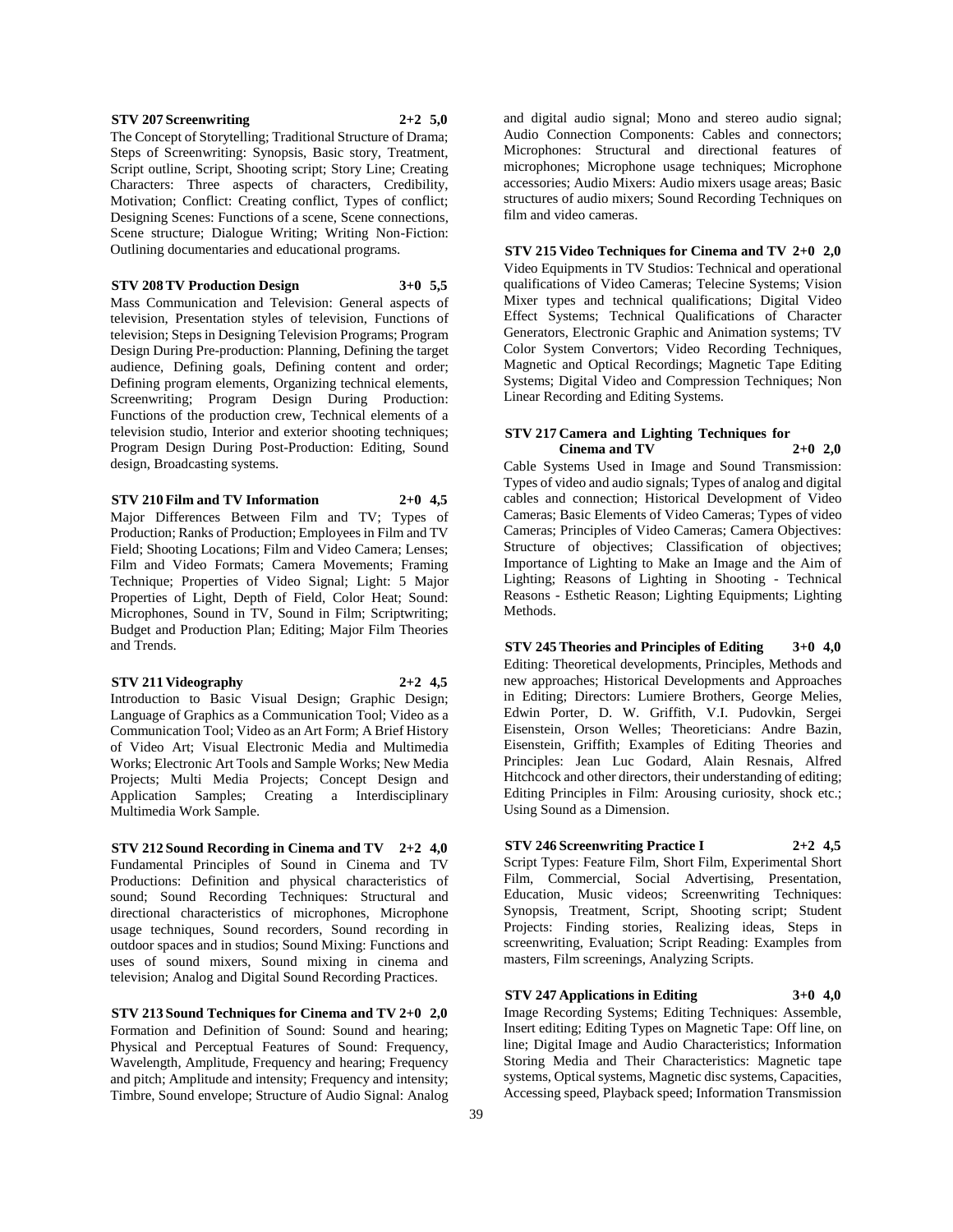**STV 207 Screenwriting 2+2 5,0**

The Concept of Storytelling; Traditional Structure of Drama; Steps of Screenwriting: Synopsis, Basic story, Treatment, Script outline, Script, Shooting script; Story Line; Creating Characters: Three aspects of characters, Credibility, Motivation; Conflict: Creating conflict, Types of conflict; Designing Scenes: Functions of a scene, Scene connections, Scene structure; Dialogue Writing; Writing Non-Fiction: Outlining documentaries and educational programs.

**STV 208 TV Production Design 3+0 5,5**

Mass Communication and Television: General aspects of television, Presentation styles of television, Functions of television; Steps in Designing Television Programs; Program Design During Pre-production: Planning, Defining the target audience, Defining goals, Defining content and order; Defining program elements, Organizing technical elements, Screenwriting; Program Design During Production: Functions of the production crew, Technical elements of a television studio, Interior and exterior shooting techniques; Program Design During Post-Production: Editing, Sound design, Broadcasting systems.

**STV 210 Film and TV Information 2+0 4,5**

Major Differences Between Film and TV; Types of Production; Ranks of Production; Employees in Film and TV Field; Shooting Locations; Film and Video Camera; Lenses; Film and Video Formats; Camera Movements; Framing Technique; Properties of Video Signal; Light: 5 Major Properties of Light, Depth of Field, Color Heat; Sound: Microphones, Sound in TV, Sound in Film; Scriptwriting; Budget and Production Plan; Editing; Major Film Theories and Trends.

**STV 211 Videography 2+2 4,5**

Introduction to Basic Visual Design; Graphic Design; Language of Graphics as a Communication Tool; Video as a Communication Tool; Video as an Art Form; A Brief History of Video Art; Visual Electronic Media and Multimedia Works; Electronic Art Tools and Sample Works; New Media Projects; Multi Media Projects; Concept Design and Application Samples; Creating a Interdisciplinary Multimedia Work Sample.

**STV 212 Sound Recording in Cinema and TV 2+2 4,0**

Fundamental Principles of Sound in Cinema and TV Productions: Definition and physical characteristics of sound; Sound Recording Techniques: Structural and directional characteristics of microphones, Microphone usage techniques, Sound recorders, Sound recording in outdoor spaces and in studios; Sound Mixing: Functions and uses of sound mixers, Sound mixing in cinema and television; Analog and Digital Sound Recording Practices.

**STV 213 Sound Techniques for Cinema and TV 2+0 2,0**

Formation and Definition of Sound: Sound and hearing; Physical and Perceptual Features of Sound: Frequency, Wavelength, Amplitude, Frequency and hearing; Frequency and pitch; Amplitude and intensity; Frequency and intensity; Timbre, Sound envelope; Structure of Audio Signal: Analog and digital audio signal; Mono and stereo audio signal; Audio Connection Components: Cables and connectors; Microphones: Structural and directional features of microphones; Microphone usage techniques; Microphone accessories; Audio Mixers: Audio mixers usage areas; Basic structures of audio mixers; Sound Recording Techniques on film and video cameras.

**STV 215 Video Techniques for Cinema and TV 2+0 2,0**

Video Equipments in TV Studios: Technical and operational qualifications of Video Cameras; Telecine Systems; Vision Mixer types and technical qualifications; Digital Video Effect Systems; Technical Qualifications of Character Generators, Electronic Graphic and Animation systems; TV Color System Convertors; Video Recording Techniques, Magnetic and Optical Recordings; Magnetic Tape Editing Systems; Digital Video and Compression Techniques; Non Linear Recording and Editing Systems.

**STV 217 Camera and Lighting Techniques for Cinema and TV 2+0 2,0**

Cable Systems Used in Image and Sound Transmission: Types of video and audio signals; Types of analog and digital cables and connection; Historical Development of Video Cameras; Basic Elements of Video Cameras; Types of video Cameras; Principles of Video Cameras; Camera Objectives: Structure of objectives; Classification of objectives; Importance of Lighting to Make an Image and the Aim of Lighting; Reasons of Lighting in Shooting - Technical Reasons - Esthetic Reason; Lighting Equipments; Lighting Methods.

**STV 245 Theories and Principles of Editing 3+0 4,0**

Editing: Theoretical developments, Principles, Methods and new approaches; Historical Developments and Approaches in Editing; Directors: Lumiere Brothers, George Melies, Edwin Porter, D. W. Griffith, V.I. Pudovkin, Sergei Eisenstein, Orson Welles; Theoreticians: Andre Bazin, Eisenstein, Griffith; Examples of Editing Theories and Principles: Jean Luc Godard, Alain Resnais, Alfred Hitchcock and other directors, their understanding of editing; Editing Principles in Film: Arousing curiosity, shock etc.; Using Sound as a Dimension.

**STV 246 Screenwriting Practice I 2+2 4,5**

Script Types: Feature Film, Short Film, Experimental Short Film, Commercial, Social Advertising, Presentation, Education, Music videos; Screenwriting Techniques: Synopsis, Treatment, Script, Shooting script; Student Projects: Finding stories, Realizing ideas, Steps in screenwriting, Evaluation; Script Reading: Examples from masters, Film screenings, Analyzing Scripts.

**STV 247 Applications in Editing 3+0 4,0**

Image Recording Systems; Editing Techniques: Assemble, Insert editing; Editing Types on Magnetic Tape: Off line, on line; Digital Image and Audio Characteristics; Information Storing Media and Their Characteristics: Magnetic tape systems, Optical systems, Magnetic disc systems, Capacities, Accessing speed, Playback speed; Information Transmission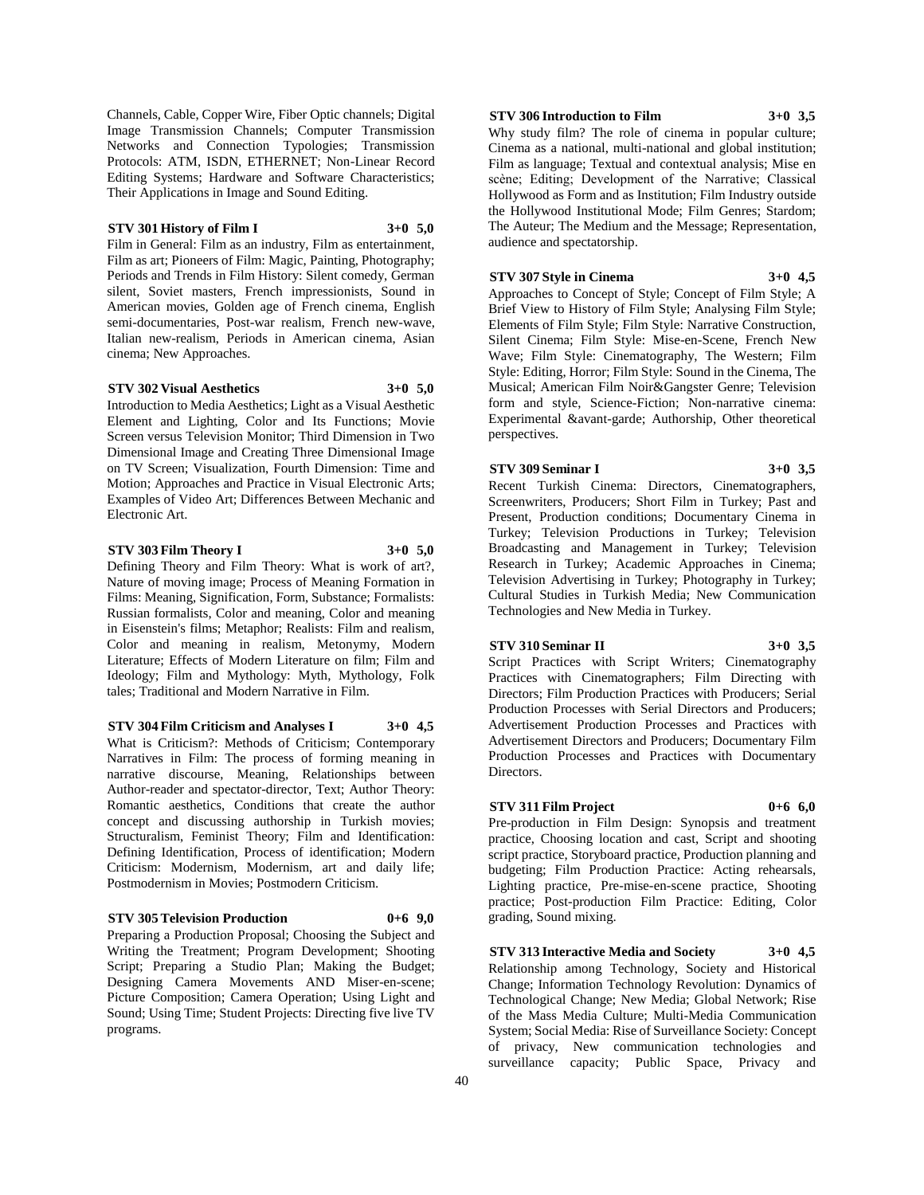Channels, Cable, Copper Wire, Fiber Optic channels; Digital Image Transmission Channels; Computer Transmission Networks and Connection Typologies; Transmission Protocols: ATM, ISDN, ETHERNET; Non-Linear Record Editing Systems; Hardware and Software Characteristics; Their Applications in Image and Sound Editing.

**STV 301 History of Film I 3+0 5,0**

Film in General: Film as an industry, Film as entertainment, Film as art; Pioneers of Film: Magic, Painting, Photography; Periods and Trends in Film History: Silent comedy, German silent, Soviet masters, French impressionists, Sound in American movies, Golden age of French cinema, English semi-documentaries, Post-war realism, French new-wave, Italian new-realism, Periods in American cinema, Asian cinema; New Approaches.

**STV 302 Visual Aesthetics 3+0 5,0**

Introduction to Media Aesthetics; Light as a Visual Aesthetic Element and Lighting, Color and Its Functions; Movie Screen versus Television Monitor; Third Dimension in Two Dimensional Image and Creating Three Dimensional Image on TV Screen; Visualization, Fourth Dimension: Time and Motion; Approaches and Practice in Visual Electronic Arts; Examples of Video Art; Differences Between Mechanic and Electronic Art.

**STV 303 Film Theory I 3+0 5,0**

Defining Theory and Film Theory: What is work of art?, Nature of moving image; Process of Meaning Formation in Films: Meaning, Signification, Form, Substance; Formalists: Russian formalists, Color and meaning, Color and meaning in Eisenstein's films; Metaphor; Realists: Film and realism, Color and meaning in realism, Metonymy, Modern Literature; Effects of Modern Literature on film; Film and Ideology; Film and Mythology: Myth, Mythology, Folk tales; Traditional and Modern Narrative in Film.

**STV 304 Film Criticism and Analyses I 3+0 4,5**

What is Criticism?: Methods of Criticism; Contemporary Narratives in Film: The process of forming meaning in narrative discourse, Meaning, Relationships between Author-reader and spectator-director, Text; Author Theory: Romantic aesthetics, Conditions that create the author concept and discussing authorship in Turkish movies; Structuralism, Feminist Theory; Film and Identification: Defining Identification, Process of identification; Modern Criticism: Modernism, Modernism, art and daily life; Postmodernism in Movies; Postmodern Criticism.

**STV 305 Television Production 0+6 9,0**

Preparing a Production Proposal; Choosing the Subject and Writing the Treatment; Program Development; Shooting Script; Preparing a Studio Plan; Making the Budget; Designing Camera Movements AND Miser-en-scene; Picture Composition; Camera Operation; Using Light and Sound; Using Time; Student Projects: Directing five live TV programs.

**STV 306 Introduction to Film 3+0 3,5**

Why study film? The role of cinema in popular culture; Cinema as a national, multi-national and global institution; Film as language; Textual and contextual analysis; Mise en scène; Editing; Development of the Narrative; Classical Hollywood as Form and as Institution; Film Industry outside the Hollywood Institutional Mode; Film Genres; Stardom; The Auteur; The Medium and the Message; Representation, audience and spectatorship.

**STV 307 Style in Cinema 3+0 4,5**

Approaches to Concept of Style; Concept of Film Style; A Brief View to History of Film Style; Analysing Film Style; Elements of Film Style; Film Style: Narrative Construction, Silent Cinema; Film Style: Mise-en-Scene, French New Wave; Film Style: Cinematography, The Western; Film Style: Editing, Horror; Film Style: Sound in the Cinema, The Musical; American Film Noir&Gangster Genre; Television form and style, Science-Fiction; Non-narrative cinema: Experimental &avant-garde; Authorship, Other theoretical perspectives.

**STV 309 Seminar I 3+0 3,5**

Recent Turkish Cinema: Directors, Cinematographers, Screenwriters, Producers; Short Film in Turkey; Past and Present, Production conditions; Documentary Cinema in Turkey; Television Productions in Turkey; Television Broadcasting and Management in Turkey; Television Research in Turkey; Academic Approaches in Cinema; Television Advertising in Turkey; Photography in Turkey; Cultural Studies in Turkish Media; New Communication Technologies and New Media in Turkey.

**STV 310 Seminar II 3+0 3,5**

Script Practices with Script Writers; Cinematography Practices with Cinematographers; Film Directing with Directors; Film Production Practices with Producers; Serial Production Processes with Serial Directors and Producers; Advertisement Production Processes and Practices with Advertisement Directors and Producers; Documentary Film Production Processes and Practices with Documentary Directors.

**STV 311 Film Project 0+6 6,0**

Pre-production in Film Design: Synopsis and treatment practice, Choosing location and cast, Script and shooting script practice, Storyboard practice, Production planning and budgeting; Film Production Practice: Acting rehearsals, Lighting practice, Pre-mise-en-scene practice, Shooting practice; Post-production Film Practice: Editing, Color grading, Sound mixing.

**STV 313 Interactive Media and Society 3+0 4,5**

Relationship among Technology, Society and Historical Change; Information Technology Revolution: Dynamics of Technological Change; New Media; Global Network; Rise of the Mass Media Culture; Multi-Media Communication System; Social Media: Rise of Surveillance Society: Concept of privacy, New communication technologies and surveillance capacity; Public Space, Privacy and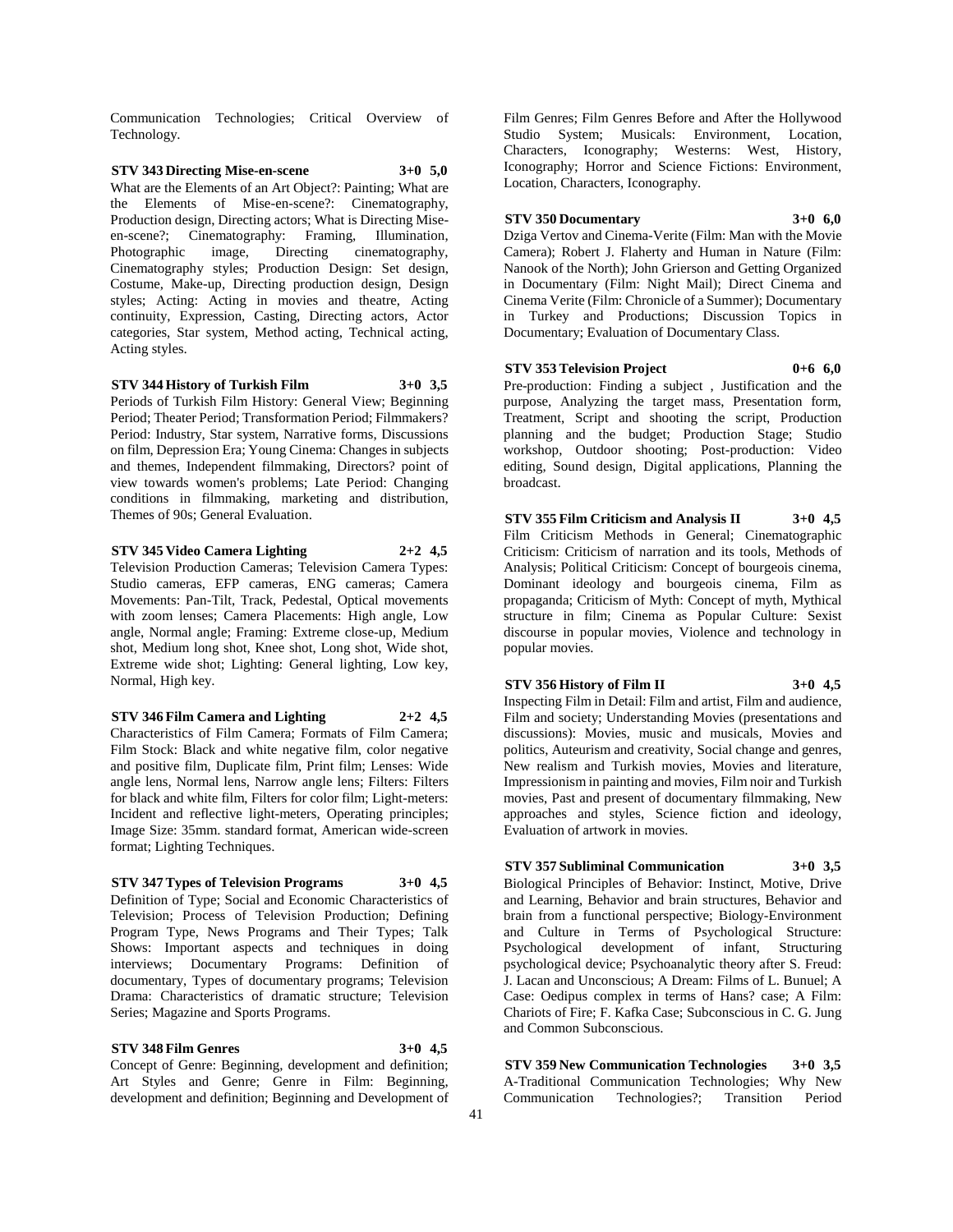Communication Technologies; Critical Overview of Technology.

**STV 343 Directing Mise-en-scene 3+0 5,0**

What are the Elements of an Art Object?: Painting; What are the Elements of Mise-en-scene?: Cinematography, Production design, Directing actors; What is Directing Mise-en-scene?; Cinematography: Framing, Illumination, Photographic image, Directing cinematography, Cinematography styles; Production Design: Set design, Costume, Make-up, Directing production design, Design styles; Acting: Acting in movies and theatre, Acting continuity, Expression, Casting, Directing actors, Actor categories, Star system, Method acting, Technical acting, Acting styles.

**STV 344 History of Turkish Film 3+0 3,5**

Periods of Turkish Film History: General View; Beginning Period; Theater Period; Transformation Period; Filmmakers? Period: Industry, Star system, Narrative forms, Discussions on film, Depression Era; Young Cinema: Changes in subjects and themes, Independent filmmaking, Directors? point of view towards women's problems; Late Period: Changing conditions in filmmaking, marketing and distribution, Themes of 90s; General Evaluation.

**STV 345 Video Camera Lighting 2+2 4,5**

Television Production Cameras; Television Camera Types: Studio cameras, EFP cameras, ENG cameras; Camera Movements: Pan-Tilt, Track, Pedestal, Optical movements with zoom lenses; Camera Placements: High angle, Low angle, Normal angle; Framing: Extreme close-up, Medium shot, Medium long shot, Knee shot, Long shot, Wide shot, Extreme wide shot; Lighting: General lighting, Low key, Normal, High key.

**STV 346 Film Camera and Lighting 2+2 4,5**

Characteristics of Film Camera; Formats of Film Camera; Film Stock: Black and white negative film, color negative and positive film, Duplicate film, Print film; Lenses: Wide angle lens, Normal lens, Narrow angle lens; Filters: Filters for black and white film, Filters for color film; Light-meters: Incident and reflective light-meters, Operating principles; Image Size: 35mm. standard format, American wide-screen format; Lighting Techniques.

**STV 347 Types of Television Programs 3+0 4,5**

Definition of Type; Social and Economic Characteristics of Television; Process of Television Production; Defining Program Type, News Programs and Their Types; Talk Shows: Important aspects and techniques in doing interviews; Documentary Programs: Definition of documentary, Types of documentary programs; Television Drama: Characteristics of dramatic structure; Television Series; Magazine and Sports Programs.

**STV 348 Film Genres 3+0 4,5**

Concept of Genre: Beginning, development and definition; Art Styles and Genre; Genre in Film: Beginning, development and definition; Beginning and Development of Film Genres; Film Genres Before and After the Hollywood Studio System; Musicals: Environment, Location, Characters, Iconography; Westerns: West, History, Iconography; Horror and Science Fictions: Environment, Location, Characters, Iconography.

**STV 350 Documentary 3+0 6,0**

Dziga Vertov and Cinema-Verite (Film: Man with the Movie Camera); Robert J. Flaherty and Human in Nature (Film: Nanook of the North); John Grierson and Getting Organized in Documentary (Film: Night Mail); Direct Cinema and Cinema Verite (Film: Chronicle of a Summer); Documentary in Turkey and Productions; Discussion Topics in Documentary; Evaluation of Documentary Class.

**STV 353 Television Project 0+6 6,0**

Pre-production: Finding a subject , Justification and the purpose, Analyzing the target mass, Presentation form, Treatment, Script and shooting the script, Production planning and the budget; Production Stage; Studio workshop, Outdoor shooting; Post-production: Video editing, Sound design, Digital applications, Planning the broadcast.

**STV 355 Film Criticism and Analysis II 3+0 4,5**

Film Criticism Methods in General; Cinematographic Criticism: Criticism of narration and its tools, Methods of Analysis; Political Criticism: Concept of bourgeois cinema, Dominant ideology and bourgeois cinema, Film as propaganda; Criticism of Myth: Concept of myth, Mythical structure in film; Cinema as Popular Culture: Sexist discourse in popular movies, Violence and technology in popular movies.

**STV 356 History of Film II 3+0 4,5**

Inspecting Film in Detail: Film and artist, Film and audience, Film and society; Understanding Movies (presentations and discussions): Movies, music and musicals, Movies and politics, Auteurism and creativity, Social change and genres, New realism and Turkish movies, Movies and literature, Impressionism in painting and movies, Film noir and Turkish movies, Past and present of documentary filmmaking, New approaches and styles, Science fiction and ideology, Evaluation of artwork in movies.

**STV 357 Subliminal Communication 3+0 3,5**

Biological Principles of Behavior: Instinct, Motive, Drive and Learning, Behavior and brain structures, Behavior and brain from a functional perspective; Biology-Environment and Culture in Terms of Psychological Structure: Psychological development of infant, Structuring psychological device; Psychoanalytic theory after S. Freud: J. Lacan and Unconscious; A Dream: Films of L. Bunuel; A Case: Oedipus complex in terms of Hans? case; A Film: Chariots of Fire; F. Kafka Case; Subconscious in C. G. Jung and Common Subconscious.

**STV 359 New Communication Technologies 3+0 3,5**

A-Traditional Communication Technologies; Why New Communication Technologies?; Transition Period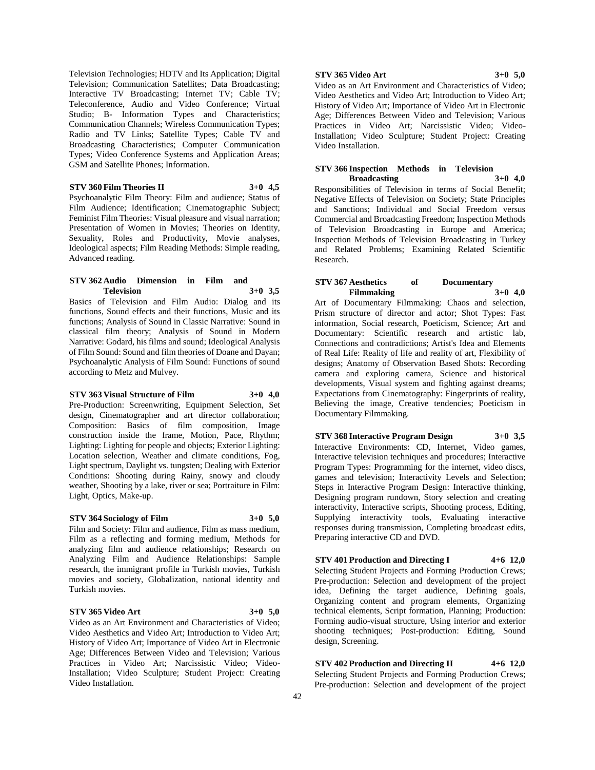Television Technologies; HDTV and Its Application; Digital Television; Communication Satellites; Data Broadcasting; Interactive TV Broadcasting; Internet TV; Cable TV; Teleconference, Audio and Video Conference; Virtual Studio; B- Information Types and Characteristics; Communication Channels; Wireless Communication Types; Radio and TV Links; Satellite Types; Cable TV and Broadcasting Characteristics; Computer Communication Types; Video Conference Systems and Application Areas; GSM and Satellite Phones; Information.

**STV 360 Film Theories II 3+0 4,5**

Psychoanalytic Film Theory: Film and audience; Status of Film Audience; Identification; Cinematographic Subject; Feminist Film Theories: Visual pleasure and visual narration; Presentation of Women in Movies; Theories on Identity, Sexuality, Roles and Productivity, Movie analyses, Ideological aspects; Film Reading Methods: Simple reading, Advanced reading.

**STV 362 Audio Dimension in Film and Television 3+0 3,5**

Basics of Television and Film Audio: Dialog and its functions, Sound effects and their functions, Music and its functions; Analysis of Sound in Classic Narrative: Sound in classical film theory; Analysis of Sound in Modern Narrative: Godard, his films and sound; Ideological Analysis of Film Sound: Sound and film theories of Doane and Dayan; Psychoanalytic Analysis of Film Sound: Functions of sound according to Metz and Mulvey.

**STV 363 Visual Structure of Film 3+0 4,0**

Pre-Production: Screenwriting, Equipment Selection, Set design, Cinematographer and art director collaboration; Composition: Basics of film composition, Image construction inside the frame, Motion, Pace, Rhythm; Lighting: Lighting for people and objects; Exterior Lighting: Location selection, Weather and climate conditions, Fog, Light spectrum, Daylight vs. tungsten; Dealing with Exterior Conditions: Shooting during Rainy, snowy and cloudy weather, Shooting by a lake, river or sea; Portraiture in Film: Light, Optics, Make-up.

**STV 364 Sociology of Film 3+0 5,0**

Film and Society: Film and audience, Film as mass medium, Film as a reflecting and forming medium, Methods for analyzing film and audience relationships; Research on Analyzing Film and Audience Relationships: Sample research, the immigrant profile in Turkish movies, Turkish movies and society, Globalization, national identity and Turkish movies.

**STV 365 Video Art 3+0 5,0**

Video as an Art Environment and Characteristics of Video; Video Aesthetics and Video Art; Introduction to Video Art; History of Video Art; Importance of Video Art in Electronic Age; Differences Between Video and Television; Various Practices in Video Art; Narcissistic Video; Video-Installation; Video Sculpture; Student Project: Creating Video Installation.

**STV 365 Video Art 3+0 5,0**

Video as an Art Environment and Characteristics of Video; Video Aesthetics and Video Art; Introduction to Video Art; History of Video Art; Importance of Video Art in Electronic Age; Differences Between Video and Television; Various Practices in Video Art; Narcissistic Video; Video-Installation; Video Sculpture; Student Project: Creating Video Installation.

**STV 366 Inspection Methods in Television Broadcasting 3+0 4,0**

Responsibilities of Television in terms of Social Benefit; Negative Effects of Television on Society; State Principles and Sanctions; Individual and Social Freedom versus Commercial and Broadcasting Freedom; Inspection Methods of Television Broadcasting in Europe and America; Inspection Methods of Television Broadcasting in Turkey and Related Problems; Examining Related Scientific Research.

**STV 367 Aesthetics of Documentary Filmmaking 3+0 4,0**

Art of Documentary Filmmaking: Chaos and selection, Prism structure of director and actor; Shot Types: Fast information, Social research, Poeticism, Science; Art and Documentary: Scientific research and artistic lab, Connections and contradictions; Artist's Idea and Elements of Real Life: Reality of life and reality of art, Flexibility of designs; Anatomy of Observation Based Shots: Recording camera and exploring camera, Science and historical developments, Visual system and fighting against dreams; Expectations from Cinematography: Fingerprints of reality, Believing the image, Creative tendencies; Poeticism in Documentary Filmmaking.

**STV 368 Interactive Program Design 3+0 3,5**

Interactive Environments: CD, Internet, Video games, Interactive television techniques and procedures; Interactive Program Types: Programming for the internet, video discs, games and television; Interactivity Levels and Selection; Steps in Interactive Program Design: Interactive thinking, Designing program rundown, Story selection and creating interactivity, Interactive scripts, Shooting process, Editing, Supplying interactivity tools, Evaluating interactive responses during transmission, Completing broadcast edits, Preparing interactive CD and DVD.

**STV 401 Production and Directing I 4+6 12,0**

Selecting Student Projects and Forming Production Crews; Pre-production: Selection and development of the project idea, Defining the target audience, Defining goals, Organizing content and program elements, Organizing technical elements, Script formation, Planning; Production: Forming audio-visual structure, Using interior and exterior shooting techniques; Post-production: Editing, Sound design, Screening.

**STV 402 Production and Directing II 4+6 12,0**

Selecting Student Projects and Forming Production Crews; Pre-production: Selection and development of the project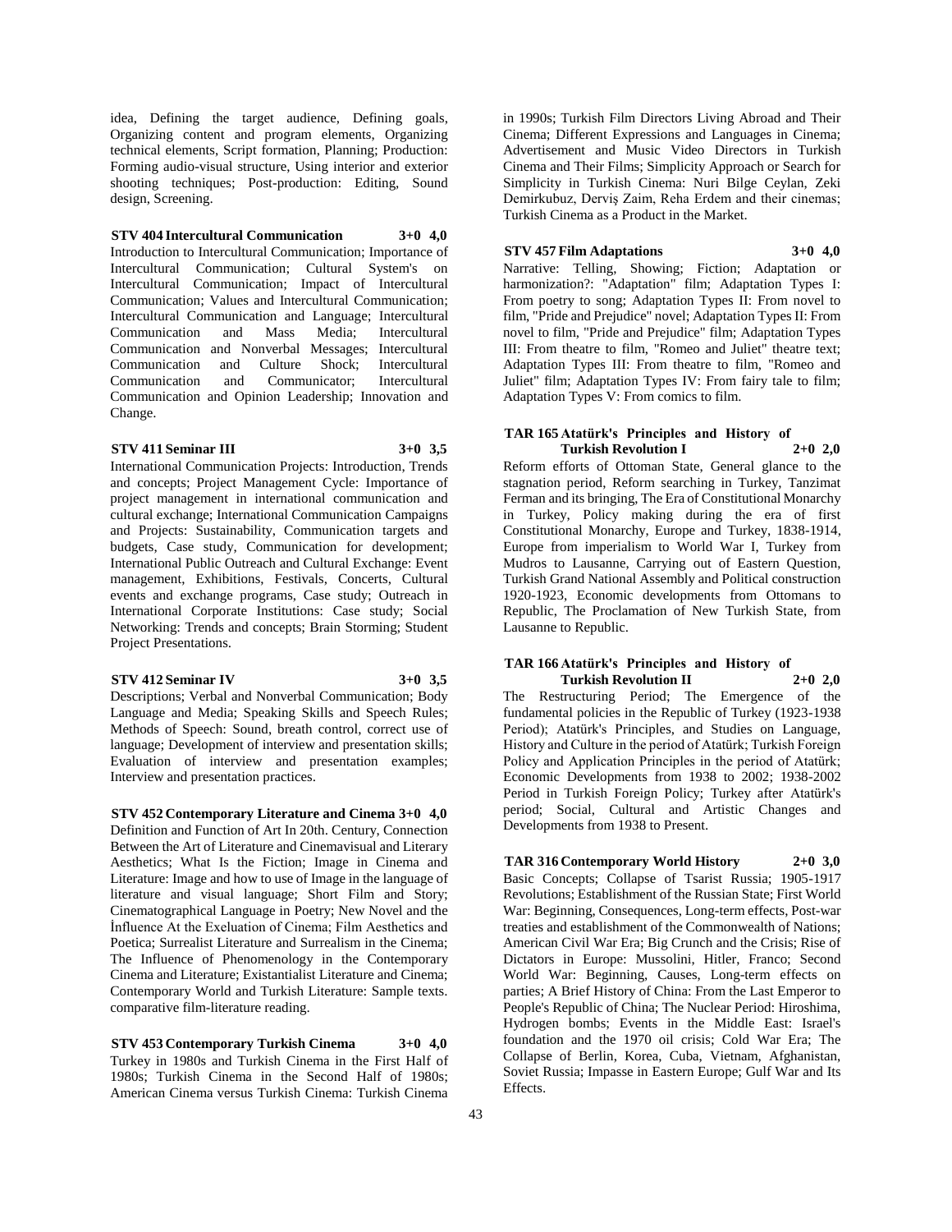idea, Defining the target audience, Defining goals, Organizing content and program elements, Organizing technical elements, Script formation, Planning; Production: Forming audio-visual structure, Using interior and exterior shooting techniques; Post-production: Editing, Sound design, Screening.

**STV 404 Intercultural Communication 3+0 4,0**

Introduction to Intercultural Communication; Importance of Intercultural Communication; Cultural System's on Intercultural Communication; Impact of Intercultural Communication; Values and Intercultural Communication; Intercultural Communication and Language; Intercultural Communication and Mass Media; Intercultural Communication and Nonverbal Messages; Intercultural Communication and Culture Shock; Intercultural Communication and Communicator; Intercultural Communication and Opinion Leadership; Innovation and Change.

**STV 411 Seminar III 3+0 3,5**

International Communication Projects: Introduction, Trends and concepts; Project Management Cycle: Importance of project management in international communication and cultural exchange; International Communication Campaigns and Projects: Sustainability, Communication targets and budgets, Case study, Communication for development; International Public Outreach and Cultural Exchange: Event management, Exhibitions, Festivals, Concerts, Cultural events and exchange programs, Case study; Outreach in International Corporate Institutions: Case study; Social Networking: Trends and concepts; Brain Storming; Student Project Presentations.

**STV 412 Seminar IV 3+0 3,5**

Descriptions; Verbal and Nonverbal Communication; Body Language and Media; Speaking Skills and Speech Rules; Methods of Speech: Sound, breath control, correct use of language; Development of interview and presentation skills; Evaluation of interview and presentation examples; Interview and presentation practices.

**STV 452 Contemporary Literature and Cinema 3+0 4,0**

Definition and Function of Art In 20th. Century, Connection Between the Art of Literature and Cinemavisual and Literary Aesthetics; What Is the Fiction; Image in Cinema and Literature: Image and how to use of Image in the language of literature and visual language; Short Film and Story; Cinematographical Language in Poetry; New Novel and the İnfluence At the Exeluation of Cinema; Film Aesthetics and Poetica; Surrealist Literature and Surrealism in the Cinema; The Influence of Phenomenology in the Contemporary Cinema and Literature; Existantialist Literature and Cinema; Contemporary World and Turkish Literature: Sample texts. comparative film-literature reading.

**STV 453 Contemporary Turkish Cinema 3+0 4,0**

Turkey in 1980s and Turkish Cinema in the First Half of 1980s; Turkish Cinema in the Second Half of 1980s; American Cinema versus Turkish Cinema: Turkish Cinema in 1990s; Turkish Film Directors Living Abroad and Their Cinema; Different Expressions and Languages in Cinema; Advertisement and Music Video Directors in Turkish Cinema and Their Films; Simplicity Approach or Search for Simplicity in Turkish Cinema: Nuri Bilge Ceylan, Zeki Demirkubuz, Derviş Zaim, Reha Erdem and their cinemas; Turkish Cinema as a Product in the Market.

**STV 457 Film Adaptations 3+0 4,0**

Narrative: Telling, Showing; Fiction; Adaptation or harmonization?: "Adaptation" film; Adaptation Types I: From poetry to song; Adaptation Types II: From novel to film, "Pride and Prejudice" novel; Adaptation Types II: From novel to film, "Pride and Prejudice" film; Adaptation Types III: From theatre to film, "Romeo and Juliet" theatre text; Adaptation Types III: From theatre to film, "Romeo and Juliet" film; Adaptation Types IV: From fairy tale to film; Adaptation Types V: From comics to film.

**TAR 165 Atatürk's Principles and History of Turkish Revolution I 2+0 2,0**

Reform efforts of Ottoman State, General glance to the stagnation period, Reform searching in Turkey, Tanzimat Ferman and its bringing, The Era of Constitutional Monarchy in Turkey, Policy making during the era of first Constitutional Monarchy, Europe and Turkey, 1838-1914, Europe from imperialism to World War I, Turkey from Mudros to Lausanne, Carrying out of Eastern Question, Turkish Grand National Assembly and Political construction 1920-1923, Economic developments from Ottomans to Republic, The Proclamation of New Turkish State, from Lausanne to Republic.

**TAR 166 Atatürk's Principles and History of Turkish Revolution II 2+0 2,0**

The Restructuring Period; The Emergence of the fundamental policies in the Republic of Turkey (1923-1938 Period); Atatürk's Principles, and Studies on Language, History and Culture in the period of Atatürk; Turkish Foreign Policy and Application Principles in the period of Atatürk; Economic Developments from 1938 to 2002; 1938-2002 Period in Turkish Foreign Policy; Turkey after Atatürk's period; Social, Cultural and Artistic Changes and Developments from 1938 to Present.

**TAR 316 Contemporary World History 2+0 3,0**

Basic Concepts; Collapse of Tsarist Russia; 1905-1917 Revolutions; Establishment of the Russian State; First World War: Beginning, Consequences, Long-term effects, Post-war treaties and establishment of the Commonwealth of Nations; American Civil War Era; Big Crunch and the Crisis; Rise of Dictators in Europe: Mussolini, Hitler, Franco; Second World War: Beginning, Causes, Long-term effects on parties; A Brief History of China: From the Last Emperor to People's Republic of China; The Nuclear Period: Hiroshima, Hydrogen bombs; Events in the Middle East: Israel's foundation and the 1970 oil crisis; Cold War Era; The Collapse of Berlin, Korea, Cuba, Vietnam, Afghanistan, Soviet Russia; Impasse in Eastern Europe; Gulf War and Its Effects.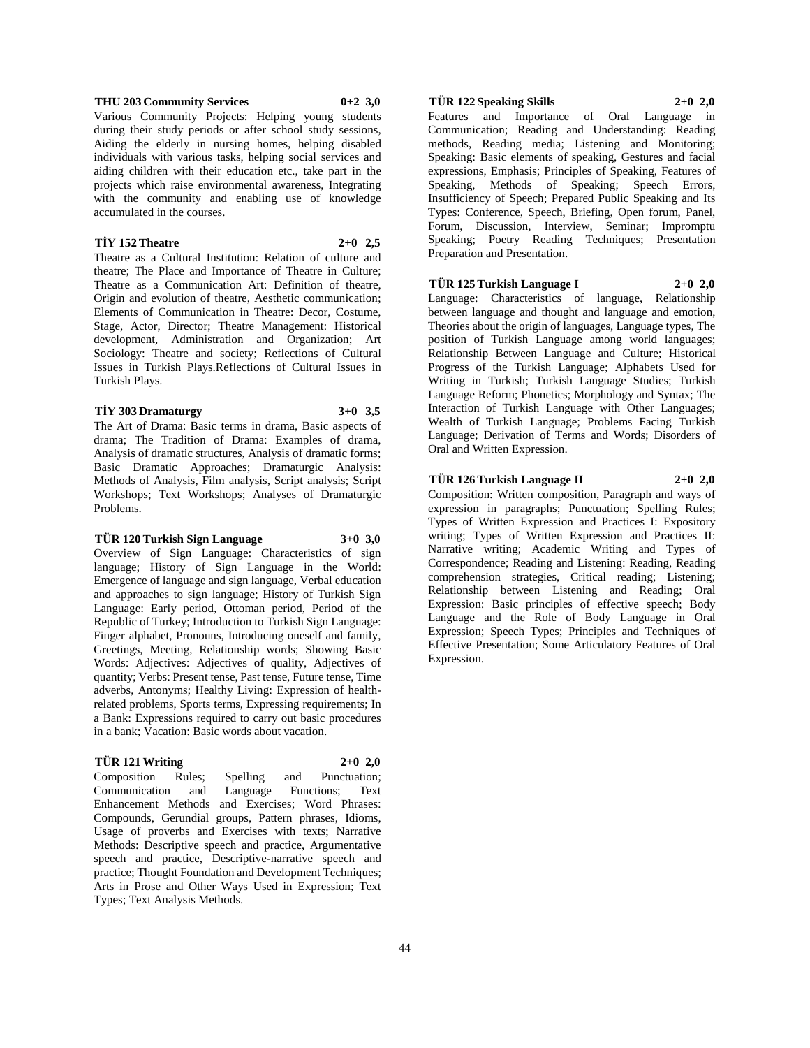**THU 203 Community Services 0+2 3,0**

Various Community Projects: Helping young students during their study periods or after school study sessions, Aiding the elderly in nursing homes, helping disabled individuals with various tasks, helping social services and aiding children with their education etc., take part in the projects which raise environmental awareness, Integrating with the community and enabling use of knowledge accumulated in the courses.

**TİY 152 Theatre 2+0 2,5**

Theatre as a Cultural Institution: Relation of culture and theatre; The Place and Importance of Theatre in Culture; Theatre as a Communication Art: Definition of theatre, Origin and evolution of theatre, Aesthetic communication; Elements of Communication in Theatre: Decor, Costume, Stage, Actor, Director; Theatre Management: Historical development, Administration and Organization; Art Sociology: Theatre and society; Reflections of Cultural Issues in Turkish Plays.Reflections of Cultural Issues in Turkish Plays.

**TİY 303 Dramaturgy 3+0 3,5**

The Art of Drama: Basic terms in drama, Basic aspects of drama; The Tradition of Drama: Examples of drama, Analysis of dramatic structures, Analysis of dramatic forms; Basic Dramatic Approaches; Dramaturgic Analysis: Methods of Analysis, Film analysis, Script analysis; Script Workshops; Text Workshops; Analyses of Dramaturgic Problems.

**TÜR 120 Turkish Sign Language 3+0 3,0**

Overview of Sign Language: Characteristics of sign language; History of Sign Language in the World: Emergence of language and sign language, Verbal education and approaches to sign language; History of Turkish Sign Language: Early period, Ottoman period, Period of the Republic of Turkey; Introduction to Turkish Sign Language: Finger alphabet, Pronouns, Introducing oneself and family, Greetings, Meeting, Relationship words; Showing Basic Words: Adjectives: Adjectives of quality, Adjectives of quantity; Verbs: Present tense, Past tense, Future tense, Time adverbs, Antonyms; Healthy Living: Expression of health-related problems, Sports terms, Expressing requirements; In a Bank: Expressions required to carry out basic procedures in a bank; Vacation: Basic words about vacation.

**TÜR 121 Writing 2+0 2,0**

Composition Rules; Spelling and Punctuation; Communication and Language Functions; Text Enhancement Methods and Exercises; Word Phrases: Compounds, Gerundial groups, Pattern phrases, Idioms, Usage of proverbs and Exercises with texts; Narrative Methods: Descriptive speech and practice, Argumentative speech and practice, Descriptive-narrative speech and practice; Thought Foundation and Development Techniques; Arts in Prose and Other Ways Used in Expression; Text Types; Text Analysis Methods.

**TÜR 122 Speaking Skills 2+0 2,0**

Features and Importance of Oral Language in Communication; Reading and Understanding: Reading methods, Reading media; Listening and Monitoring; Speaking: Basic elements of speaking, Gestures and facial expressions, Emphasis; Principles of Speaking, Features of Speaking, Methods of Speaking; Speech Errors, Insufficiency of Speech; Prepared Public Speaking and Its Types: Conference, Speech, Briefing, Open forum, Panel, Forum, Discussion, Interview, Seminar; Impromptu Speaking; Poetry Reading Techniques; Presentation Preparation and Presentation.

**TÜR 125 Turkish Language I 2+0 2,0**

Language: Characteristics of language, Relationship between language and thought and language and emotion, Theories about the origin of languages, Language types, The position of Turkish Language among world languages; Relationship Between Language and Culture; Historical Progress of the Turkish Language; Alphabets Used for Writing in Turkish; Turkish Language Studies; Turkish Language Reform; Phonetics; Morphology and Syntax; The Interaction of Turkish Language with Other Languages; Wealth of Turkish Language; Problems Facing Turkish Language; Derivation of Terms and Words; Disorders of Oral and Written Expression.

**TÜR 126 Turkish Language II 2+0 2,0**

Composition: Written composition, Paragraph and ways of expression in paragraphs; Punctuation; Spelling Rules; Types of Written Expression and Practices I: Expository writing; Types of Written Expression and Practices II: Narrative writing; Academic Writing and Types of Correspondence; Reading and Listening: Reading, Reading comprehension strategies, Critical reading; Listening; Relationship between Listening and Reading; Oral Expression: Basic principles of effective speech; Body Language and the Role of Body Language in Oral Expression; Speech Types; Principles and Techniques of Effective Presentation; Some Articulatory Features of Oral Expression.